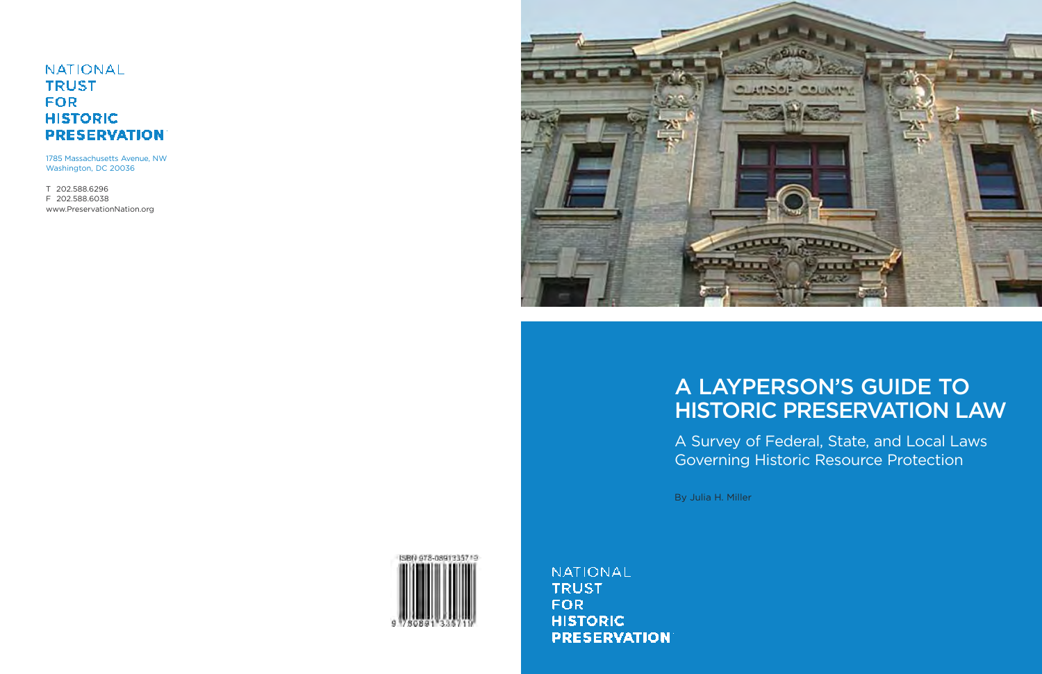NATIONAL
TRUST
FOR
HISTORIC
PRESERVATION

1785 Massachusetts Avenue, NW
Washington, DC 20036

T 202.588.6296
F 202.588.6038
www.PreservationNation.org

ISBN 978-0891335719

# A LAYPERSON'S GUIDE TO HISTORIC PRESERVATION LAW

## A Survey of Federal, State, and Local Laws Governing Historic Resource Protection

By Julia H. Miller

NATIONAL
TRUST
FOR
HISTORIC
PRESERVATION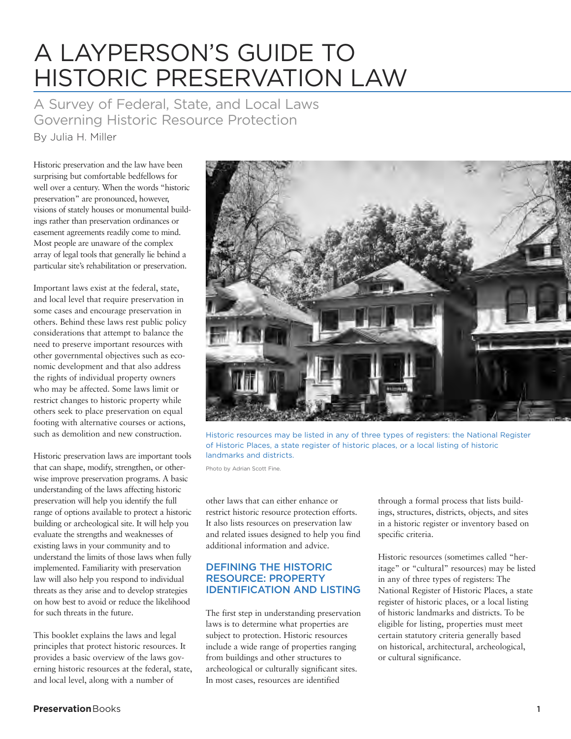# A LAYPERSON'S GUIDE TO HISTORIC PRESERVATION LAW

## A Survey of Federal, State, and Local Laws Governing Historic Resource Protection

By Julia H. Miller

Historic preservation and the law have been surprising but comfortable bedfellows for well over a century. When the words "historic preservation" are pronounced, however, visions of stately houses or monumental buildings rather than preservation ordinances or easement agreements readily come to mind. Most people are unaware of the complex array of legal tools that generally lie behind a particular site's rehabilitation or preservation.

Important laws exist at the federal, state, and local level that require preservation in some cases and encourage preservation in others. Behind these laws rest public policy considerations that attempt to balance the need to preserve important resources with other governmental objectives such as economic development and that also address the rights of individual property owners who may be affected. Some laws limit or restrict changes to historic property while others seek to place preservation on equal footing with alternative courses or actions, such as demolition and new construction.

Historic preservation laws are important tools that can shape, modify, strengthen, or otherwise improve preservation programs. A basic understanding of the laws affecting historic preservation will help you identify the full range of options available to protect a historic building or archeological site. It will help you evaluate the strengths and weaknesses of existing laws in your community and to understand the limits of those laws when fully implemented. Familiarity with preservation law will also help you respond to individual threats as they arise and to develop strategies on how best to avoid or reduce the likelihood for such threats in the future.

This booklet explains the laws and legal principles that protect historic resources. It provides a basic overview of the laws governing historic resources at the federal, state, and local level, along with a number of other laws that can either enhance or restrict historic resource protection efforts. It also lists resources on preservation law and related issues designed to help you find additional information and advice.

Historic resources may be listed in any of three types of registers: the National Register of Historic Places, a state register of historic places, or a local listing of historic landmarks and districts.

Photo by Adrian Scott Fine.

### DEFINING THE HISTORIC RESOURCE: PROPERTY IDENTIFICATION AND LISTING

The first step in understanding preservation laws is to determine what properties are subject to protection. Historic resources include a wide range of properties ranging from buildings and other structures to archeological or culturally significant sites. In most cases, resources are identified through a formal process that lists buildings, structures, districts, objects, and sites in a historic register or inventory based on specific criteria.

Historic resources (sometimes called "heritage" or "cultural" resources) may be listed in any of three types of registers: The National Register of Historic Places, a state register of historic places, or a local listing of historic landmarks and districts. To be eligible for listing, properties must meet certain statutory criteria generally based on historical, architectural, archeological, or cultural significance.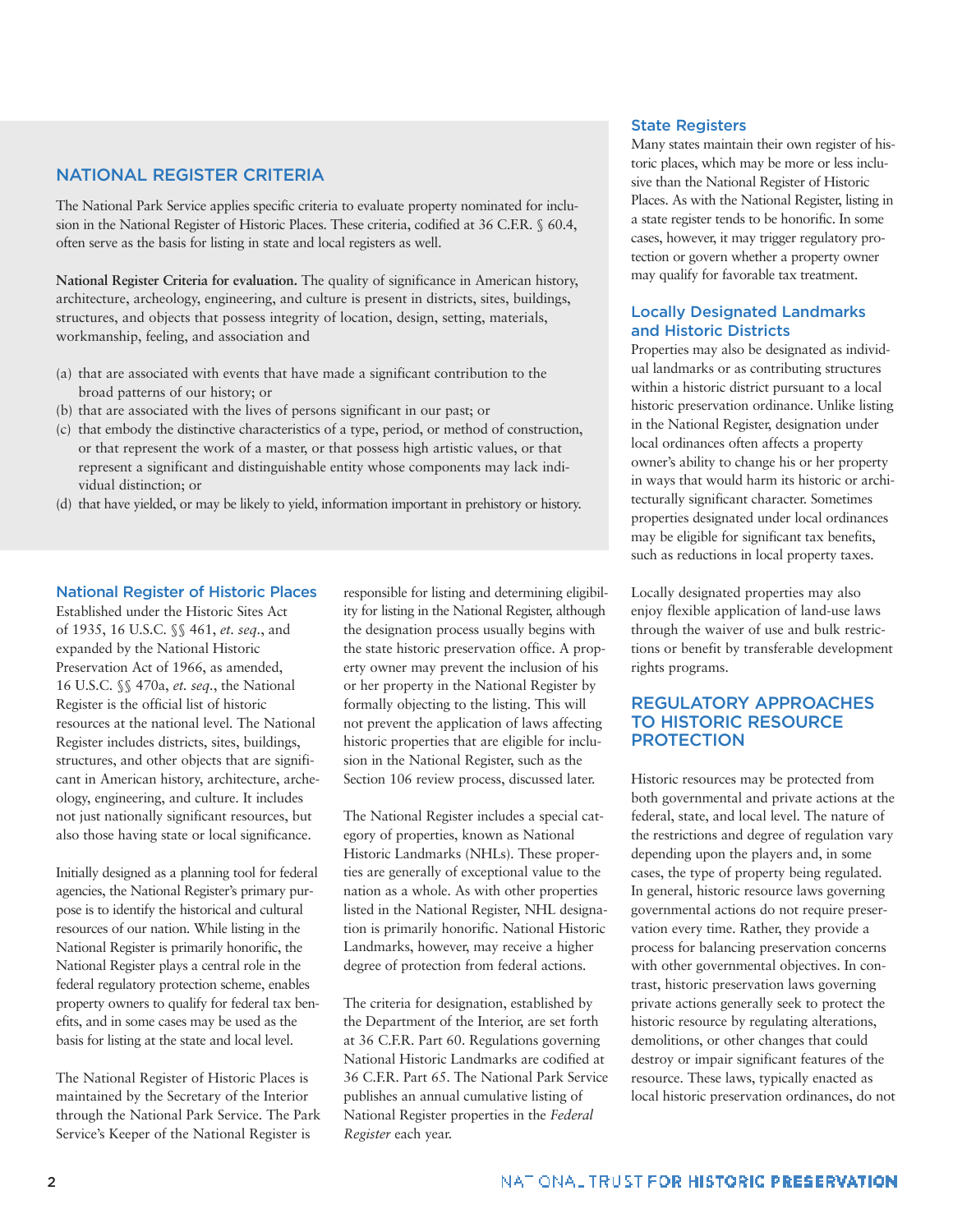## NATIONAL REGISTER CRITERIA

The National Park Service applies specific criteria to evaluate property nominated for inclusion in the National Register of Historic Places. These criteria, codified at 36 C.F.R. § 60.4, often serve as the basis for listing in state and local registers as well.

**National Register Criteria for evaluation.** The quality of significance in American history, architecture, archeology, engineering, and culture is present in districts, sites, buildings, structures, and objects that possess integrity of location, design, setting, materials, workmanship, feeling, and association and

(a) that are associated with events that have made a significant contribution to the broad patterns of our history; or
(b) that are associated with the lives of persons significant in our past; or
(c) that embody the distinctive characteristics of a type, period, or method of construction, or that represent the work of a master, or that possess high artistic values, or that represent a significant and distinguishable entity whose components may lack individual distinction; or
(d) that have yielded, or may be likely to yield, information important in prehistory or history.

### National Register of Historic Places

Established under the Historic Sites Act of 1935, 16 U.S.C. §§ 461, *et. seq.*, and expanded by the National Historic Preservation Act of 1966, as amended, 16 U.S.C. §§ 470a, *et. seq.*, the National Register is the official list of historic resources at the national level. The National Register includes districts, sites, buildings, structures, and other objects that are significant in American history, architecture, archeology, engineering, and culture. It includes not just nationally significant resources, but also those having state or local significance.

Initially designed as a planning tool for federal agencies, the National Register's primary purpose is to identify the historical and cultural resources of our nation. While listing in the National Register is primarily honorific, the National Register plays a central role in the federal regulatory protection scheme, enables property owners to qualify for federal tax benefits, and in some cases may be used as the basis for listing at the state and local level.

The National Register of Historic Places is maintained by the Secretary of the Interior through the National Park Service. The Park Service's Keeper of the National Register is responsible for listing and determining eligibility for listing in the National Register, although the designation process usually begins with the state historic preservation office. A property owner may prevent the inclusion of his or her property in the National Register by formally objecting to the listing. This will not prevent the application of laws affecting historic properties that are eligible for inclusion in the National Register, such as the Section 106 review process, discussed later.

The National Register includes a special category of properties, known as National Historic Landmarks (NHLs). These properties are generally of exceptional value to the nation as a whole. As with other properties listed in the National Register, NHL designation is primarily honorific. National Historic Landmarks, however, may receive a higher degree of protection from federal actions.

The criteria for designation, established by the Department of the Interior, are set forth at 36 C.F.R. Part 60. Regulations governing National Historic Landmarks are codified at 36 C.F.R. Part 65. The National Park Service publishes an annual cumulative listing of National Register properties in the *Federal Register* each year.

### State Registers

Many states maintain their own register of historic places, which may be more or less inclusive than the National Register of Historic Places. As with the National Register, listing in a state register tends to be honorific. In some cases, however, it may trigger regulatory protection or govern whether a property owner may qualify for favorable tax treatment.

### Locally Designated Landmarks and Historic Districts

Properties may also be designated as individual landmarks or as contributing structures within a historic district pursuant to a local historic preservation ordinance. Unlike listing in the National Register, designation under local ordinances often affects a property owner's ability to change his or her property in ways that would harm its historic or architecturally significant character. Sometimes properties designated under local ordinances may be eligible for significant tax benefits, such as reductions in local property taxes.

Locally designated properties may also enjoy flexible application of land-use laws through the waiver of use and bulk restrictions or benefit by transferable development rights programs.

## REGULATORY APPROACHES TO HISTORIC RESOURCE PROTECTION

Historic resources may be protected from both governmental and private actions at the federal, state, and local level. The nature of the restrictions and degree of regulation vary depending upon the players and, in some cases, the type of property being regulated. In general, historic resource laws governing governmental actions do not require preservation every time. Rather, they provide a process for balancing preservation concerns with other governmental objectives. In contrast, historic preservation laws governing private actions generally seek to protect the historic resource by regulating alterations, demolitions, or other changes that could destroy or impair significant features of the resource. These laws, typically enacted as local historic preservation ordinances, do not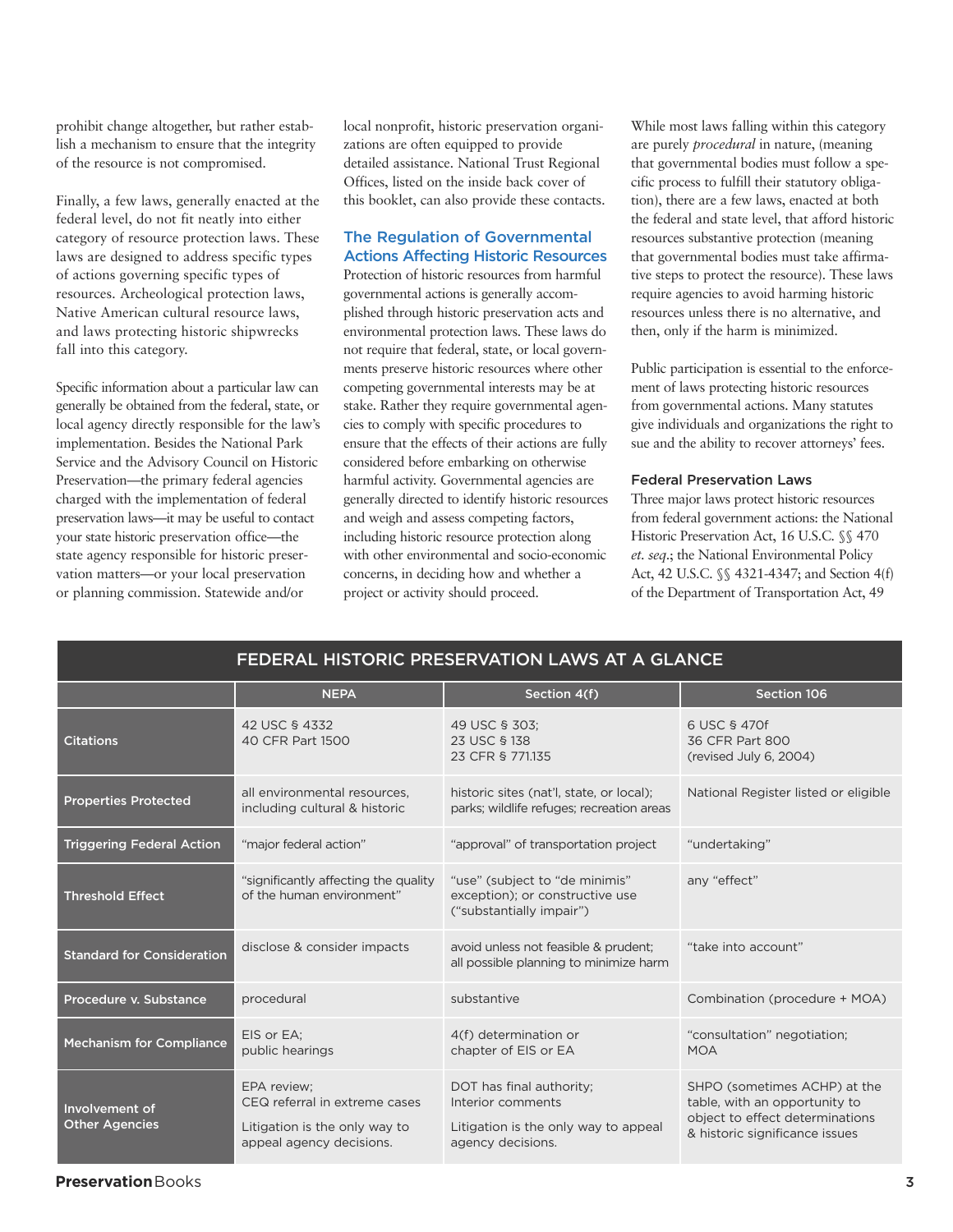prohibit change altogether, but rather establish a mechanism to ensure that the integrity of the resource is not compromised.

Finally, a few laws, generally enacted at the federal level, do not fit neatly into either category of resource protection laws. These laws are designed to address specific types of actions governing specific types of resources. Archeological protection laws, Native American cultural resource laws, and laws protecting historic shipwrecks fall into this category.

Specific information about a particular law can generally be obtained from the federal, state, or local agency directly responsible for the law's implementation. Besides the National Park Service and the Advisory Council on Historic Preservation—the primary federal agencies charged with the implementation of federal preservation laws—it may be useful to contact your state historic preservation office—the state agency responsible for historic preservation matters—or your local preservation or planning commission. Statewide and/or local nonprofit, historic preservation organizations are often equipped to provide detailed assistance. National Trust Regional Offices, listed on the inside back cover of this booklet, can also provide these contacts.

## The Regulation of Governmental Actions Affecting Historic Resources

Protection of historic resources from harmful governmental actions is generally accomplished through historic preservation acts and environmental protection laws. These laws do not require that federal, state, or local governments preserve historic resources where other competing governmental interests may be at stake. Rather they require governmental agencies to comply with specific procedures to ensure that the effects of their actions are fully considered before embarking on otherwise harmful activity. Governmental agencies are generally directed to identify historic resources and weigh and assess competing factors, including historic resource protection along with other environmental and socio-economic concerns, in deciding how and whether a project or activity should proceed.

While most laws falling within this category are purely *procedural* in nature, (meaning that governmental bodies must follow a specific process to fulfill their statutory obligation), there are a few laws, enacted at both the federal and state level, that afford historic resources substantive protection (meaning that governmental bodies must take affirmative steps to protect the resource). These laws require agencies to avoid harming historic resources unless there is no alternative, and then, only if the harm is minimized.

Public participation is essential to the enforcement of laws protecting historic resources from governmental actions. Many statutes give individuals and organizations the right to sue and the ability to recover attorneys' fees.

### Federal Preservation Laws

Three major laws protect historic resources from federal government actions: the National Historic Preservation Act, 16 U.S.C. §§ 470 *et. seq*.; the National Environmental Policy Act, 42 U.S.C. §§ 4321-4347; and Section 4(f) of the Department of Transportation Act, 49

**FEDERAL HISTORIC PRESERVATION LAWS AT A GLANCE**

| | NEPA | Section 4(f) | Section 106 |
|---|---|---|---|
| **Citations** | 42 USC § 4332<br>40 CFR Part 1500 | 49 USC § 303;<br>23 USC § 138<br>23 CFR § 771.135 | 6 USC § 470f<br>36 CFR Part 800<br>(revised July 6, 2004) |
| **Properties Protected** | all environmental resources, including cultural & historic | historic sites (nat'l, state, or local); parks; wildlife refuges; recreation areas | National Register listed or eligible |
| **Triggering Federal Action** | "major federal action" | "approval" of transportation project | "undertaking" |
| **Threshold Effect** | "significantly affecting the quality of the human environment" | "use" (subject to "de minimis" exception); or constructive use ("substantially impair") | any "effect" |
| **Standard for Consideration** | disclose & consider impacts | avoid unless not feasible & prudent; all possible planning to minimize harm | "take into account" |
| **Procedure v. Substance** | procedural | substantive | Combination (procedure + MOA) |
| **Mechanism for Compliance** | EIS or EA;<br>public hearings | 4(f) determination or chapter of EIS or EA | "consultation" negotiation;<br>MOA |
| **Involvement of Other Agencies** | EPA review;<br>CEQ referral in extreme cases<br>Litigation is the only way to appeal agency decisions. | DOT has final authority;<br>Interior comments<br>Litigation is the only way to appeal agency decisions. | SHPO (sometimes ACHP) at the table, with an opportunity to object to effect determinations & historic significance issues |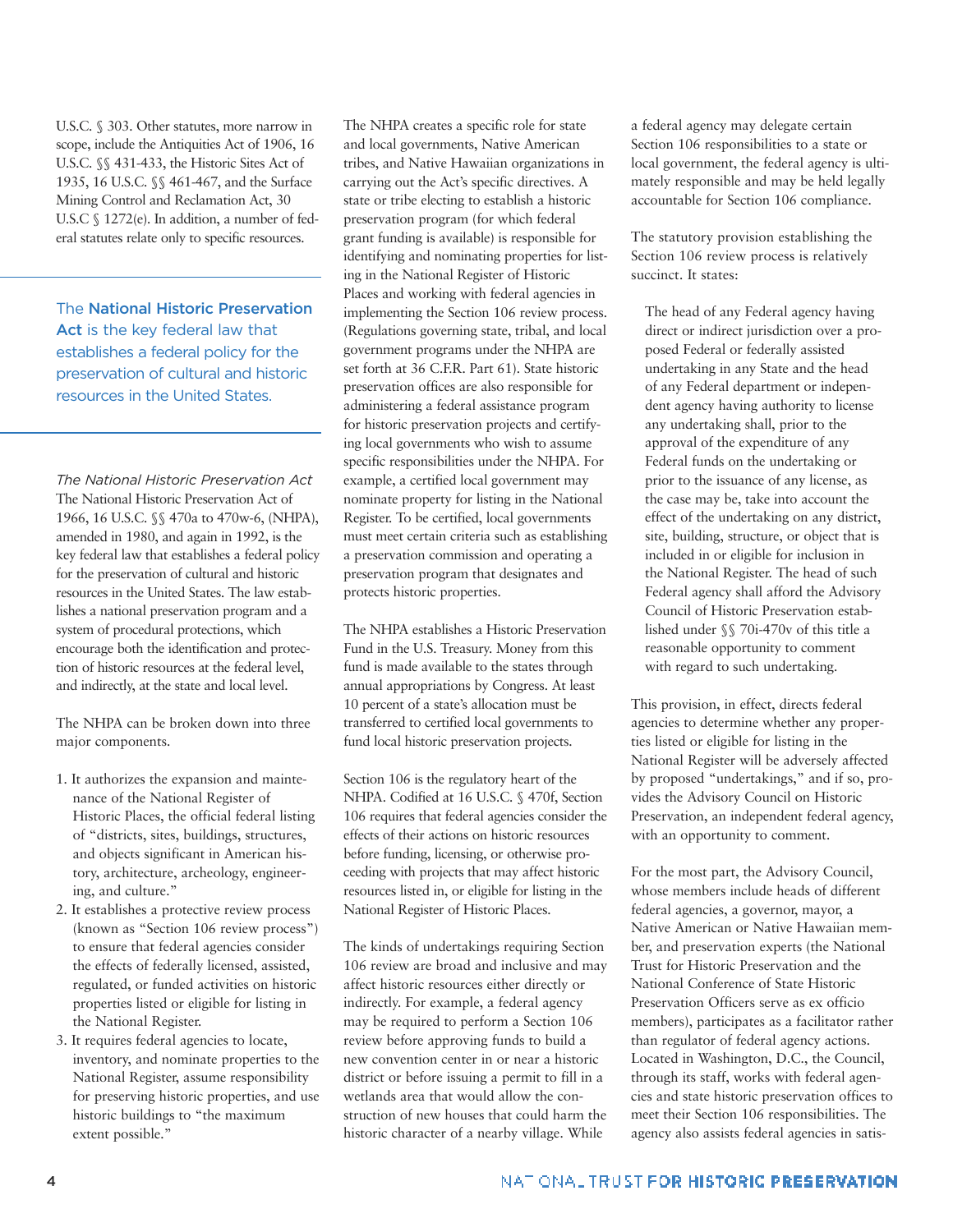U.S.C. § 303. Other statutes, more narrow in scope, include the Antiquities Act of 1906, 16 U.S.C. §§ 431-433, the Historic Sites Act of 1935, 16 U.S.C. §§ 461-467, and the Surface Mining Control and Reclamation Act, 30 U.S.C § 1272(e). In addition, a number of federal statutes relate only to specific resources.

> The **National Historic Preservation Act** is the key federal law that establishes a federal policy for the preservation of cultural and historic resources in the United States.

*The National Historic Preservation Act*

The National Historic Preservation Act of 1966, 16 U.S.C. §§ 470a to 470w-6, (NHPA), amended in 1980, and again in 1992, is the key federal law that establishes a federal policy for the preservation of cultural and historic resources in the United States. The law establishes a national preservation program and a system of procedural protections, which encourage both the identification and protection of historic resources at the federal level, and indirectly, at the state and local level.

The NHPA can be broken down into three major components.

1. It authorizes the expansion and maintenance of the National Register of Historic Places, the official federal listing of "districts, sites, buildings, structures, and objects significant in American history, architecture, archeology, engineering, and culture."
2. It establishes a protective review process (known as "Section 106 review process") to ensure that federal agencies consider the effects of federally licensed, assisted, regulated, or funded activities on historic properties listed or eligible for listing in the National Register.
3. It requires federal agencies to locate, inventory, and nominate properties to the National Register, assume responsibility for preserving historic properties, and use historic buildings to "the maximum extent possible."

The NHPA creates a specific role for state and local governments, Native American tribes, and Native Hawaiian organizations in carrying out the Act's specific directives. A state or tribe electing to establish a historic preservation program (for which federal grant funding is available) is responsible for identifying and nominating properties for listing in the National Register of Historic Places and working with federal agencies in implementing the Section 106 review process. (Regulations governing state, tribal, and local government programs under the NHPA are set forth at 36 C.F.R. Part 61). State historic preservation offices are also responsible for administering a federal assistance program for historic preservation projects and certifying local governments who wish to assume specific responsibilities under the NHPA. For example, a certified local government may nominate property for listing in the National Register. To be certified, local governments must meet certain criteria such as establishing a preservation commission and operating a preservation program that designates and protects historic properties.

The NHPA establishes a Historic Preservation Fund in the U.S. Treasury. Money from this fund is made available to the states through annual appropriations by Congress. At least 10 percent of a state's allocation must be transferred to certified local governments to fund local historic preservation projects.

Section 106 is the regulatory heart of the NHPA. Codified at 16 U.S.C. § 470f, Section 106 requires that federal agencies consider the effects of their actions on historic resources before funding, licensing, or otherwise proceeding with projects that may affect historic resources listed in, or eligible for listing in the National Register of Historic Places.

The kinds of undertakings requiring Section 106 review are broad and inclusive and may affect historic resources either directly or indirectly. For example, a federal agency may be required to perform a Section 106 review before approving funds to build a new convention center in or near a historic district or before issuing a permit to fill in a wetlands area that would allow the construction of new houses that could harm the historic character of a nearby village. While a federal agency may delegate certain Section 106 responsibilities to a state or local government, the federal agency is ultimately responsible and may be held legally accountable for Section 106 compliance.

The statutory provision establishing the Section 106 review process is relatively succinct. It states:

> The head of any Federal agency having direct or indirect jurisdiction over a proposed Federal or federally assisted undertaking in any State and the head of any Federal department or independent agency having authority to license any undertaking shall, prior to the approval of the expenditure of any Federal funds on the undertaking or prior to the issuance of any license, as the case may be, take into account the effect of the undertaking on any district, site, building, structure, or object that is included in or eligible for inclusion in the National Register. The head of such Federal agency shall afford the Advisory Council of Historic Preservation established under §§ 70i-470v of this title a reasonable opportunity to comment with regard to such undertaking.

This provision, in effect, directs federal agencies to determine whether any properties listed or eligible for listing in the National Register will be adversely affected by proposed "undertakings," and if so, provides the Advisory Council on Historic Preservation, an independent federal agency, with an opportunity to comment.

For the most part, the Advisory Council, whose members include heads of different federal agencies, a governor, mayor, a Native American or Native Hawaiian member, and preservation experts (the National Trust for Historic Preservation and the National Conference of State Historic Preservation Officers serve as ex officio members), participates as a facilitator rather than regulator of federal agency actions. Located in Washington, D.C., the Council, through its staff, works with federal agencies and state historic preservation offices to meet their Section 106 responsibilities. The agency also assists federal agencies in satis-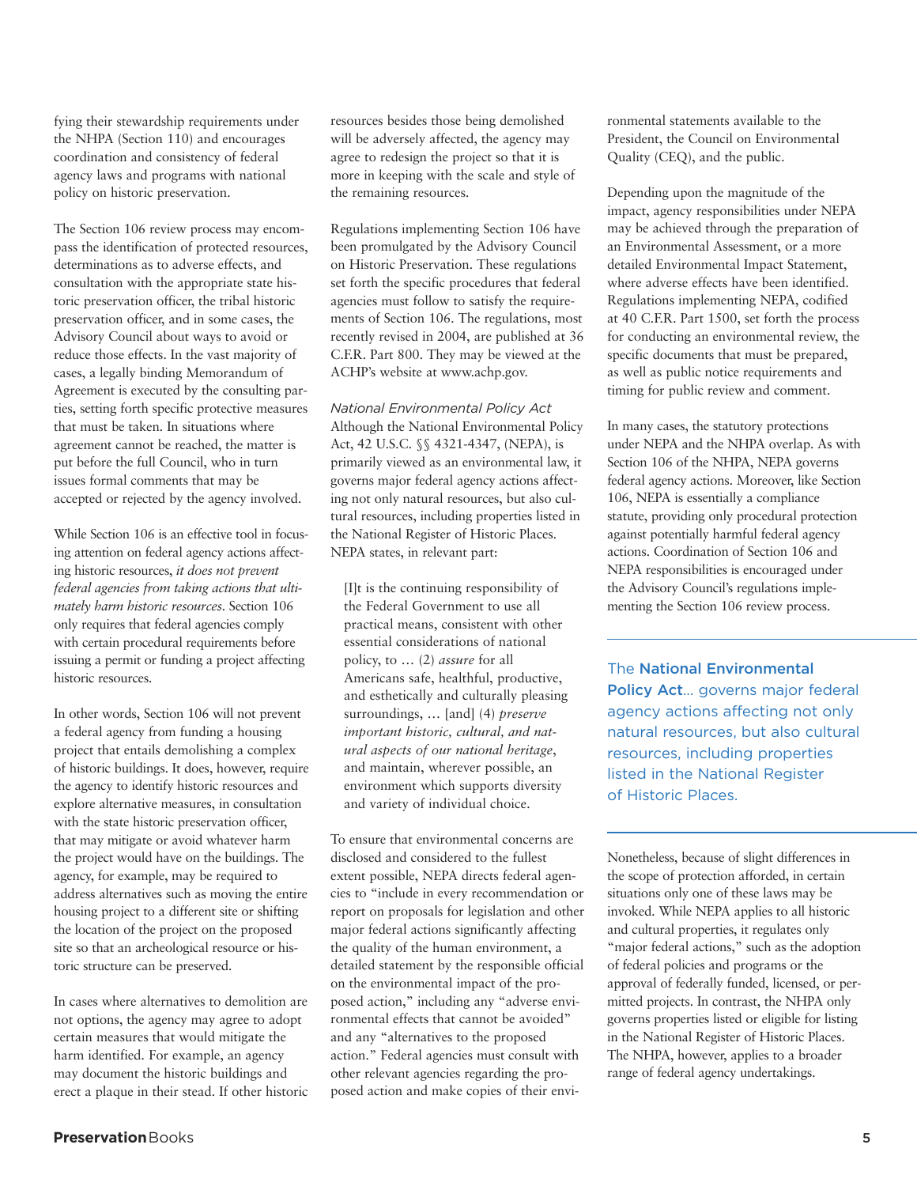fying their stewardship requirements under the NHPA (Section 110) and encourages coordination and consistency of federal agency laws and programs with national policy on historic preservation.

The Section 106 review process may encompass the identification of protected resources, determinations as to adverse effects, and consultation with the appropriate state historic preservation officer, the tribal historic preservation officer, and in some cases, the Advisory Council about ways to avoid or reduce those effects. In the vast majority of cases, a legally binding Memorandum of Agreement is executed by the consulting parties, setting forth specific protective measures that must be taken. In situations where agreement cannot be reached, the matter is put before the full Council, who in turn issues formal comments that may be accepted or rejected by the agency involved.

While Section 106 is an effective tool in focusing attention on federal agency actions affecting historic resources, *it does not prevent federal agencies from taking actions that ultimately harm historic resources*. Section 106 only requires that federal agencies comply with certain procedural requirements before issuing a permit or funding a project affecting historic resources.

In other words, Section 106 will not prevent a federal agency from funding a housing project that entails demolishing a complex of historic buildings. It does, however, require the agency to identify historic resources and explore alternative measures, in consultation with the state historic preservation officer, that may mitigate or avoid whatever harm the project would have on the buildings. The agency, for example, may be required to address alternatives such as moving the entire housing project to a different site or shifting the location of the project on the proposed site so that an archeological resource or historic structure can be preserved.

In cases where alternatives to demolition are not options, the agency may agree to adopt certain measures that would mitigate the harm identified. For example, an agency may document the historic buildings and erect a plaque in their stead. If other historic resources besides those being demolished will be adversely affected, the agency may agree to redesign the project so that it is more in keeping with the scale and style of the remaining resources.

Regulations implementing Section 106 have been promulgated by the Advisory Council on Historic Preservation. These regulations set forth the specific procedures that federal agencies must follow to satisfy the requirements of Section 106. The regulations, most recently revised in 2004, are published at 36 C.F.R. Part 800. They may be viewed at the ACHP's website at www.achp.gov.

*National Environmental Policy Act*

Although the National Environmental Policy Act, 42 U.S.C. §§ 4321-4347, (NEPA), is primarily viewed as an environmental law, it governs major federal agency actions affecting not only natural resources, but also cultural resources, including properties listed in the National Register of Historic Places. NEPA states, in relevant part:

> [I]t is the continuing responsibility of the Federal Government to use all practical means, consistent with other essential considerations of national policy, to … (2) *assure* for all Americans safe, healthful, productive, and esthetically and culturally pleasing surroundings, … [and] (4) *preserve important historic, cultural, and natural aspects of our national heritage*, and maintain, wherever possible, an environment which supports diversity and variety of individual choice.

To ensure that environmental concerns are disclosed and considered to the fullest extent possible, NEPA directs federal agencies to "include in every recommendation or report on proposals for legislation and other major federal actions significantly affecting the quality of the human environment, a detailed statement by the responsible official on the environmental impact of the proposed action," including any "adverse environmental effects that cannot be avoided" and any "alternatives to the proposed action." Federal agencies must consult with other relevant agencies regarding the proposed action and make copies of their environmental statements available to the President, the Council on Environmental Quality (CEQ), and the public.

Depending upon the magnitude of the impact, agency responsibilities under NEPA may be achieved through the preparation of an Environmental Assessment, or a more detailed Environmental Impact Statement, where adverse effects have been identified. Regulations implementing NEPA, codified at 40 C.F.R. Part 1500, set forth the process for conducting an environmental review, the specific documents that must be prepared, as well as public notice requirements and timing for public review and comment.

In many cases, the statutory protections under NEPA and the NHPA overlap. As with Section 106 of the NHPA, NEPA governs federal agency actions. Moreover, like Section 106, NEPA is essentially a compliance statute, providing only procedural protection against potentially harmful federal agency actions. Coordination of Section 106 and NEPA responsibilities is encouraged under the Advisory Council's regulations implementing the Section 106 review process.

> The **National Environmental Policy Act**… governs major federal agency actions affecting not only natural resources, but also cultural resources, including properties listed in the National Register of Historic Places.

Nonetheless, because of slight differences in the scope of protection afforded, in certain situations only one of these laws may be invoked. While NEPA applies to all historic and cultural properties, it regulates only "major federal actions," such as the adoption of federal policies and programs or the approval of federally funded, licensed, or permitted projects. In contrast, the NHPA only governs properties listed or eligible for listing in the National Register of Historic Places. The NHPA, however, applies to a broader range of federal agency undertakings.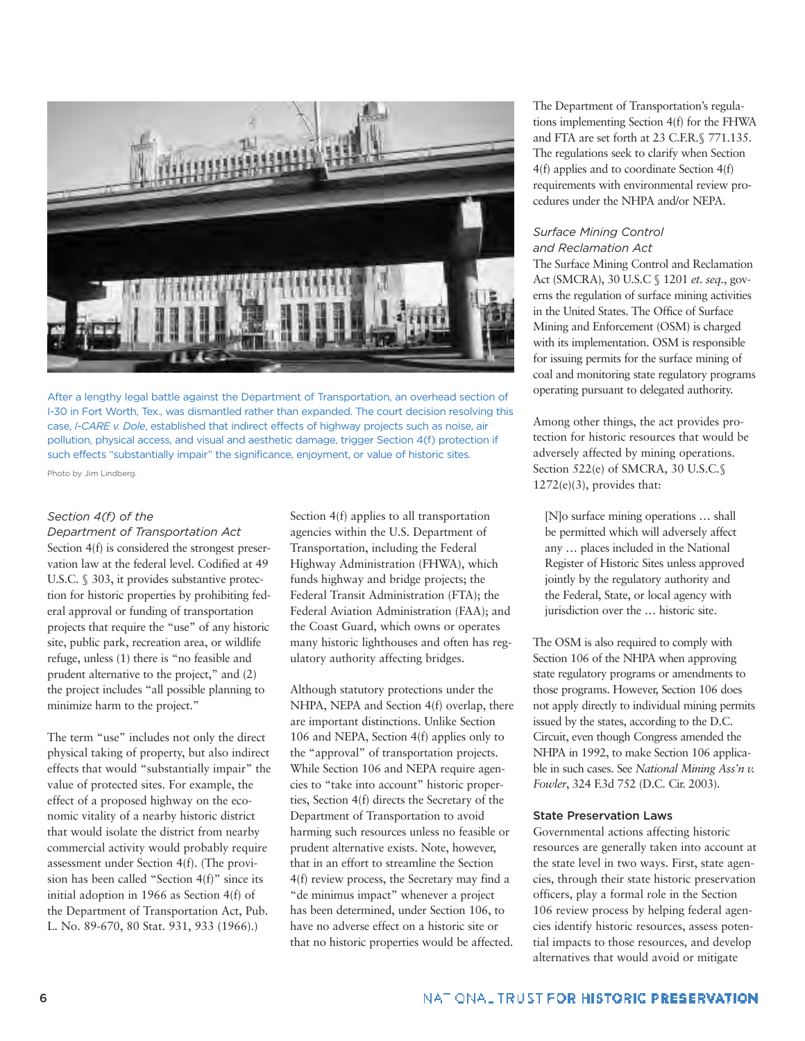After a lengthy legal battle against the Department of Transportation, an overhead section of I-30 in Fort Worth, Tex., was dismantled rather than expanded. The court decision resolving this case, *I-CARE v. Dole*, established that indirect effects of highway projects such as noise, air pollution, physical access, and visual and aesthetic damage, trigger Section 4(f) protection if such effects "substantially impair" the significance, enjoyment, or value of historic sites.

Photo by Jim Lindberg.

### *Section 4(f) of the Department of Transportation Act*

Section 4(f) is considered the strongest preservation law at the federal level. Codified at 49 U.S.C. § 303, it provides substantive protection for historic properties by prohibiting federal approval or funding of transportation projects that require the "use" of any historic site, public park, recreation area, or wildlife refuge, unless (1) there is "no feasible and prudent alternative to the project," and (2) the project includes "all possible planning to minimize harm to the project."

The term "use" includes not only the direct physical taking of property, but also indirect effects that would "substantially impair" the value of protected sites. For example, the effect of a proposed highway on the economic vitality of a nearby historic district that would isolate the district from nearby commercial activity would probably require assessment under Section 4(f). (The provision has been called "Section 4(f)" since its initial adoption in 1966 as Section 4(f) of the Department of Transportation Act, Pub. L. No. 89-670, 80 Stat. 931, 933 (1966).)

Section 4(f) applies to all transportation agencies within the U.S. Department of Transportation, including the Federal Highway Administration (FHWA), which funds highway and bridge projects; the Federal Transit Administration (FTA); the Federal Aviation Administration (FAA); and the Coast Guard, which owns or operates many historic lighthouses and often has regulatory authority affecting bridges.

Although statutory protections under the NHPA, NEPA and Section 4(f) overlap, there are important distinctions. Unlike Section 106 and NEPA, Section 4(f) applies only to the "approval" of transportation projects. While Section 106 and NEPA require agencies to "take into account" historic properties, Section 4(f) directs the Secretary of the Department of Transportation to avoid harming such resources unless no feasible or prudent alternative exists. Note, however, that in an effort to streamline the Section 4(f) review process, the Secretary may find a "de minimus impact" whenever a project has been determined, under Section 106, to have no adverse effect on a historic site or that no historic properties would be affected.

The Department of Transportation's regulations implementing Section 4(f) for the FHWA and FTA are set forth at 23 C.F.R.§ 771.135. The regulations seek to clarify when Section 4(f) applies and to coordinate Section 4(f) requirements with environmental review procedures under the NHPA and/or NEPA.

### *Surface Mining Control and Reclamation Act*

The Surface Mining Control and Reclamation Act (SMCRA), 30 U.S.C § 1201 *et. seq*., governs the regulation of surface mining activities in the United States. The Office of Surface Mining and Enforcement (OSM) is charged with its implementation. OSM is responsible for issuing permits for the surface mining of coal and monitoring state regulatory programs operating pursuant to delegated authority.

Among other things, the act provides protection for historic resources that would be adversely affected by mining operations. Section 522(e) of SMCRA, 30 U.S.C.§ 1272(e)(3), provides that:

> [N]o surface mining operations … shall be permitted which will adversely affect any … places included in the National Register of Historic Sites unless approved jointly by the regulatory authority and the Federal, State, or local agency with jurisdiction over the … historic site.

The OSM is also required to comply with Section 106 of the NHPA when approving state regulatory programs or amendments to those programs. However, Section 106 does not apply directly to individual mining permits issued by the states, according to the D.C. Circuit, even though Congress amended the NHPA in 1992, to make Section 106 applicable in such cases. See *National Mining Ass'n v. Fowler*, 324 F.3d 752 (D.C. Cir. 2003).

### State Preservation Laws

Governmental actions affecting historic resources are generally taken into account at the state level in two ways. First, state agencies, through their state historic preservation officers, play a formal role in the Section 106 review process by helping federal agencies identify historic resources, assess potential impacts to those resources, and develop alternatives that would avoid or mitigate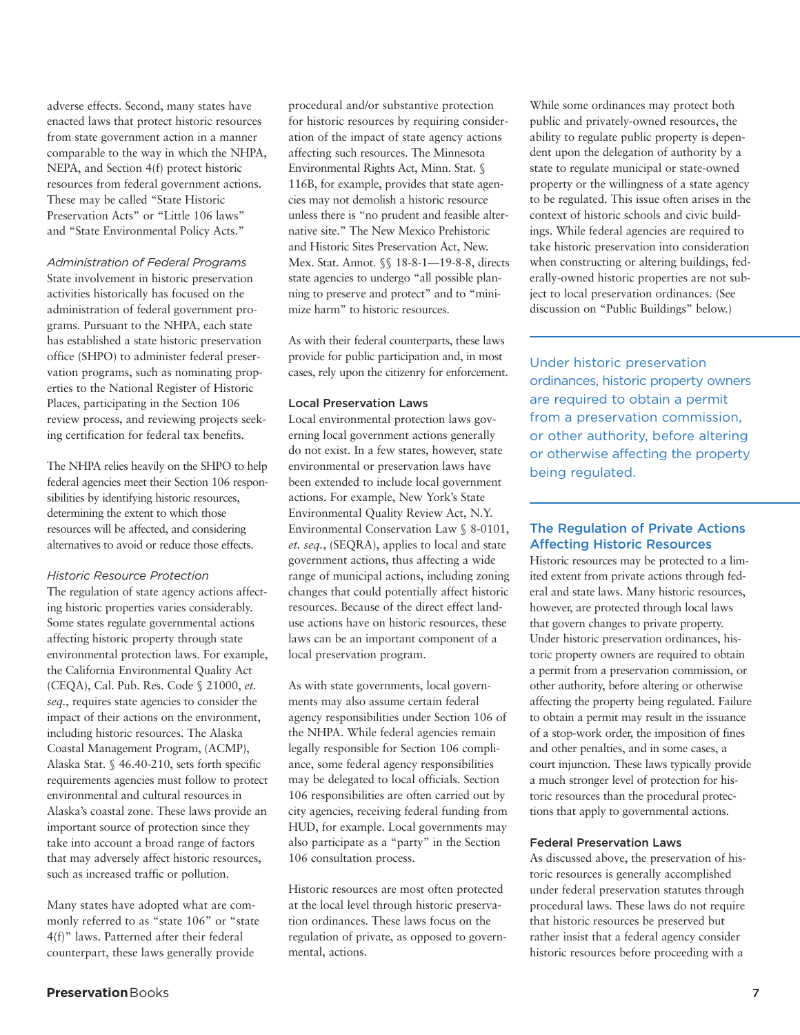adverse effects. Second, many states have enacted laws that protect historic resources from state government action in a manner comparable to the way in which the NHPA, NEPA, and Section 4(f) protect historic resources from federal government actions. These may be called "State Historic Preservation Acts" or "Little 106 laws" and "State Environmental Policy Acts."

*Administration of Federal Programs*

State involvement in historic preservation activities historically has focused on the administration of federal government programs. Pursuant to the NHPA, each state has established a state historic preservation office (SHPO) to administer federal preservation programs, such as nominating properties to the National Register of Historic Places, participating in the Section 106 review process, and reviewing projects seeking certification for federal tax benefits.

The NHPA relies heavily on the SHPO to help federal agencies meet their Section 106 responsibilities by identifying historic resources, determining the extent to which those resources will be affected, and considering alternatives to avoid or reduce those effects.

*Historic Resource Protection*

The regulation of state agency actions affecting historic properties varies considerably. Some states regulate governmental actions affecting historic property through state environmental protection laws. For example, the California Environmental Quality Act (CEQA), Cal. Pub. Res. Code § 21000, *et. seq*., requires state agencies to consider the impact of their actions on the environment, including historic resources. The Alaska Coastal Management Program, (ACMP), Alaska Stat. § 46.40-210, sets forth specific requirements agencies must follow to protect environmental and cultural resources in Alaska's coastal zone. These laws provide an important source of protection since they take into account a broad range of factors that may adversely affect historic resources, such as increased traffic or pollution.

Many states have adopted what are commonly referred to as "state 106" or "state 4(f)" laws. Patterned after their federal counterpart, these laws generally provide procedural and/or substantive protection for historic resources by requiring consideration of the impact of state agency actions affecting such resources. The Minnesota Environmental Rights Act, Minn. Stat. § 116B, for example, provides that state agencies may not demolish a historic resource unless there is "no prudent and feasible alternative site." The New Mexico Prehistoric and Historic Sites Preservation Act, New. Mex. Stat. Annot. §§ 18-8-1—19-8-8, directs state agencies to undergo "all possible planning to preserve and protect" and to "minimize harm" to historic resources.

As with their federal counterparts, these laws provide for public participation and, in most cases, rely upon the citizenry for enforcement.

### Local Preservation Laws

Local environmental protection laws governing local government actions generally do not exist. In a few states, however, state environmental or preservation laws have been extended to include local government actions. For example, New York's State Environmental Quality Review Act, N.Y. Environmental Conservation Law § 8-0101, *et. seq*., (SEQRA), applies to local and state government actions, thus affecting a wide range of municipal actions, including zoning changes that could potentially affect historic resources. Because of the direct effect land-use actions have on historic resources, these laws can be an important component of a local preservation program.

As with state governments, local governments may also assume certain federal agency responsibilities under Section 106 of the NHPA. While federal agencies remain legally responsible for Section 106 compliance, some federal agency responsibilities may be delegated to local officials. Section 106 responsibilities are often carried out by city agencies, receiving federal funding from HUD, for example. Local governments may also participate as a "party" in the Section 106 consultation process.

Historic resources are most often protected at the local level through historic preservation ordinances. These laws focus on the regulation of private, as opposed to governmental, actions.

While some ordinances may protect both public and privately-owned resources, the ability to regulate public property is dependent upon the delegation of authority by a state to regulate municipal or state-owned property or the willingness of a state agency to be regulated. This issue often arises in the context of historic schools and civic buildings. While federal agencies are required to take historic preservation into consideration when constructing or altering buildings, federally-owned historic properties are not subject to local preservation ordinances. (See discussion on "Public Buildings" below.)

> Under historic preservation ordinances, historic property owners are required to obtain a permit from a preservation commission, or other authority, before altering or otherwise affecting the property being regulated.

## The Regulation of Private Actions Affecting Historic Resources

Historic resources may be protected to a limited extent from private actions through federal and state laws. Many historic resources, however, are protected through local laws that govern changes to private property. Under historic preservation ordinances, historic property owners are required to obtain a permit from a preservation commission, or other authority, before altering or otherwise affecting the property being regulated. Failure to obtain a permit may result in the issuance of a stop-work order, the imposition of fines and other penalties, and in some cases, a court injunction. These laws typically provide a much stronger level of protection for historic resources than the procedural protections that apply to governmental actions.

### Federal Preservation Laws

As discussed above, the preservation of historic resources is generally accomplished under federal preservation statutes through procedural laws. These laws do not require that historic resources be preserved but rather insist that a federal agency consider historic resources before proceeding with a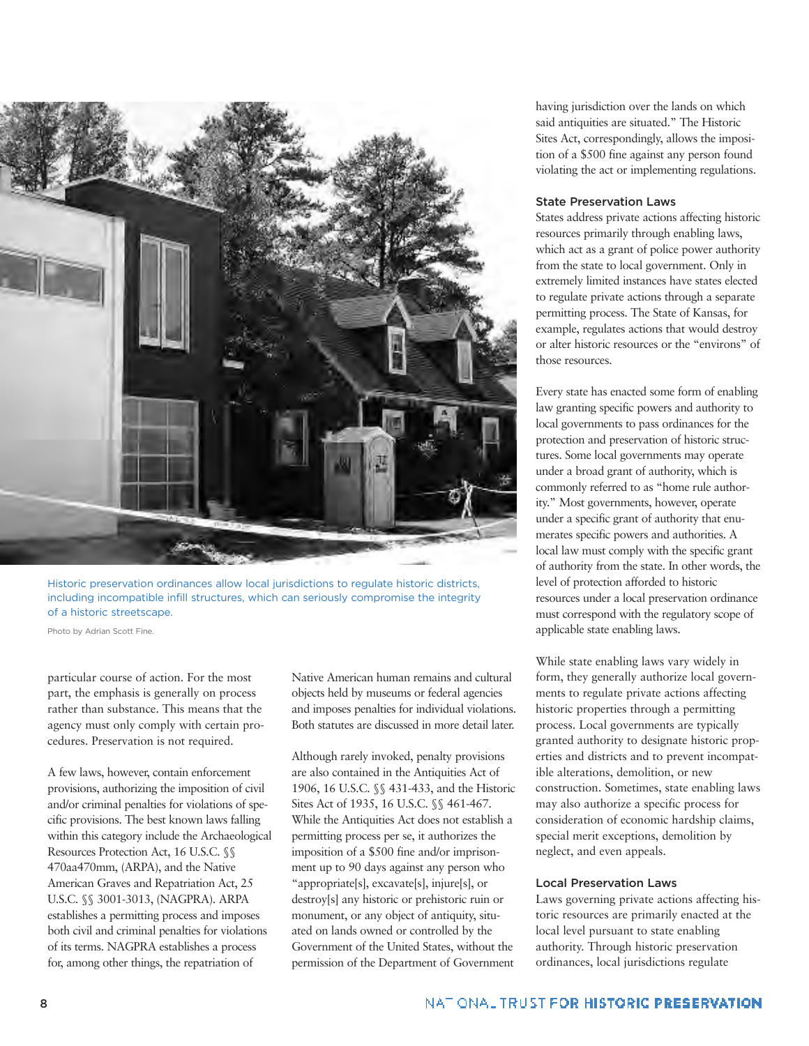Historic preservation ordinances allow local jurisdictions to regulate historic districts, including incompatible infill structures, which can seriously compromise the integrity of a historic streetscape.

Photo by Adrian Scott Fine.

particular course of action. For the most part, the emphasis is generally on process rather than substance. This means that the agency must only comply with certain procedures. Preservation is not required.

A few laws, however, contain enforcement provisions, authorizing the imposition of civil and/or criminal penalties for violations of specific provisions. The best known laws falling within this category include the Archaeological Resources Protection Act, 16 U.S.C. §§ 470aa470mm, (ARPA), and the Native American Graves and Repatriation Act, 25 U.S.C. §§ 3001-3013, (NAGPRA). ARPA establishes a permitting process and imposes both civil and criminal penalties for violations of its terms. NAGPRA establishes a process for, among other things, the repatriation of Native American human remains and cultural objects held by museums or federal agencies and imposes penalties for individual violations. Both statutes are discussed in more detail later.

Although rarely invoked, penalty provisions are also contained in the Antiquities Act of 1906, 16 U.S.C. §§ 431-433, and the Historic Sites Act of 1935, 16 U.S.C. §§ 461-467. While the Antiquities Act does not establish a permitting process per se, it authorizes the imposition of a $500 fine and/or imprisonment up to 90 days against any person who "appropriate[s], excavate[s], injure[s], or destroy[s] any historic or prehistoric ruin or monument, or any object of antiquity, situated on lands owned or controlled by the Government of the United States, without the permission of the Department of Government having jurisdiction over the lands on which said antiquities are situated." The Historic Sites Act, correspondingly, allows the imposition of a $500 fine against any person found violating the act or implementing regulations.

### State Preservation Laws

States address private actions affecting historic resources primarily through enabling laws, which act as a grant of police power authority from the state to local government. Only in extremely limited instances have states elected to regulate private actions through a separate permitting process. The State of Kansas, for example, regulates actions that would destroy or alter historic resources or the "environs" of those resources.

Every state has enacted some form of enabling law granting specific powers and authority to local governments to pass ordinances for the protection and preservation of historic structures. Some local governments may operate under a broad grant of authority, which is commonly referred to as "home rule authority." Most governments, however, operate under a specific grant of authority that enumerates specific powers and authorities. A local law must comply with the specific grant of authority from the state. In other words, the level of protection afforded to historic resources under a local preservation ordinance must correspond with the regulatory scope of applicable state enabling laws.

While state enabling laws vary widely in form, they generally authorize local governments to regulate private actions affecting historic properties through a permitting process. Local governments are typically granted authority to designate historic properties and districts and to prevent incompatible alterations, demolition, or new construction. Sometimes, state enabling laws may also authorize a specific process for consideration of economic hardship claims, special merit exceptions, demolition by neglect, and even appeals.

### Local Preservation Laws

Laws governing private actions affecting historic resources are primarily enacted at the local level pursuant to state enabling authority. Through historic preservation ordinances, local jurisdictions regulate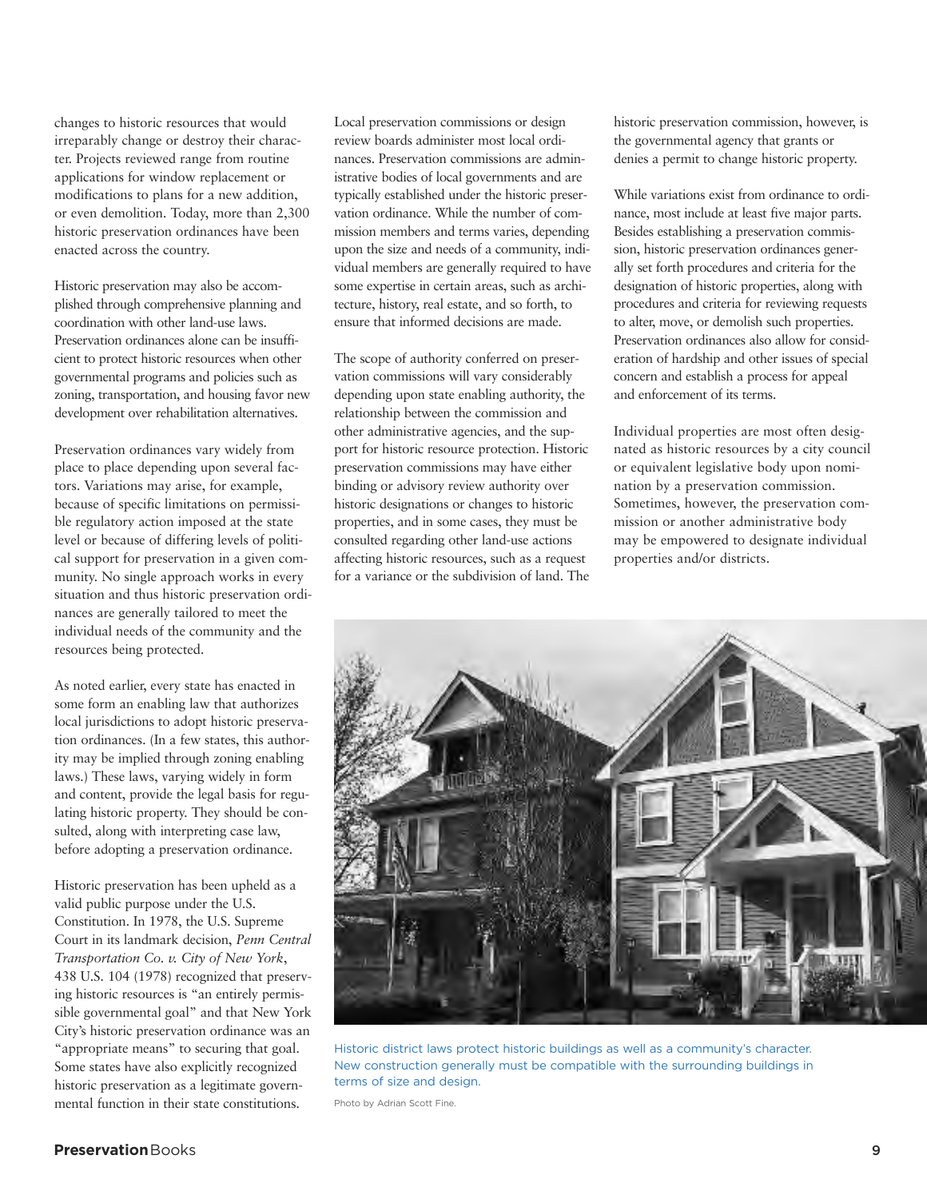changes to historic resources that would irreparably change or destroy their character. Projects reviewed range from routine applications for window replacement or modifications to plans for a new addition, or even demolition. Today, more than 2,300 historic preservation ordinances have been enacted across the country.

Historic preservation may also be accomplished through comprehensive planning and coordination with other land-use laws. Preservation ordinances alone can be insufficient to protect historic resources when other governmental programs and policies such as zoning, transportation, and housing favor new development over rehabilitation alternatives.

Preservation ordinances vary widely from place to place depending upon several factors. Variations may arise, for example, because of specific limitations on permissible regulatory action imposed at the state level or because of differing levels of political support for preservation in a given community. No single approach works in every situation and thus historic preservation ordinances are generally tailored to meet the individual needs of the community and the resources being protected.

As noted earlier, every state has enacted in some form an enabling law that authorizes local jurisdictions to adopt historic preservation ordinances. (In a few states, this authority may be implied through zoning enabling laws.) These laws, varying widely in form and content, provide the legal basis for regulating historic property. They should be consulted, along with interpreting case law, before adopting a preservation ordinance.

Historic preservation has been upheld as a valid public purpose under the U.S. Constitution. In 1978, the U.S. Supreme Court in its landmark decision, *Penn Central Transportation Co. v. City of New York*, 438 U.S. 104 (1978) recognized that preserving historic resources is "an entirely permissible governmental goal" and that New York City's historic preservation ordinance was an "appropriate means" to securing that goal. Some states have also explicitly recognized historic preservation as a legitimate governmental function in their state constitutions.

Local preservation commissions or design review boards administer most local ordinances. Preservation commissions are administrative bodies of local governments and are typically established under the historic preservation ordinance. While the number of commission members and terms varies, depending upon the size and needs of a community, individual members are generally required to have some expertise in certain areas, such as architecture, history, real estate, and so forth, to ensure that informed decisions are made.

The scope of authority conferred on preservation commissions will vary considerably depending upon state enabling authority, the relationship between the commission and other administrative agencies, and the support for historic resource protection. Historic preservation commissions may have either binding or advisory review authority over historic designations or changes to historic properties, and in some cases, they must be consulted regarding other land-use actions affecting historic resources, such as a request for a variance or the subdivision of land. The historic preservation commission, however, is the governmental agency that grants or denies a permit to change historic property.

While variations exist from ordinance to ordinance, most include at least five major parts. Besides establishing a preservation commission, historic preservation ordinances generally set forth procedures and criteria for the designation of historic properties, along with procedures and criteria for reviewing requests to alter, move, or demolish such properties. Preservation ordinances also allow for consideration of hardship and other issues of special concern and establish a process for appeal and enforcement of its terms.

Individual properties are most often designated as historic resources by a city council or equivalent legislative body upon nomination by a preservation commission. Sometimes, however, the preservation commission or another administrative body may be empowered to designate individual properties and/or districts.

Historic district laws protect historic buildings as well as a community's character. New construction generally must be compatible with the surrounding buildings in terms of size and design.

Photo by Adrian Scott Fine.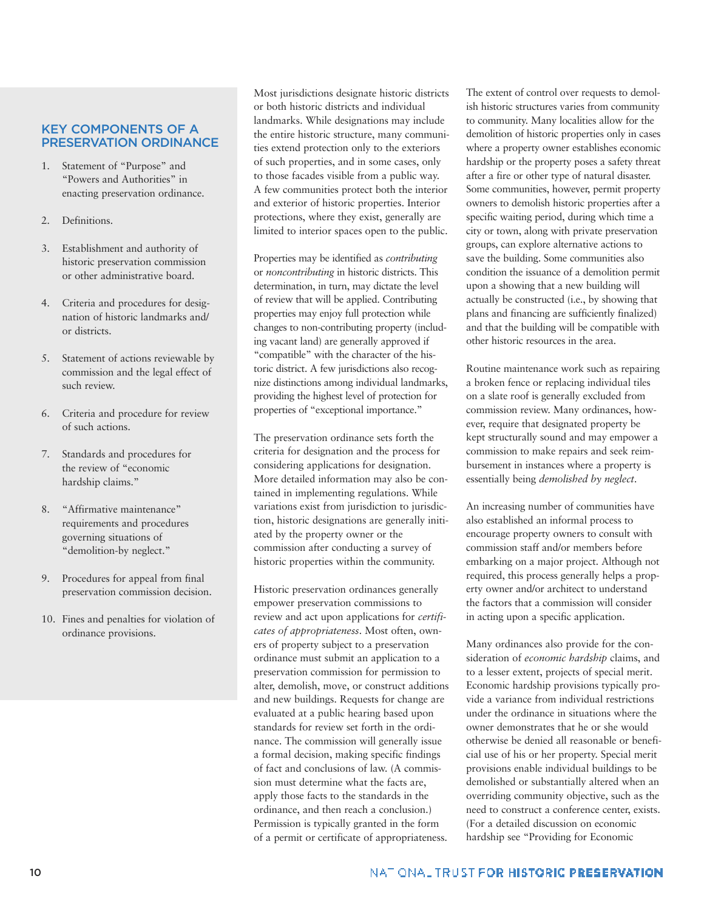## KEY COMPONENTS OF A PRESERVATION ORDINANCE

1. Statement of "Purpose" and "Powers and Authorities" in enacting preservation ordinance.
2. Definitions.
3. Establishment and authority of historic preservation commission or other administrative board.
4. Criteria and procedures for designation of historic landmarks and/or districts.
5. Statement of actions reviewable by commission and the legal effect of such review.
6. Criteria and procedure for review of such actions.
7. Standards and procedures for the review of "economic hardship claims."
8. "Affirmative maintenance" requirements and procedures governing situations of "demolition-by neglect."
9. Procedures for appeal from final preservation commission decision.
10. Fines and penalties for violation of ordinance provisions.

Most jurisdictions designate historic districts or both historic districts and individual landmarks. While designations may include the entire historic structure, many communities extend protection only to the exteriors of such properties, and in some cases, only to those facades visible from a public way. A few communities protect both the interior and exterior of historic properties. Interior protections, where they exist, generally are limited to interior spaces open to the public.

Properties may be identified as *contributing* or *noncontributing* in historic districts. This determination, in turn, may dictate the level of review that will be applied. Contributing properties may enjoy full protection while changes to non-contributing property (including vacant land) are generally approved if "compatible" with the character of the historic district. A few jurisdictions also recognize distinctions among individual landmarks, providing the highest level of protection for properties of "exceptional importance."

The preservation ordinance sets forth the criteria for designation and the process for considering applications for designation. More detailed information may also be contained in implementing regulations. While variations exist from jurisdiction to jurisdiction, historic designations are generally initiated by the property owner or the commission after conducting a survey of historic properties within the community.

Historic preservation ordinances generally empower preservation commissions to review and act upon applications for *certificates of appropriateness*. Most often, owners of property subject to a preservation ordinance must submit an application to a preservation commission for permission to alter, demolish, move, or construct additions and new buildings. Requests for change are evaluated at a public hearing based upon standards for review set forth in the ordinance. The commission will generally issue a formal decision, making specific findings of fact and conclusions of law. (A commission must determine what the facts are, apply those facts to the standards in the ordinance, and then reach a conclusion.) Permission is typically granted in the form of a permit or certificate of appropriateness.

The extent of control over requests to demolish historic structures varies from community to community. Many localities allow for the demolition of historic properties only in cases where a property owner establishes economic hardship or the property poses a safety threat after a fire or other type of natural disaster. Some communities, however, permit property owners to demolish historic properties after a specific waiting period, during which time a city or town, along with private preservation groups, can explore alternative actions to save the building. Some communities also condition the issuance of a demolition permit upon a showing that a new building will actually be constructed (i.e., by showing that plans and financing are sufficiently finalized) and that the building will be compatible with other historic resources in the area.

Routine maintenance work such as repairing a broken fence or replacing individual tiles on a slate roof is generally excluded from commission review. Many ordinances, however, require that designated property be kept structurally sound and may empower a commission to make repairs and seek reimbursement in instances where a property is essentially being *demolished by neglect*.

An increasing number of communities have also established an informal process to encourage property owners to consult with commission staff and/or members before embarking on a major project. Although not required, this process generally helps a property owner and/or architect to understand the factors that a commission will consider in acting upon a specific application.

Many ordinances also provide for the consideration of *economic hardship* claims, and to a lesser extent, projects of special merit. Economic hardship provisions typically provide a variance from individual restrictions under the ordinance in situations where the owner demonstrates that he or she would otherwise be denied all reasonable or beneficial use of his or her property. Special merit provisions enable individual buildings to be demolished or substantially altered when an overriding community objective, such as the need to construct a conference center, exists. (For a detailed discussion on economic hardship see "Providing for Economic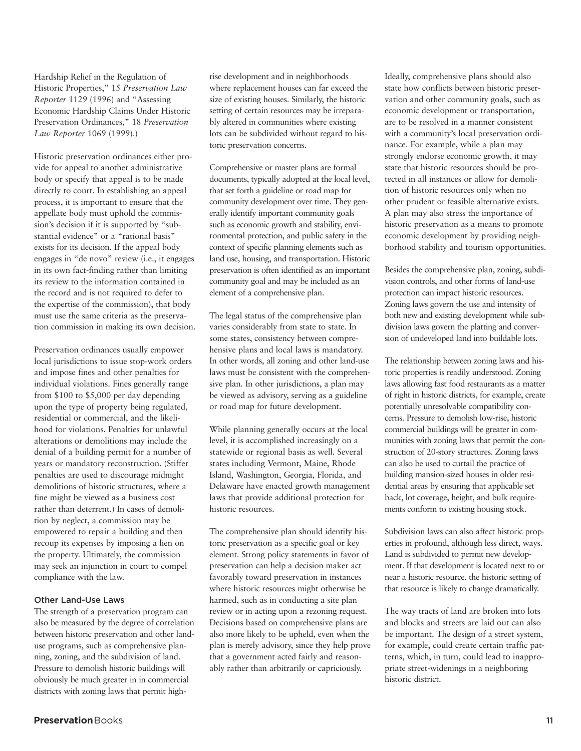Hardship Relief in the Regulation of Historic Properties," 15 *Preservation Law Reporter* 1129 (1996) and "Assessing Economic Hardship Claims Under Historic Preservation Ordinances," 18 *Preservation Law Reporter* 1069 (1999).)

Historic preservation ordinances either provide for appeal to another administrative body or specify that appeal is to be made directly to court. In establishing an appeal process, it is important to ensure that the appellate body must uphold the commission's decision if it is supported by "substantial evidence" or a "rational basis" exists for its decision. If the appeal body engages in "de novo" review (i.e., it engages in its own fact-finding rather than limiting its review to the information contained in the record and is not required to defer to the expertise of the commission), that body must use the same criteria as the preservation commission in making its own decision.

Preservation ordinances usually empower local jurisdictions to issue stop-work orders and impose fines and other penalties for individual violations. Fines generally range from $100 to $5,000 per day depending upon the type of property being regulated, residential or commercial, and the likelihood for violations. Penalties for unlawful alterations or demolitions may include the denial of a building permit for a number of years or mandatory reconstruction. (Stiffer penalties are used to discourage midnight demolitions of historic structures, where a fine might be viewed as a business cost rather than deterrent.) In cases of demolition by neglect, a commission may be empowered to repair a building and then recoup its expenses by imposing a lien on the property. Ultimately, the commission may seek an injunction in court to compel compliance with the law.

### Other Land-Use Laws

The strength of a preservation program can also be measured by the degree of correlation between historic preservation and other land-use programs, such as comprehensive planning, zoning, and the subdivision of land. Pressure to demolish historic buildings will obviously be much greater in in commercial districts with zoning laws that permit high-rise development and in neighborhoods where replacement houses can far exceed the size of existing houses. Similarly, the historic setting of certain resources may be irreparably altered in communities where existing lots can be subdivided without regard to historic preservation concerns.

Comprehensive or master plans are formal documents, typically adopted at the local level, that set forth a guideline or road map for community development over time. They generally identify important community goals such as economic growth and stability, environmental protection, and public safety in the context of specific planning elements such as land use, housing, and transportation. Historic preservation is often identified as an important community goal and may be included as an element of a comprehensive plan.

The legal status of the comprehensive plan varies considerably from state to state. In some states, consistency between comprehensive plans and local laws is mandatory. In other words, all zoning and other land-use laws must be consistent with the comprehensive plan. In other jurisdictions, a plan may be viewed as advisory, serving as a guideline or road map for future development.

While planning generally occurs at the local level, it is accomplished increasingly on a statewide or regional basis as well. Several states including Vermont, Maine, Rhode Island, Washington, Georgia, Florida, and Delaware have enacted growth management laws that provide additional protection for historic resources.

The comprehensive plan should identify historic preservation as a specific goal or key element. Strong policy statements in favor of preservation can help a decision maker act favorably toward preservation in instances where historic resources might otherwise be harmed, such as in conducting a site plan review or in acting upon a rezoning request. Decisions based on comprehensive plans are also more likely to be upheld, even when the plan is merely advisory, since they help prove that a government acted fairly and reasonably rather than arbitrarily or capriciously.

Ideally, comprehensive plans should also state how conflicts between historic preservation and other community goals, such as economic development or transportation, are to be resolved in a manner consistent with a community's local preservation ordinance. For example, while a plan may strongly endorse economic growth, it may state that historic resources should be protected in all instances or allow for demolition of historic resources only when no other prudent or feasible alternative exists. A plan may also stress the importance of historic preservation as a means to promote economic development by providing neighborhood stability and tourism opportunities.

Besides the comprehensive plan, zoning, subdivision controls, and other forms of land-use protection can impact historic resources. Zoning laws govern the use and intensity of both new and existing development while subdivision laws govern the platting and conversion of undeveloped land into buildable lots.

The relationship between zoning laws and historic properties is readily understood. Zoning laws allowing fast food restaurants as a matter of right in historic districts, for example, create potentially unresolvable compatibility concerns. Pressure to demolish low-rise, historic commercial buildings will be greater in communities with zoning laws that permit the construction of 20-story structures. Zoning laws can also be used to curtail the practice of building mansion-sized houses in older residential areas by ensuring that applicable set back, lot coverage, height, and bulk requirements conform to existing housing stock.

Subdivision laws can also affect historic properties in profound, although less direct, ways. Land is subdivided to permit new development. If that development is located next to or near a historic resource, the historic setting of that resource is likely to change dramatically.

The way tracts of land are broken into lots and blocks and streets are laid out can also be important. The design of a street system, for example, could create certain traffic patterns, which, in turn, could lead to inappropriate street-widenings in a neighboring historic district.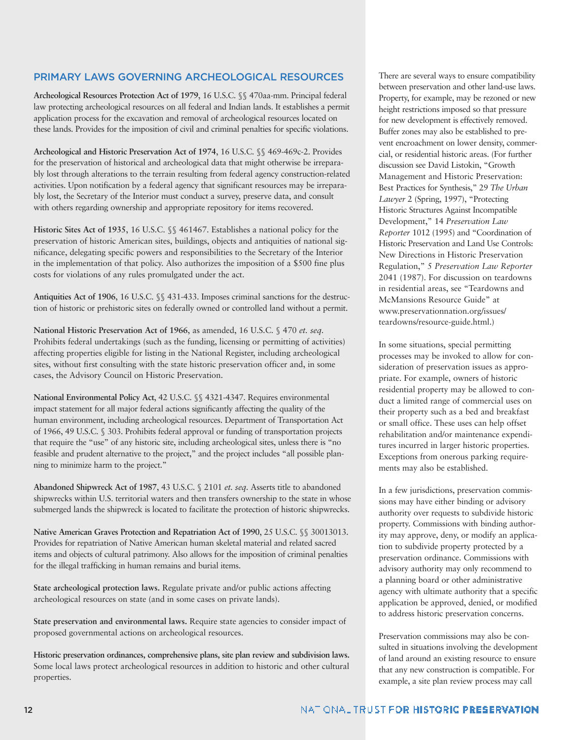## PRIMARY LAWS GOVERNING ARCHEOLOGICAL RESOURCES

**Archeological Resources Protection Act of 1979**, 16 U.S.C. §§ 470aa-mm. Principal federal law protecting archeological resources on all federal and Indian lands. It establishes a permit application process for the excavation and removal of archeological resources located on these lands. Provides for the imposition of civil and criminal penalties for specific violations.

**Archeological and Historic Preservation Act of 1974**, 16 U.S.C. §§ 469-469c-2. Provides for the preservation of historical and archeological data that might otherwise be irreparably lost through alterations to the terrain resulting from federal agency construction-related activities. Upon notification by a federal agency that significant resources may be irreparably lost, the Secretary of the Interior must conduct a survey, preserve data, and consult with others regarding ownership and appropriate repository for items recovered.

**Historic Sites Act of 1935**, 16 U.S.C. §§ 461467. Establishes a national policy for the preservation of historic American sites, buildings, objects and antiquities of national significance, delegating specific powers and responsibilities to the Secretary of the Interior in the implementation of that policy. Also authorizes the imposition of a $500 fine plus costs for violations of any rules promulgated under the act.

**Antiquities Act of 1906**, 16 U.S.C. §§ 431-433. Imposes criminal sanctions for the destruction of historic or prehistoric sites on federally owned or controlled land without a permit.

**National Historic Preservation Act of 1966**, as amended, 16 U.S.C. § 470 *et. seq.* Prohibits federal undertakings (such as the funding, licensing or permitting of activities) affecting properties eligible for listing in the National Register, including archeological sites, without first consulting with the state historic preservation officer and, in some cases, the Advisory Council on Historic Preservation.

**National Environmental Policy Act**, 42 U.S.C. §§ 4321-4347. Requires environmental impact statement for all major federal actions significantly affecting the quality of the human environment, including archeological resources. Department of Transportation Act of 1966, 49 U.S.C. § 303. Prohibits federal approval or funding of transportation projects that require the "use" of any historic site, including archeological sites, unless there is "no feasible and prudent alternative to the project," and the project includes "all possible planning to minimize harm to the project."

**Abandoned Shipwreck Act of 1987**, 43 U.S.C. § 2101 *et. seq.* Asserts title to abandoned shipwrecks within U.S. territorial waters and then transfers ownership to the state in whose submerged lands the shipwreck is located to facilitate the protection of historic shipwrecks.

**Native American Graves Protection and Repatriation Act of 1990**, 25 U.S.C. §§ 30013013. Provides for repatriation of Native American human skeletal material and related sacred items and objects of cultural patrimony. Also allows for the imposition of criminal penalties for the illegal trafficking in human remains and burial items.

**State archeological protection laws.** Regulate private and/or public actions affecting archeological resources on state (and in some cases on private lands).

**State preservation and environmental laws.** Require state agencies to consider impact of proposed governmental actions on archeological resources.

**Historic preservation ordinances, comprehensive plans, site plan review and subdivision laws.** Some local laws protect archeological resources in addition to historic and other cultural properties.

There are several ways to ensure compatibility between preservation and other land-use laws. Property, for example, may be rezoned or new height restrictions imposed so that pressure for new development is effectively removed. Buffer zones may also be established to prevent encroachment on lower density, commercial, or residential historic areas. (For further discussion see David Listokin, "Growth Management and Historic Preservation: Best Practices for Synthesis," 29 *The Urban Lawyer* 2 (Spring, 1997), "Protecting Historic Structures Against Incompatible Development," 14 *Preservation Law Reporter* 1012 (1995) and "Coordination of Historic Preservation and Land Use Controls: New Directions in Historic Preservation Regulation," 5 *Preservation Law Reporter* 2041 (1987). For discussion on teardowns in residential areas, see "Teardowns and McMansions Resource Guide" at www.preservationnation.org/issues/teardowns/resource-guide.html.)

In some situations, special permitting processes may be invoked to allow for consideration of preservation issues as appropriate. For example, owners of historic residential property may be allowed to conduct a limited range of commercial uses on their property such as a bed and breakfast or small office. These uses can help offset rehabilitation and/or maintenance expenditures incurred in larger historic properties. Exceptions from onerous parking requirements may also be established.

In a few jurisdictions, preservation commissions may have either binding or advisory authority over requests to subdivide historic property. Commissions with binding authority may approve, deny, or modify an application to subdivide property protected by a preservation ordinance. Commissions with advisory authority may only recommend to a planning board or other administrative agency with ultimate authority that a specific application be approved, denied, or modified to address historic preservation concerns.

Preservation commissions may also be consulted in situations involving the development of land around an existing resource to ensure that any new construction is compatible. For example, a site plan review process may call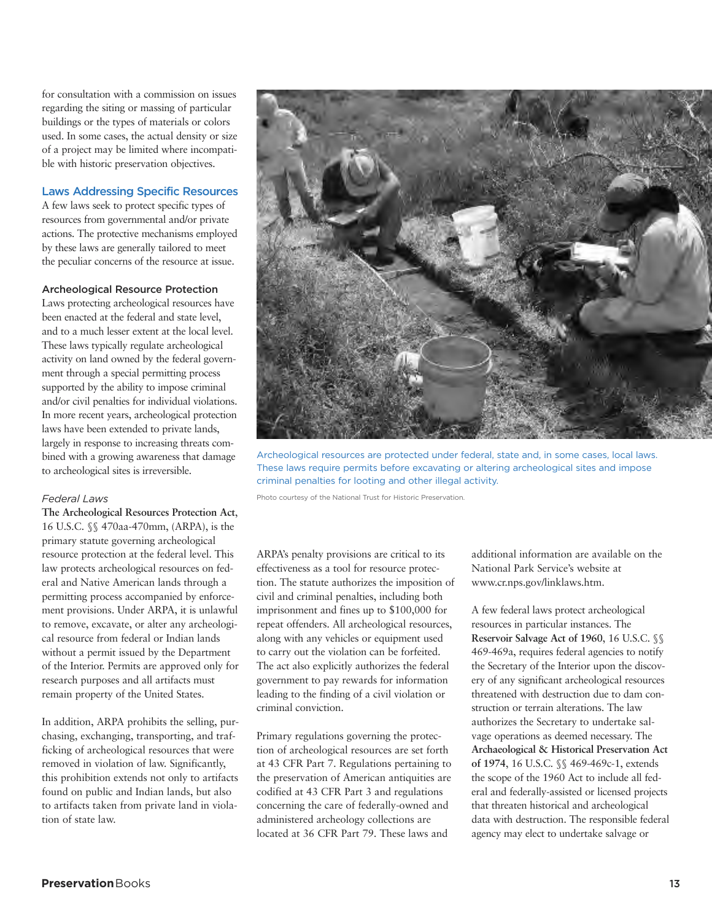for consultation with a commission on issues regarding the siting or massing of particular buildings or the types of materials or colors used. In some cases, the actual density or size of a project may be limited where incompatible with historic preservation objectives.

## Laws Addressing Specific Resources

A few laws seek to protect specific types of resources from governmental and/or private actions. The protective mechanisms employed by these laws are generally tailored to meet the peculiar concerns of the resource at issue.

### Archeological Resource Protection

Laws protecting archeological resources have been enacted at the federal and state level, and to a much lesser extent at the local level. These laws typically regulate archeological activity on land owned by the federal government through a special permitting process supported by the ability to impose criminal and/or civil penalties for individual violations. In more recent years, archeological protection laws have been extended to private lands, largely in response to increasing threats combined with a growing awareness that damage to archeological sites is irreversible.

Archeological resources are protected under federal, state and, in some cases, local laws. These laws require permits before excavating or altering archeological sites and impose criminal penalties for looting and other illegal activity.

Photo courtesy of the National Trust for Historic Preservation.

#### *Federal Laws*

**The Archeological Resources Protection Act**, 16 U.S.C. §§ 470aa-470mm, (ARPA), is the primary statute governing archeological resource protection at the federal level. This law protects archeological resources on federal and Native American lands through a permitting process accompanied by enforcement provisions. Under ARPA, it is unlawful to remove, excavate, or alter any archeological resource from federal or Indian lands without a permit issued by the Department of the Interior. Permits are approved only for research purposes and all artifacts must remain property of the United States.

In addition, ARPA prohibits the selling, purchasing, exchanging, transporting, and trafficking of archeological resources that were removed in violation of law. Significantly, this prohibition extends not only to artifacts found on public and Indian lands, but also to artifacts taken from private land in violation of state law.

ARPA's penalty provisions are critical to its effectiveness as a tool for resource protection. The statute authorizes the imposition of civil and criminal penalties, including both imprisonment and fines up to $100,000 for repeat offenders. All archeological resources, along with any vehicles or equipment used to carry out the violation can be forfeited. The act also explicitly authorizes the federal government to pay rewards for information leading to the finding of a civil violation or criminal conviction.

Primary regulations governing the protection of archeological resources are set forth at 43 CFR Part 7. Regulations pertaining to the preservation of American antiquities are codified at 43 CFR Part 3 and regulations concerning the care of federally-owned and administered archeology collections are located at 36 CFR Part 79. These laws and additional information are available on the National Park Service's website at www.cr.nps.gov/linklaws.htm.

A few federal laws protect archeological resources in particular instances. The **Reservoir Salvage Act of 1960**, 16 U.S.C. §§ 469-469a, requires federal agencies to notify the Secretary of the Interior upon the discovery of any significant archeological resources threatened with destruction due to dam construction or terrain alterations. The law authorizes the Secretary to undertake salvage operations as deemed necessary. The **Archaeological & Historical Preservation Act of 1974**, 16 U.S.C. §§ 469-469c-1, extends the scope of the 1960 Act to include all federal and federally-assisted or licensed projects that threaten historical and archeological data with destruction. The responsible federal agency may elect to undertake salvage or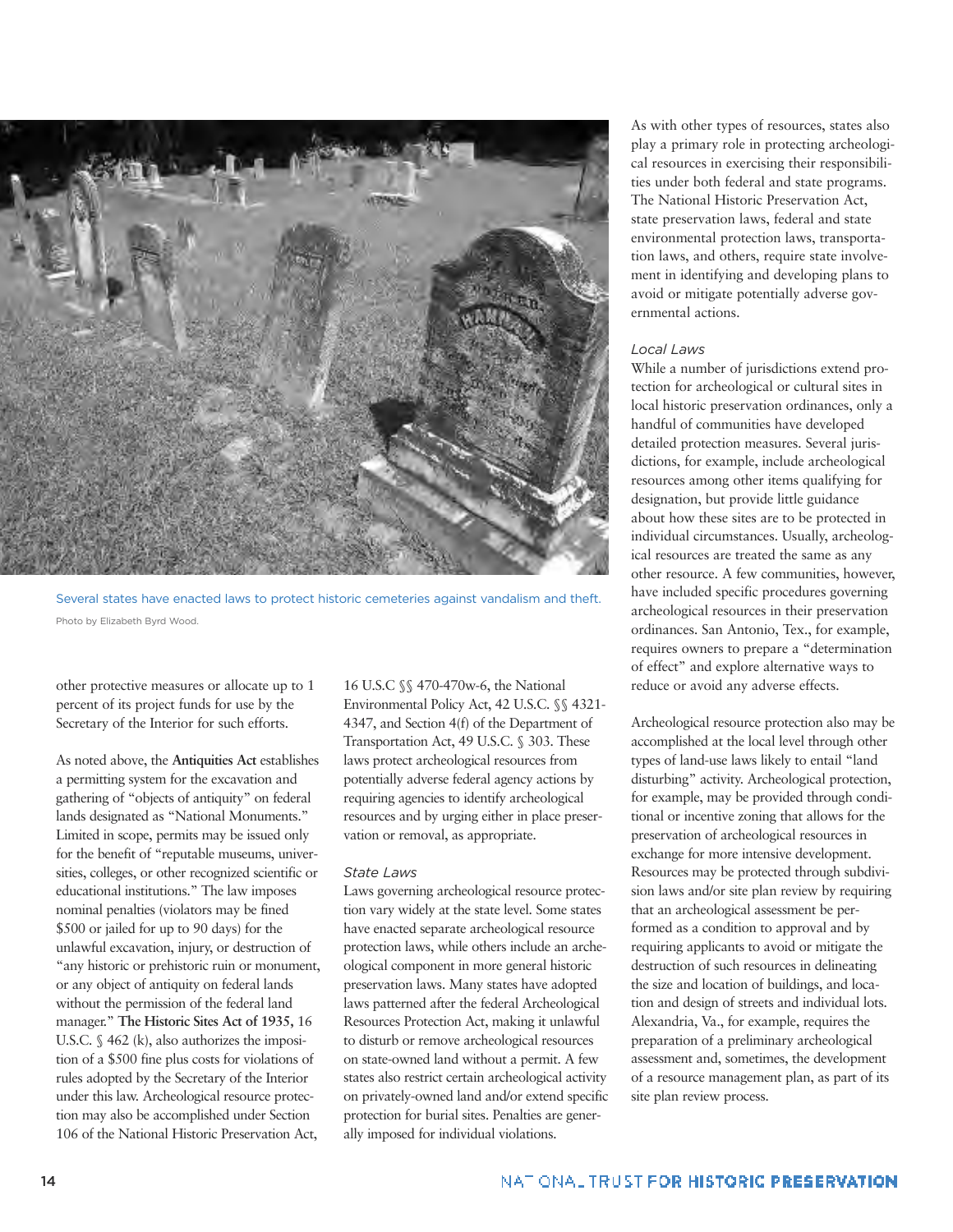Several states have enacted laws to protect historic cemeteries against vandalism and theft.

Photo by Elizabeth Byrd Wood.

other protective measures or allocate up to 1 percent of its project funds for use by the Secretary of the Interior for such efforts.

As noted above, the **Antiquities Act** establishes a permitting system for the excavation and gathering of "objects of antiquity" on federal lands designated as "National Monuments." Limited in scope, permits may be issued only for the benefit of "reputable museums, universities, colleges, or other recognized scientific or educational institutions." The law imposes nominal penalties (violators may be fined $500 or jailed for up to 90 days) for the unlawful excavation, injury, or destruction of "any historic or prehistoric ruin or monument, or any object of antiquity on federal lands without the permission of the federal land manager." **The Historic Sites Act of 1935,** 16 U.S.C. § 462 (k), also authorizes the imposition of a $500 fine plus costs for violations of rules adopted by the Secretary of the Interior under this law. Archeological resource protection may also be accomplished under Section 106 of the National Historic Preservation Act, 16 U.S.C §§ 470-470w-6, the National Environmental Policy Act, 42 U.S.C. §§ 4321-4347, and Section 4(f) of the Department of Transportation Act, 49 U.S.C. § 303. These laws protect archeological resources from potentially adverse federal agency actions by requiring agencies to identify archeological resources and by urging either in place preservation or removal, as appropriate.

### *State Laws*

Laws governing archeological resource protection vary widely at the state level. Some states have enacted separate archeological resource protection laws, while others include an archeological component in more general historic preservation laws. Many states have adopted laws patterned after the federal Archeological Resources Protection Act, making it unlawful to disturb or remove archeological resources on state-owned land without a permit. A few states also restrict certain archeological activity on privately-owned land and/or extend specific protection for burial sites. Penalties are generally imposed for individual violations.

As with other types of resources, states also play a primary role in protecting archeological resources in exercising their responsibilities under both federal and state programs. The National Historic Preservation Act, state preservation laws, federal and state environmental protection laws, transportation laws, and others, require state involvement in identifying and developing plans to avoid or mitigate potentially adverse governmental actions.

### *Local Laws*

While a number of jurisdictions extend protection for archeological or cultural sites in local historic preservation ordinances, only a handful of communities have developed detailed protection measures. Several jurisdictions, for example, include archeological resources among other items qualifying for designation, but provide little guidance about how these sites are to be protected in individual circumstances. Usually, archeological resources are treated the same as any other resource. A few communities, however, have included specific procedures governing archeological resources in their preservation ordinances. San Antonio, Tex., for example, requires owners to prepare a "determination of effect" and explore alternative ways to reduce or avoid any adverse effects.

Archeological resource protection also may be accomplished at the local level through other types of land-use laws likely to entail "land disturbing" activity. Archeological protection, for example, may be provided through conditional or incentive zoning that allows for the preservation of archeological resources in exchange for more intensive development. Resources may be protected through subdivision laws and/or site plan review by requiring that an archeological assessment be performed as a condition to approval and by requiring applicants to avoid or mitigate the destruction of such resources in delineating the size and location of buildings, and location and design of streets and individual lots. Alexandria, Va., for example, requires the preparation of a preliminary archeological assessment and, sometimes, the development of a resource management plan, as part of its site plan review process.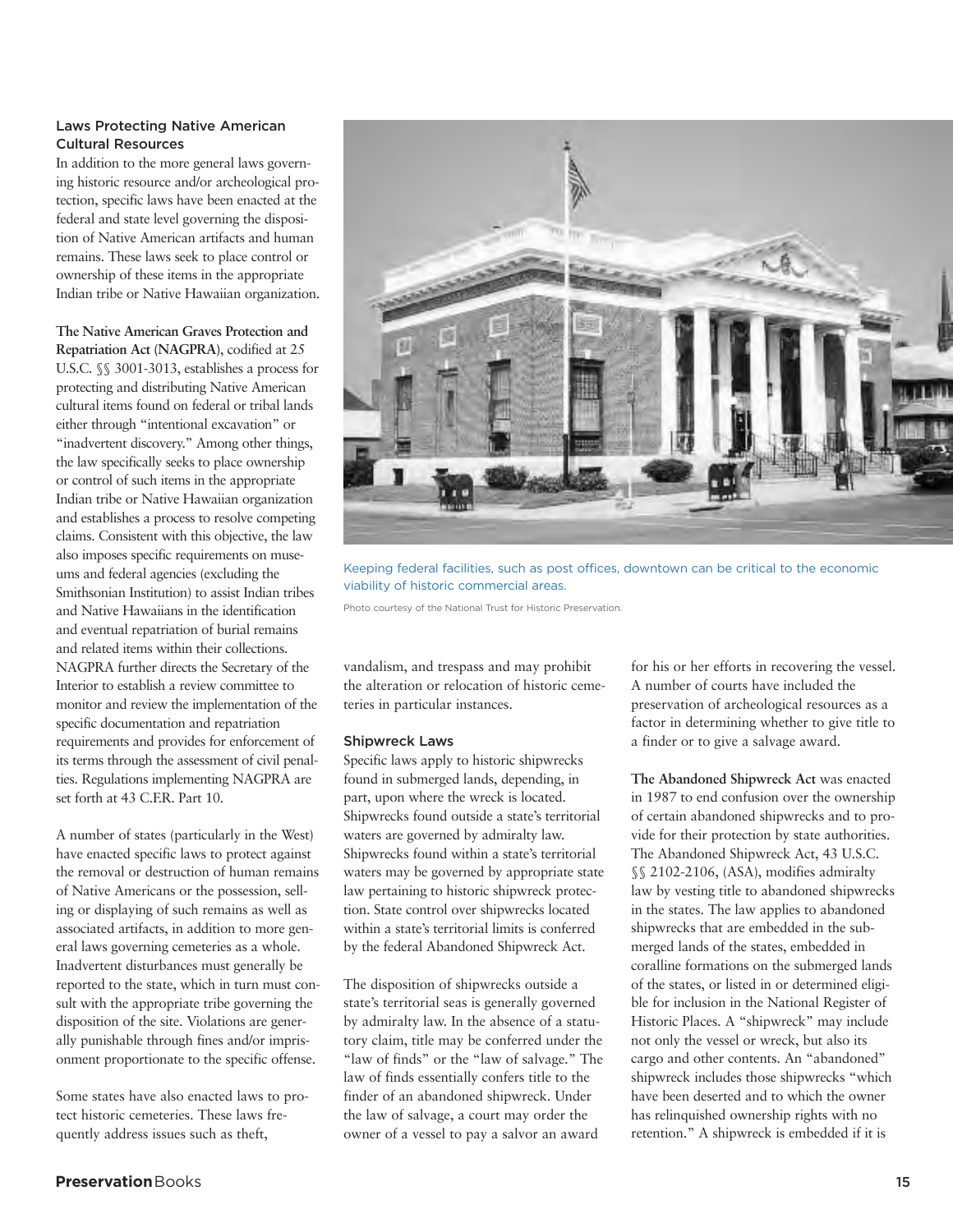### Laws Protecting Native American Cultural Resources

In addition to the more general laws governing historic resource and/or archeological protection, specific laws have been enacted at the federal and state level governing the disposition of Native American artifacts and human remains. These laws seek to place control or ownership of these items in the appropriate Indian tribe or Native Hawaiian organization.

**The Native American Graves Protection and Repatriation Act (NAGPRA)**, codified at 25 U.S.C. §§ 3001-3013, establishes a process for protecting and distributing Native American cultural items found on federal or tribal lands either through "intentional excavation" or "inadvertent discovery." Among other things, the law specifically seeks to place ownership or control of such items in the appropriate Indian tribe or Native Hawaiian organization and establishes a process to resolve competing claims. Consistent with this objective, the law also imposes specific requirements on museums and federal agencies (excluding the Smithsonian Institution) to assist Indian tribes and Native Hawaiians in the identification and eventual repatriation of burial remains and related items within their collections. NAGPRA further directs the Secretary of the Interior to establish a review committee to monitor and review the implementation of the specific documentation and repatriation requirements and provides for enforcement of its terms through the assessment of civil penalties. Regulations implementing NAGPRA are set forth at 43 C.F.R. Part 10.

A number of states (particularly in the West) have enacted specific laws to protect against the removal or destruction of human remains of Native Americans or the possession, selling or displaying of such remains as well as associated artifacts, in addition to more general laws governing cemeteries as a whole. Inadvertent disturbances must generally be reported to the state, which in turn must consult with the appropriate tribe governing the disposition of the site. Violations are generally punishable through fines and/or imprisonment proportionate to the specific offense.

Some states have also enacted laws to protect historic cemeteries. These laws frequently address issues such as theft, vandalism, and trespass and may prohibit the alteration or relocation of historic cemeteries in particular instances.

Keeping federal facilities, such as post offices, downtown can be critical to the economic viability of historic commercial areas.

Photo courtesy of the National Trust for Historic Preservation.

### Shipwreck Laws

Specific laws apply to historic shipwrecks found in submerged lands, depending, in part, upon where the wreck is located. Shipwrecks found outside a state's territorial waters are governed by admiralty law. Shipwrecks found within a state's territorial waters may be governed by appropriate state law pertaining to historic shipwreck protection. State control over shipwrecks located within a state's territorial limits is conferred by the federal Abandoned Shipwreck Act.

The disposition of shipwrecks outside a state's territorial seas is generally governed by admiralty law. In the absence of a statutory claim, title may be conferred under the "law of finds" or the "law of salvage." The law of finds essentially confers title to the finder of an abandoned shipwreck. Under the law of salvage, a court may order the owner of a vessel to pay a salvor an award for his or her efforts in recovering the vessel. A number of courts have included the preservation of archeological resources as a factor in determining whether to give title to a finder or to give a salvage award.

**The Abandoned Shipwreck Act** was enacted in 1987 to end confusion over the ownership of certain abandoned shipwrecks and to provide for their protection by state authorities. The Abandoned Shipwreck Act, 43 U.S.C. §§ 2102-2106, (ASA), modifies admiralty law by vesting title to abandoned shipwrecks in the states. The law applies to abandoned shipwrecks that are embedded in the submerged lands of the states, embedded in coralline formations on the submerged lands of the states, or listed in or determined eligible for inclusion in the National Register of Historic Places. A "shipwreck" may include not only the vessel or wreck, but also its cargo and other contents. An "abandoned" shipwreck includes those shipwrecks "which have been deserted and to which the owner has relinquished ownership rights with no retention." A shipwreck is embedded if it is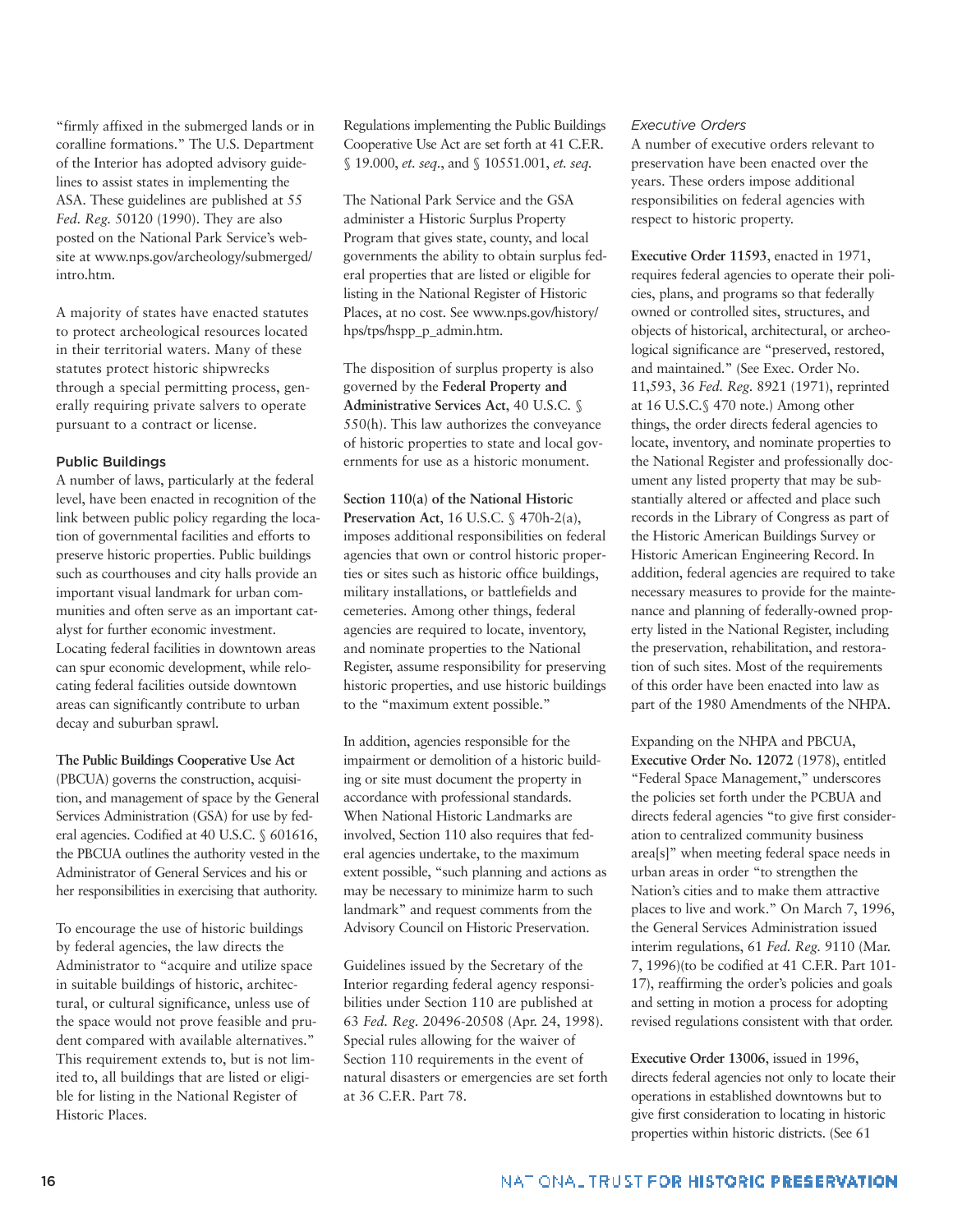"firmly affixed in the submerged lands or in coralline formations." The U.S. Department of the Interior has adopted advisory guidelines to assist states in implementing the ASA. These guidelines are published at 55 *Fed. Reg.* 50120 (1990). They are also posted on the National Park Service's website at www.nps.gov/archeology/submerged/intro.htm.

A majority of states have enacted statutes to protect archeological resources located in their territorial waters. Many of these statutes protect historic shipwrecks through a special permitting process, generally requiring private salvers to operate pursuant to a contract or license.

#### Public Buildings

A number of laws, particularly at the federal level, have been enacted in recognition of the link between public policy regarding the location of governmental facilities and efforts to preserve historic properties. Public buildings such as courthouses and city halls provide an important visual landmark for urban communities and often serve as an important catalyst for further economic investment. Locating federal facilities in downtown areas can spur economic development, while relocating federal facilities outside downtown areas can significantly contribute to urban decay and suburban sprawl.

**The Public Buildings Cooperative Use Act** (PBCUA) governs the construction, acquisition, and management of space by the General Services Administration (GSA) for use by federal agencies. Codified at 40 U.S.C. § 601616, the PBCUA outlines the authority vested in the Administrator of General Services and his or her responsibilities in exercising that authority.

To encourage the use of historic buildings by federal agencies, the law directs the Administrator to "acquire and utilize space in suitable buildings of historic, architectural, or cultural significance, unless use of the space would not prove feasible and prudent compared with available alternatives." This requirement extends to, but is not limited to, all buildings that are listed or eligible for listing in the National Register of Historic Places.

Regulations implementing the Public Buildings Cooperative Use Act are set forth at 41 C.F.R. § 19.000, *et. seq.*, and § 10551.001, *et. seq.*

The National Park Service and the GSA administer a Historic Surplus Property Program that gives state, county, and local governments the ability to obtain surplus federal properties that are listed or eligible for listing in the National Register of Historic Places, at no cost. See www.nps.gov/history/hps/tps/hspp_p_admin.htm.

The disposition of surplus property is also governed by the **Federal Property and Administrative Services Act**, 40 U.S.C. § 550(h). This law authorizes the conveyance of historic properties to state and local governments for use as a historic monument.

**Section 110(a) of the National Historic Preservation Act**, 16 U.S.C. § 470h-2(a), imposes additional responsibilities on federal agencies that own or control historic properties or sites such as historic office buildings, military installations, or battlefields and cemeteries. Among other things, federal agencies are required to locate, inventory, and nominate properties to the National Register, assume responsibility for preserving historic properties, and use historic buildings to the "maximum extent possible."

In addition, agencies responsible for the impairment or demolition of a historic building or site must document the property in accordance with professional standards. When National Historic Landmarks are involved, Section 110 also requires that federal agencies undertake, to the maximum extent possible, "such planning and actions as may be necessary to minimize harm to such landmark" and request comments from the Advisory Council on Historic Preservation.

Guidelines issued by the Secretary of the Interior regarding federal agency responsibilities under Section 110 are published at 63 *Fed. Reg.* 20496-20508 (Apr. 24, 1998). Special rules allowing for the waiver of Section 110 requirements in the event of natural disasters or emergencies are set forth at 36 C.F.R. Part 78.

#### *Executive Orders*

A number of executive orders relevant to preservation have been enacted over the years. These orders impose additional responsibilities on federal agencies with respect to historic property.

**Executive Order 11593**, enacted in 1971, requires federal agencies to operate their policies, plans, and programs so that federally owned or controlled sites, structures, and objects of historical, architectural, or archeological significance are "preserved, restored, and maintained." (See Exec. Order No. 11,593, 36 *Fed. Reg.* 8921 (1971), reprinted at 16 U.S.C.§ 470 note.) Among other things, the order directs federal agencies to locate, inventory, and nominate properties to the National Register and professionally document any listed property that may be substantially altered or affected and place such records in the Library of Congress as part of the Historic American Buildings Survey or Historic American Engineering Record. In addition, federal agencies are required to take necessary measures to provide for the maintenance and planning of federally-owned property listed in the National Register, including the preservation, rehabilitation, and restoration of such sites. Most of the requirements of this order have been enacted into law as part of the 1980 Amendments of the NHPA.

Expanding on the NHPA and PBCUA, **Executive Order No. 12072** (1978), entitled "Federal Space Management," underscores the policies set forth under the PCBUA and directs federal agencies "to give first consideration to centralized community business area[s]" when meeting federal space needs in urban areas in order "to strengthen the Nation's cities and to make them attractive places to live and work." On March 7, 1996, the General Services Administration issued interim regulations, 61 *Fed. Reg.* 9110 (Mar. 7, 1996)(to be codified at 41 C.F.R. Part 101-17), reaffirming the order's policies and goals and setting in motion a process for adopting revised regulations consistent with that order.

**Executive Order 13006**, issued in 1996, directs federal agencies not only to locate their operations in established downtowns but to give first consideration to locating in historic properties within historic districts. (See 61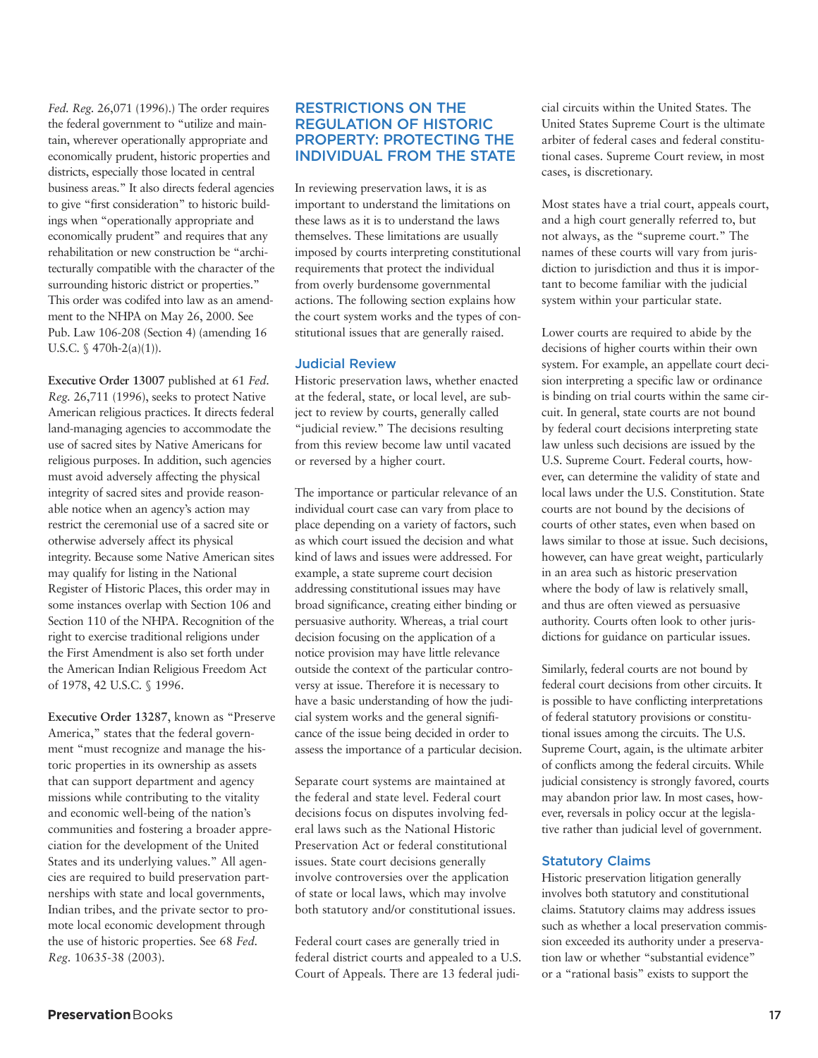*Fed. Reg.* 26,071 (1996).) The order requires the federal government to "utilize and maintain, wherever operationally appropriate and economically prudent, historic properties and districts, especially those located in central business areas." It also directs federal agencies to give "first consideration" to historic buildings when "operationally appropriate and economically prudent" and requires that any rehabilitation or new construction be "architecturally compatible with the character of the surrounding historic district or properties." This order was codified into law as an amendment to the NHPA on May 26, 2000. See Pub. Law 106-208 (Section 4) (amending 16 U.S.C. § 470h-2(a)(1)).

**Executive Order 13007** published at 61 *Fed. Reg.* 26,711 (1996), seeks to protect Native American religious practices. It directs federal land-managing agencies to accommodate the use of sacred sites by Native Americans for religious purposes. In addition, such agencies must avoid adversely affecting the physical integrity of sacred sites and provide reasonable notice when an agency's action may restrict the ceremonial use of a sacred site or otherwise adversely affect its physical integrity. Because some Native American sites may qualify for listing in the National Register of Historic Places, this order may in some instances overlap with Section 106 and Section 110 of the NHPA. Recognition of the right to exercise traditional religions under the First Amendment is also set forth under the American Indian Religious Freedom Act of 1978, 42 U.S.C. § 1996.

**Executive Order 13287**, known as "Preserve America," states that the federal government "must recognize and manage the historic properties in its ownership as assets that can support department and agency missions while contributing to the vitality and economic well-being of the nation's communities and fostering a broader appreciation for the development of the United States and its underlying values." All agencies are required to build preservation partnerships with state and local governments, Indian tribes, and the private sector to promote local economic development through the use of historic properties. See 68 *Fed. Reg.* 10635-38 (2003).

## RESTRICTIONS ON THE REGULATION OF HISTORIC PROPERTY: PROTECTING THE INDIVIDUAL FROM THE STATE

In reviewing preservation laws, it is as important to understand the limitations on these laws as it is to understand the laws themselves. These limitations are usually imposed by courts interpreting constitutional requirements that protect the individual from overly burdensome governmental actions. The following section explains how the court system works and the types of constitutional issues that are generally raised.

### Judicial Review

Historic preservation laws, whether enacted at the federal, state, or local level, are subject to review by courts, generally called "judicial review." The decisions resulting from this review become law until vacated or reversed by a higher court.

The importance or particular relevance of an individual court case can vary from place to place depending on a variety of factors, such as which court issued the decision and what kind of laws and issues were addressed. For example, a state supreme court decision addressing constitutional issues may have broad significance, creating either binding or persuasive authority. Whereas, a trial court decision focusing on the application of a notice provision may have little relevance outside the context of the particular controversy at issue. Therefore it is necessary to have a basic understanding of how the judicial system works and the general significance of the issue being decided in order to assess the importance of a particular decision.

Separate court systems are maintained at the federal and state level. Federal court decisions focus on disputes involving federal laws such as the National Historic Preservation Act or federal constitutional issues. State court decisions generally involve controversies over the application of state or local laws, which may involve both statutory and/or constitutional issues.

Federal court cases are generally tried in federal district courts and appealed to a U.S. Court of Appeals. There are 13 federal judicial circuits within the United States. The United States Supreme Court is the ultimate arbiter of federal cases and federal constitutional cases. Supreme Court review, in most cases, is discretionary.

Most states have a trial court, appeals court, and a high court generally referred to, but not always, as the "supreme court." The names of these courts will vary from jurisdiction to jurisdiction and thus it is important to become familiar with the judicial system within your particular state.

Lower courts are required to abide by the decisions of higher courts within their own system. For example, an appellate court decision interpreting a specific law or ordinance is binding on trial courts within the same circuit. In general, state courts are not bound by federal court decisions interpreting state law unless such decisions are issued by the U.S. Supreme Court. Federal courts, however, can determine the validity of state and local laws under the U.S. Constitution. State courts are not bound by the decisions of courts of other states, even when based on laws similar to those at issue. Such decisions, however, can have great weight, particularly in an area such as historic preservation where the body of law is relatively small, and thus are often viewed as persuasive authority. Courts often look to other jurisdictions for guidance on particular issues.

Similarly, federal courts are not bound by federal court decisions from other circuits. It is possible to have conflicting interpretations of federal statutory provisions or constitutional issues among the circuits. The U.S. Supreme Court, again, is the ultimate arbiter of conflicts among the federal circuits. While judicial consistency is strongly favored, courts may abandon prior law. In most cases, however, reversals in policy occur at the legislative rather than judicial level of government.

### Statutory Claims

Historic preservation litigation generally involves both statutory and constitutional claims. Statutory claims may address issues such as whether a local preservation commission exceeded its authority under a preservation law or whether "substantial evidence" or a "rational basis" exists to support the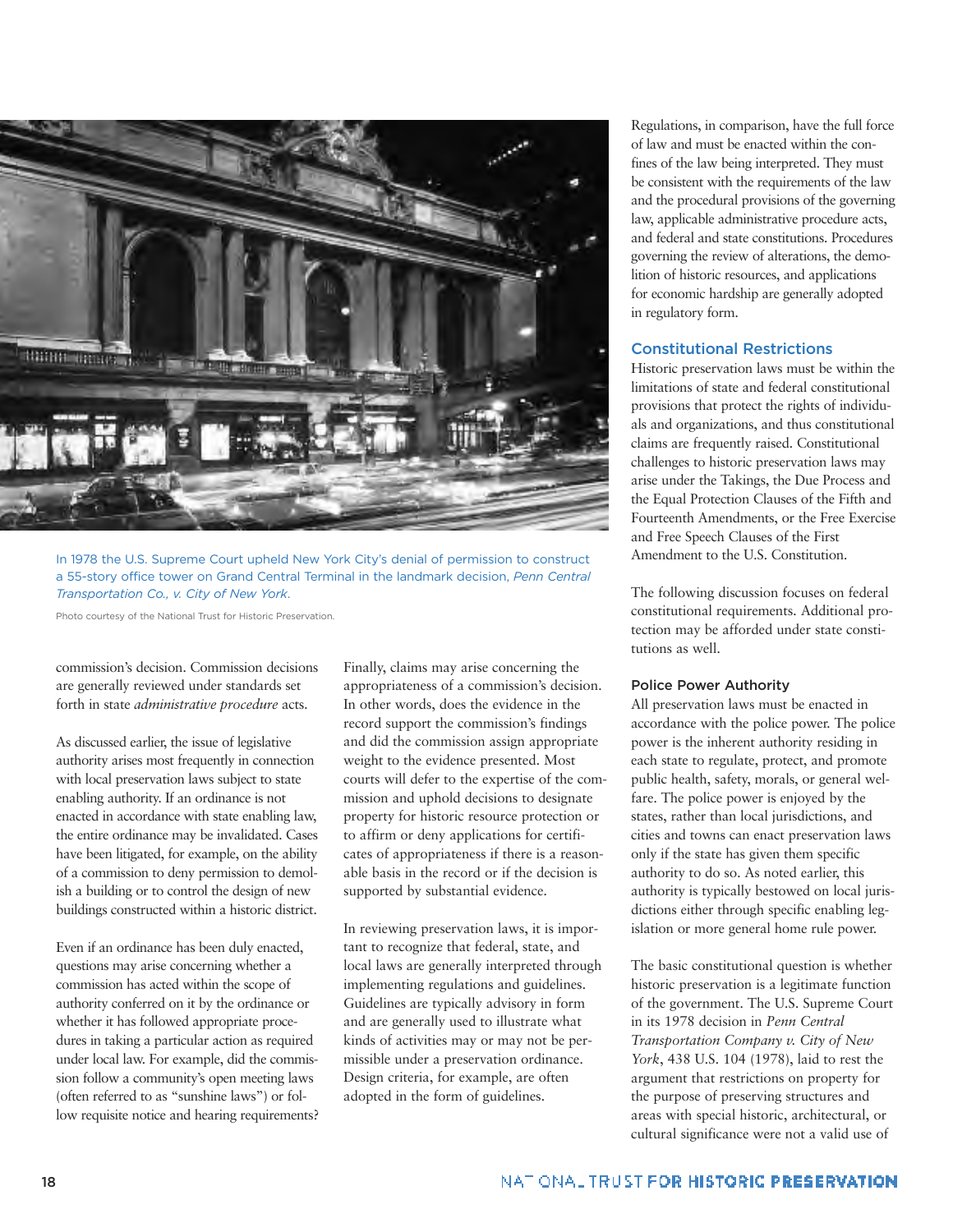In 1978 the U.S. Supreme Court upheld New York City's denial of permission to construct a 55-story office tower on Grand Central Terminal in the landmark decision, *Penn Central Transportation Co., v. City of New York.*

Photo courtesy of the National Trust for Historic Preservation.

commission's decision. Commission decisions are generally reviewed under standards set forth in state *administrative procedure* acts.

As discussed earlier, the issue of legislative authority arises most frequently in connection with local preservation laws subject to state enabling authority. If an ordinance is not enacted in accordance with state enabling law, the entire ordinance may be invalidated. Cases have been litigated, for example, on the ability of a commission to deny permission to demolish a building or to control the design of new buildings constructed within a historic district.

Even if an ordinance has been duly enacted, questions may arise concerning whether a commission has acted within the scope of authority conferred on it by the ordinance or whether it has followed appropriate procedures in taking a particular action as required under local law. For example, did the commission follow a community's open meeting laws (often referred to as "sunshine laws") or follow requisite notice and hearing requirements?

Finally, claims may arise concerning the appropriateness of a commission's decision. In other words, does the evidence in the record support the commission's findings and did the commission assign appropriate weight to the evidence presented. Most courts will defer to the expertise of the commission and uphold decisions to designate property for historic resource protection or to affirm or deny applications for certificates of appropriateness if there is a reasonable basis in the record or if the decision is supported by substantial evidence.

In reviewing preservation laws, it is important to recognize that federal, state, and local laws are generally interpreted through implementing regulations and guidelines. Guidelines are typically advisory in form and are generally used to illustrate what kinds of activities may or may not be permissible under a preservation ordinance. Design criteria, for example, are often adopted in the form of guidelines.

Regulations, in comparison, have the full force of law and must be enacted within the confines of the law being interpreted. They must be consistent with the requirements of the law and the procedural provisions of the governing law, applicable administrative procedure acts, and federal and state constitutions. Procedures governing the review of alterations, the demolition of historic resources, and applications for economic hardship are generally adopted in regulatory form.

## Constitutional Restrictions

Historic preservation laws must be within the limitations of state and federal constitutional provisions that protect the rights of individuals and organizations, and thus constitutional claims are frequently raised. Constitutional challenges to historic preservation laws may arise under the Takings, the Due Process and the Equal Protection Clauses of the Fifth and Fourteenth Amendments, or the Free Exercise and Free Speech Clauses of the First Amendment to the U.S. Constitution.

The following discussion focuses on federal constitutional requirements. Additional protection may be afforded under state constitutions as well.

### Police Power Authority

All preservation laws must be enacted in accordance with the police power. The police power is the inherent authority residing in each state to regulate, protect, and promote public health, safety, morals, or general welfare. The police power is enjoyed by the states, rather than local jurisdictions, and cities and towns can enact preservation laws only if the state has given them specific authority to do so. As noted earlier, this authority is typically bestowed on local jurisdictions either through specific enabling legislation or more general home rule power.

The basic constitutional question is whether historic preservation is a legitimate function of the government. The U.S. Supreme Court in its 1978 decision in *Penn Central Transportation Company v. City of New York*, 438 U.S. 104 (1978), laid to rest the argument that restrictions on property for the purpose of preserving structures and areas with special historic, architectural, or cultural significance were not a valid use of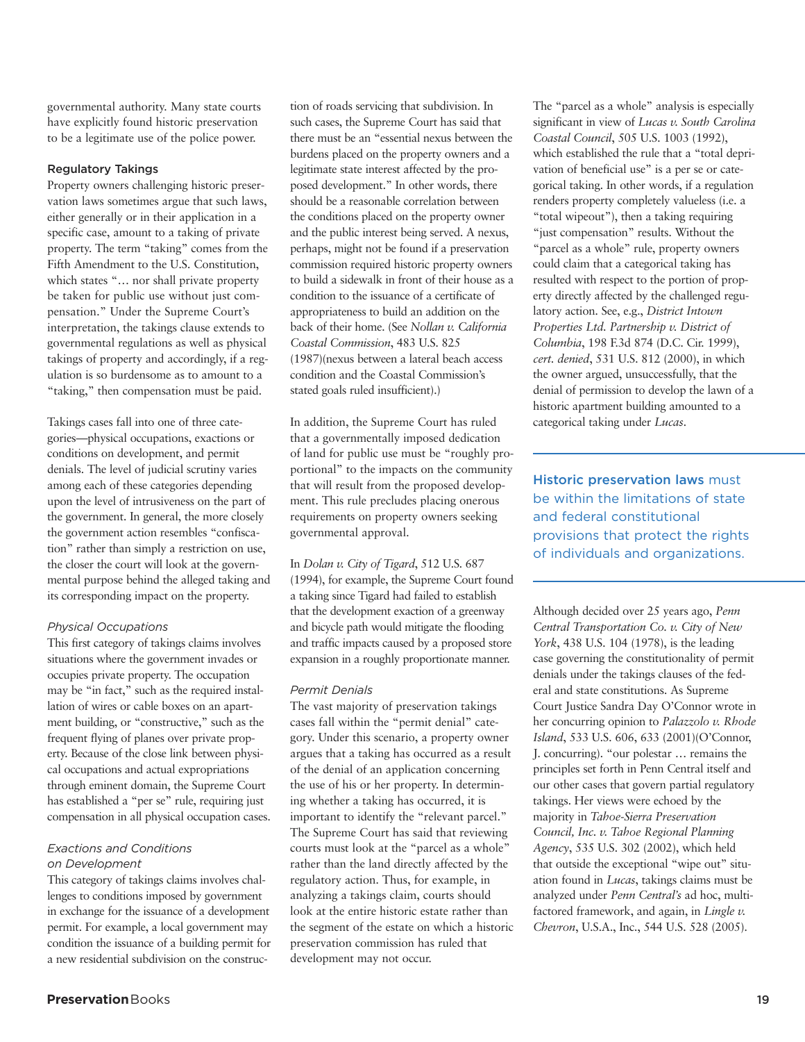governmental authority. Many state courts have explicitly found historic preservation to be a legitimate use of the police power.

## Regulatory Takings

Property owners challenging historic preservation laws sometimes argue that such laws, either generally or in their application in a specific case, amount to a taking of private property. The term "taking" comes from the Fifth Amendment to the U.S. Constitution, which states "… nor shall private property be taken for public use without just compensation." Under the Supreme Court's interpretation, the takings clause extends to governmental regulations as well as physical takings of property and accordingly, if a regulation is so burdensome as to amount to a "taking," then compensation must be paid.

Takings cases fall into one of three categories—physical occupations, exactions or conditions on development, and permit denials. The level of judicial scrutiny varies among each of these categories depending upon the level of intrusiveness on the part of the government. In general, the more closely the government action resembles "confiscation" rather than simply a restriction on use, the closer the court will look at the governmental purpose behind the alleged taking and its corresponding impact on the property.

### *Physical Occupations*

This first category of takings claims involves situations where the government invades or occupies private property. The occupation may be "in fact," such as the required installation of wires or cable boxes on an apartment building, or "constructive," such as the frequent flying of planes over private property. Because of the close link between physical occupations and actual expropriations through eminent domain, the Supreme Court has established a "per se" rule, requiring just compensation in all physical occupation cases.

### *Exactions and Conditions on Development*

This category of takings claims involves challenges to conditions imposed by government in exchange for the issuance of a development permit. For example, a local government may condition the issuance of a building permit for a new residential subdivision on the construction of roads servicing that subdivision. In such cases, the Supreme Court has said that there must be an "essential nexus between the burdens placed on the property owners and a legitimate state interest affected by the proposed development." In other words, there should be a reasonable correlation between the conditions placed on the property owner and the public interest being served. A nexus, perhaps, might not be found if a preservation commission required historic property owners to build a sidewalk in front of their house as a condition to the issuance of a certificate of appropriateness to build an addition on the back of their home. (See *Nollan v. California Coastal Commission*, 483 U.S. 825 (1987)(nexus between a lateral beach access condition and the Coastal Commission's stated goals ruled insufficient).)

In addition, the Supreme Court has ruled that a governmentally imposed dedication of land for public use must be "roughly proportional" to the impacts on the community that will result from the proposed development. This rule precludes placing onerous requirements on property owners seeking governmental approval.

In *Dolan v. City of Tigard*, 512 U.S. 687 (1994), for example, the Supreme Court found a taking since Tigard had failed to establish that the development exaction of a greenway and bicycle path would mitigate the flooding and traffic impacts caused by a proposed store expansion in a roughly proportionate manner.

### *Permit Denials*

The vast majority of preservation takings cases fall within the "permit denial" category. Under this scenario, a property owner argues that a taking has occurred as a result of the denial of an application concerning the use of his or her property. In determining whether a taking has occurred, it is important to identify the "relevant parcel." The Supreme Court has said that reviewing courts must look at the "parcel as a whole" rather than the land directly affected by the regulatory action. Thus, for example, in analyzing a takings claim, courts should look at the entire historic estate rather than the segment of the estate on which a historic preservation commission has ruled that development may not occur.

The "parcel as a whole" analysis is especially significant in view of *Lucas v. South Carolina Coastal Council*, 505 U.S. 1003 (1992), which established the rule that a "total deprivation of beneficial use" is a per se or categorical taking. In other words, if a regulation renders property completely valueless (i.e. a "total wipeout"), then a taking requiring "just compensation" results. Without the "parcel as a whole" rule, property owners could claim that a categorical taking has resulted with respect to the portion of property directly affected by the challenged regulatory action. See, e.g., *District Intown Properties Ltd. Partnership v. District of Columbia*, 198 F.3d 874 (D.C. Cir. 1999), *cert. denied*, 531 U.S. 812 (2000), in which the owner argued, unsuccessfully, that the denial of permission to develop the lawn of a historic apartment building amounted to a categorical taking under *Lucas*.

> **Historic preservation laws** must be within the limitations of state and federal constitutional provisions that protect the rights of individuals and organizations.

Although decided over 25 years ago, *Penn Central Transportation Co. v. City of New York*, 438 U.S. 104 (1978), is the leading case governing the constitutionality of permit denials under the takings clauses of the federal and state constitutions. As Supreme Court Justice Sandra Day O'Connor wrote in her concurring opinion to *Palazzolo v. Rhode Island*, 533 U.S. 606, 633 (2001)(O'Connor, J. concurring). "our polestar … remains the principles set forth in Penn Central itself and our other cases that govern partial regulatory takings. Her views were echoed by the majority in *Tahoe-Sierra Preservation Council, Inc. v. Tahoe Regional Planning Agency*, 535 U.S. 302 (2002), which held that outside the exceptional "wipe out" situation found in *Lucas*, takings claims must be analyzed under *Penn Central's* ad hoc, multi-factored framework, and again, in *Lingle v. Chevron*, U.S.A., Inc., 544 U.S. 528 (2005).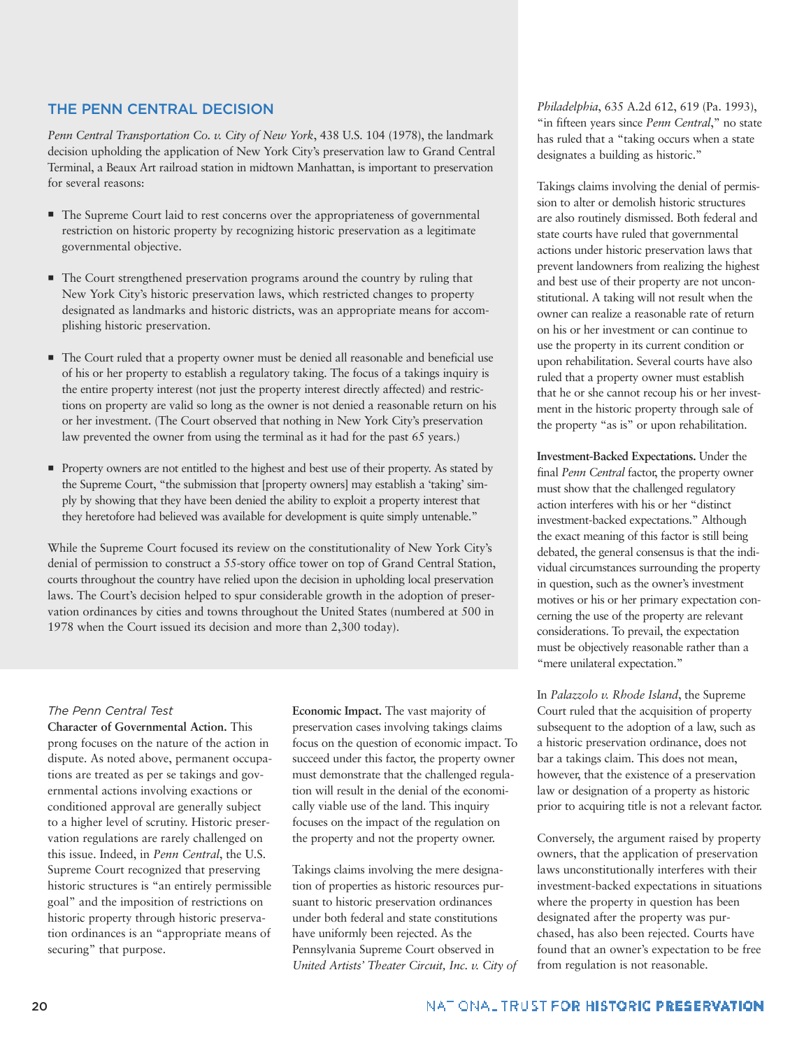## THE PENN CENTRAL DECISION

*Penn Central Transportation Co. v. City of New York*, 438 U.S. 104 (1978), the landmark decision upholding the application of New York City's preservation law to Grand Central Terminal, a Beaux Art railroad station in midtown Manhattan, is important to preservation for several reasons:

- The Supreme Court laid to rest concerns over the appropriateness of governmental restriction on historic property by recognizing historic preservation as a legitimate governmental objective.
- The Court strengthened preservation programs around the country by ruling that New York City's historic preservation laws, which restricted changes to property designated as landmarks and historic districts, was an appropriate means for accomplishing historic preservation.
- The Court ruled that a property owner must be denied all reasonable and beneficial use of his or her property to establish a regulatory taking. The focus of a takings inquiry is the entire property interest (not just the property interest directly affected) and restrictions on property are valid so long as the owner is not denied a reasonable return on his or her investment. (The Court observed that nothing in New York City's preservation law prevented the owner from using the terminal as it had for the past 65 years.)
- Property owners are not entitled to the highest and best use of their property. As stated by the Supreme Court, "the submission that [property owners] may establish a 'taking' simply by showing that they have been denied the ability to exploit a property interest that they heretofore had believed was available for development is quite simply untenable."

While the Supreme Court focused its review on the constitutionality of New York City's denial of permission to construct a 55-story office tower on top of Grand Central Station, courts throughout the country have relied upon the decision in upholding local preservation laws. The Court's decision helped to spur considerable growth in the adoption of preservation ordinances by cities and towns throughout the United States (numbered at 500 in 1978 when the Court issued its decision and more than 2,300 today).

### *The Penn Central Test*

**Character of Governmental Action.** This prong focuses on the nature of the action in dispute. As noted above, permanent occupations are treated as per se takings and governmental actions involving exactions or conditioned approval are generally subject to a higher level of scrutiny. Historic preservation regulations are rarely challenged on this issue. Indeed, in *Penn Central*, the U.S. Supreme Court recognized that preserving historic structures is "an entirely permissible goal" and the imposition of restrictions on historic property through historic preservation ordinances is an "appropriate means of securing" that purpose.

**Economic Impact.** The vast majority of preservation cases involving takings claims focus on the question of economic impact. To succeed under this factor, the property owner must demonstrate that the challenged regulation will result in the denial of the economically viable use of the land. This inquiry focuses on the impact of the regulation on the property and not the property owner.

Takings claims involving the mere designation of properties as historic resources pursuant to historic preservation ordinances under both federal and state constitutions have uniformly been rejected. As the Pennsylvania Supreme Court observed in *United Artists' Theater Circuit, Inc. v. City of Philadelphia*, 635 A.2d 612, 619 (Pa. 1993), "in fifteen years since *Penn Central*," no state has ruled that a "taking occurs when a state designates a building as historic."

Takings claims involving the denial of permission to alter or demolish historic structures are also routinely dismissed. Both federal and state courts have ruled that governmental actions under historic preservation laws that prevent landowners from realizing the highest and best use of their property are not unconstitutional. A taking will not result when the owner can realize a reasonable rate of return on his or her investment or can continue to use the property in its current condition or upon rehabilitation. Several courts have also ruled that a property owner must establish that he or she cannot recoup his or her investment in the historic property through sale of the property "as is" or upon rehabilitation.

**Investment-Backed Expectations.** Under the final *Penn Central* factor, the property owner must show that the challenged regulatory action interferes with his or her "distinct investment-backed expectations." Although the exact meaning of this factor is still being debated, the general consensus is that the individual circumstances surrounding the property in question, such as the owner's investment motives or his or her primary expectation concerning the use of the property are relevant considerations. To prevail, the expectation must be objectively reasonable rather than a "mere unilateral expectation."

In *Palazzolo v. Rhode Island*, the Supreme Court ruled that the acquisition of property subsequent to the adoption of a law, such as a historic preservation ordinance, does not bar a takings claim. This does not mean, however, that the existence of a preservation law or designation of a property as historic prior to acquiring title is not a relevant factor.

Conversely, the argument raised by property owners, that the application of preservation laws unconstitutionally interferes with their investment-backed expectations in situations where the property in question has been designated after the property was purchased, has also been rejected. Courts have found that an owner's expectation to be free from regulation is not reasonable.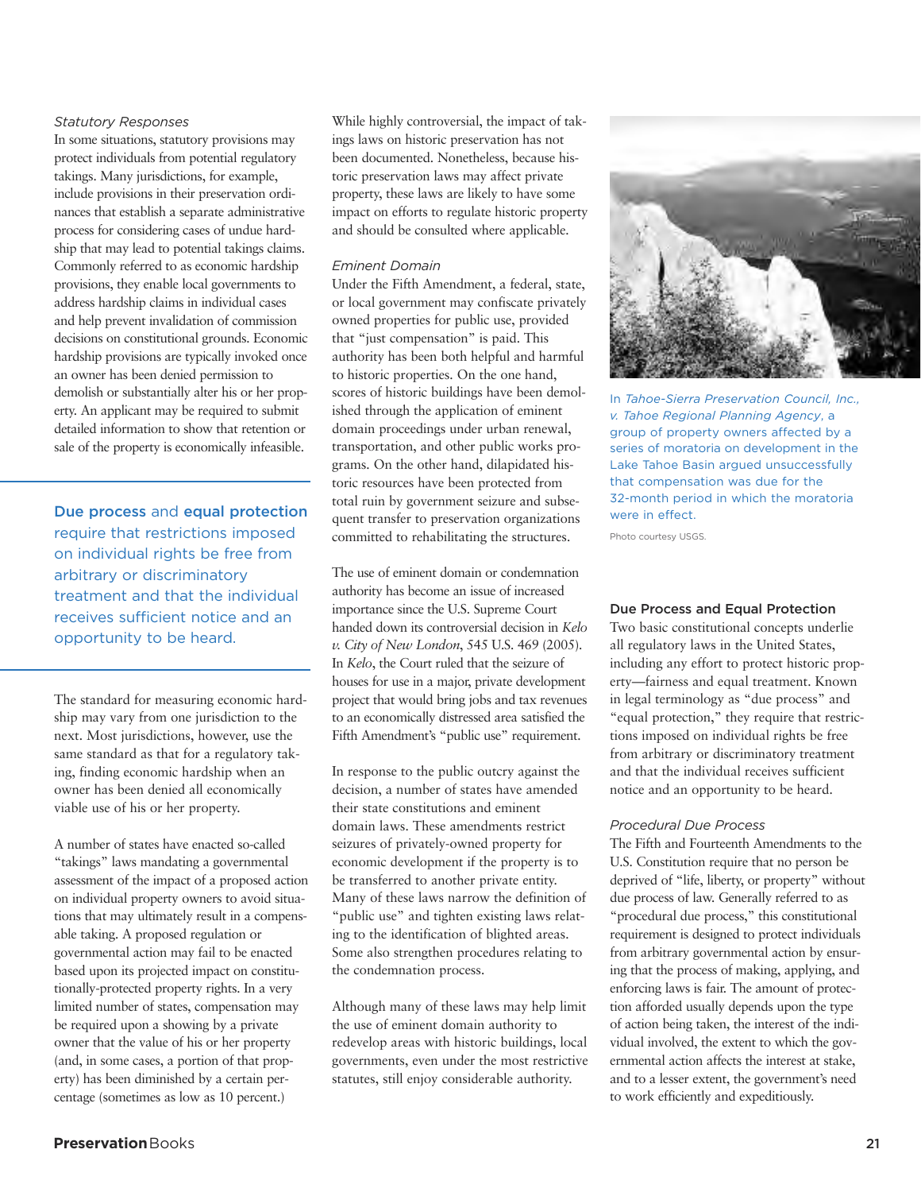### *Statutory Responses*

In some situations, statutory provisions may protect individuals from potential regulatory takings. Many jurisdictions, for example, include provisions in their preservation ordinances that establish a separate administrative process for considering cases of undue hardship that may lead to potential takings claims. Commonly referred to as economic hardship provisions, they enable local governments to address hardship claims in individual cases and help prevent invalidation of commission decisions on constitutional grounds. Economic hardship provisions are typically invoked once an owner has been denied permission to demolish or substantially alter his or her property. An applicant may be required to submit detailed information to show that retention or sale of the property is economically infeasible.

> **Due process** and **equal protection** require that restrictions imposed on individual rights be free from arbitrary or discriminatory treatment and that the individual receives sufficient notice and an opportunity to be heard.

The standard for measuring economic hardship may vary from one jurisdiction to the next. Most jurisdictions, however, use the same standard as that for a regulatory taking, finding economic hardship when an owner has been denied all economically viable use of his or her property.

A number of states have enacted so-called "takings" laws mandating a governmental assessment of the impact of a proposed action on individual property owners to avoid situations that may ultimately result in a compensable taking. A proposed regulation or governmental action may fail to be enacted based upon its projected impact on constitutionally-protected property rights. In a very limited number of states, compensation may be required upon a showing by a private owner that the value of his or her property (and, in some cases, a portion of that property) has been diminished by a certain percentage (sometimes as low as 10 percent.)

While highly controversial, the impact of takings laws on historic preservation has not been documented. Nonetheless, because historic preservation laws may affect private property, these laws are likely to have some impact on efforts to regulate historic property and should be consulted where applicable.

### *Eminent Domain*

Under the Fifth Amendment, a federal, state, or local government may confiscate privately owned properties for public use, provided that "just compensation" is paid. This authority has been both helpful and harmful to historic properties. On the one hand, scores of historic buildings have been demolished through the application of eminent domain proceedings under urban renewal, transportation, and other public works programs. On the other hand, dilapidated historic resources have been protected from total ruin by government seizure and subsequent transfer to preservation organizations committed to rehabilitating the structures.

The use of eminent domain or condemnation authority has become an issue of increased importance since the U.S. Supreme Court handed down its controversial decision in *Kelo v. City of New London*, 545 U.S. 469 (2005). In *Kelo*, the Court ruled that the seizure of houses for use in a major, private development project that would bring jobs and tax revenues to an economically distressed area satisfied the Fifth Amendment's "public use" requirement.

In response to the public outcry against the decision, a number of states have amended their state constitutions and eminent domain laws. These amendments restrict seizures of privately-owned property for economic development if the property is to be transferred to another private entity. Many of these laws narrow the definition of "public use" and tighten existing laws relating to the identification of blighted areas. Some also strengthen procedures relating to the condemnation process.

Although many of these laws may help limit the use of eminent domain authority to redevelop areas with historic buildings, local governments, even under the most restrictive statutes, still enjoy considerable authority.

In *Tahoe-Sierra Preservation Council, Inc., v. Tahoe Regional Planning Agency*, a group of property owners affected by a series of moratoria on development in the Lake Tahoe Basin argued unsuccessfully that compensation was due for the 32-month period in which the moratoria were in effect.

Photo courtesy USGS.

## Due Process and Equal Protection

Two basic constitutional concepts underlie all regulatory laws in the United States, including any effort to protect historic property—fairness and equal treatment. Known in legal terminology as "due process" and "equal protection," they require that restrictions imposed on individual rights be free from arbitrary or discriminatory treatment and that the individual receives sufficient notice and an opportunity to be heard.

### *Procedural Due Process*

The Fifth and Fourteenth Amendments to the U.S. Constitution require that no person be deprived of "life, liberty, or property" without due process of law. Generally referred to as "procedural due process," this constitutional requirement is designed to protect individuals from arbitrary governmental action by ensuring that the process of making, applying, and enforcing laws is fair. The amount of protection afforded usually depends upon the type of action being taken, the interest of the individual involved, the extent to which the governmental action affects the interest at stake, and to a lesser extent, the government's need to work efficiently and expeditiously.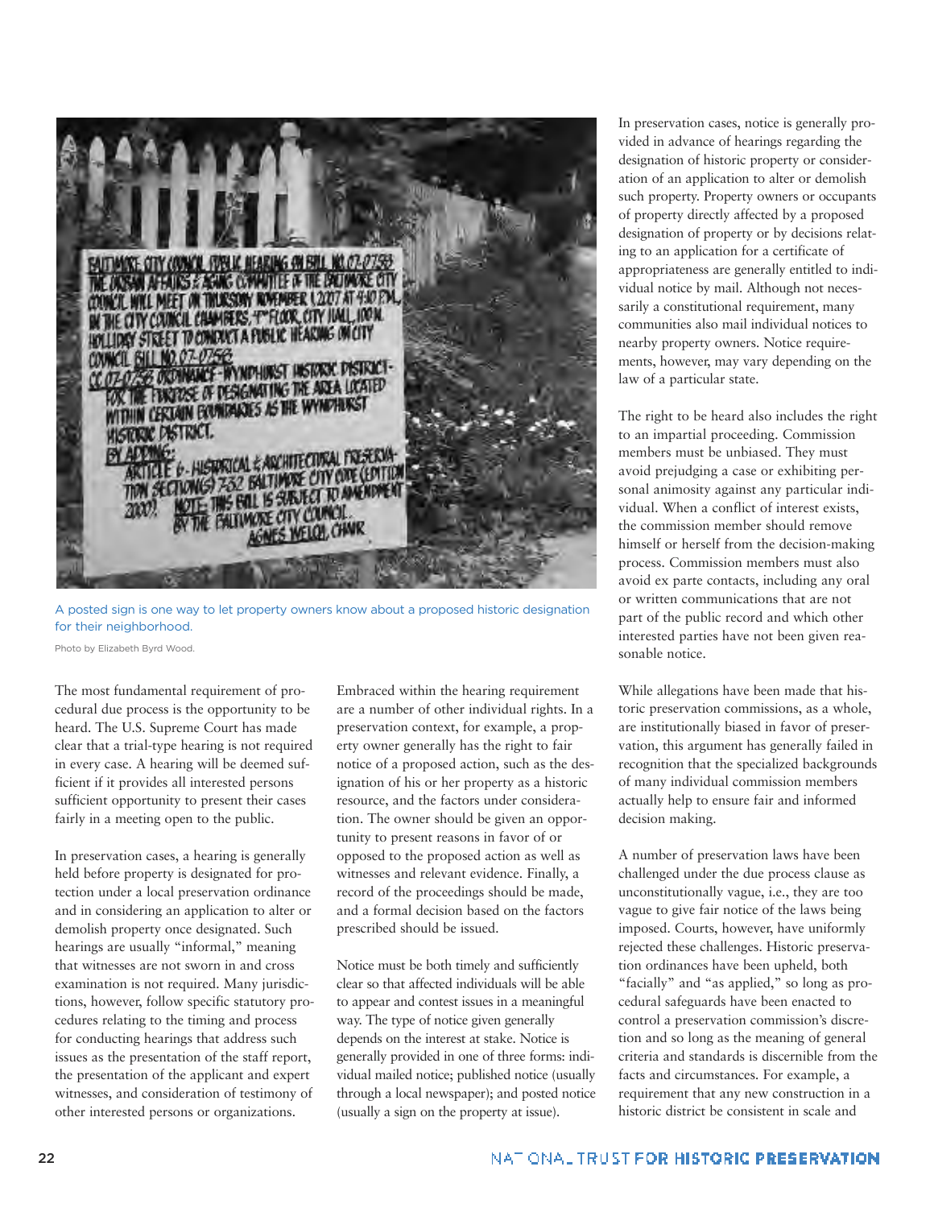A posted sign is one way to let property owners know about a proposed historic designation for their neighborhood.

Photo by Elizabeth Byrd Wood.

The most fundamental requirement of procedural due process is the opportunity to be heard. The U.S. Supreme Court has made clear that a trial-type hearing is not required in every case. A hearing will be deemed sufficient if it provides all interested persons sufficient opportunity to present their cases fairly in a meeting open to the public.

In preservation cases, a hearing is generally held before property is designated for protection under a local preservation ordinance and in considering an application to alter or demolish property once designated. Such hearings are usually "informal," meaning that witnesses are not sworn in and cross examination is not required. Many jurisdictions, however, follow specific statutory procedures relating to the timing and process for conducting hearings that address such issues as the presentation of the staff report, the presentation of the applicant and expert witnesses, and consideration of testimony of other interested persons or organizations.

Embraced within the hearing requirement are a number of other individual rights. In a preservation context, for example, a property owner generally has the right to fair notice of a proposed action, such as the designation of his or her property as a historic resource, and the factors under consideration. The owner should be given an opportunity to present reasons in favor of or opposed to the proposed action as well as witnesses and relevant evidence. Finally, a record of the proceedings should be made, and a formal decision based on the factors prescribed should be issued.

Notice must be both timely and sufficiently clear so that affected individuals will be able to appear and contest issues in a meaningful way. The type of notice given generally depends on the interest at stake. Notice is generally provided in one of three forms: individual mailed notice; published notice (usually through a local newspaper); and posted notice (usually a sign on the property at issue).

In preservation cases, notice is generally provided in advance of hearings regarding the designation of historic property or consideration of an application to alter or demolish such property. Property owners or occupants of property directly affected by a proposed designation of property or by decisions relating to an application for a certificate of appropriateness are generally entitled to individual notice by mail. Although not necessarily a constitutional requirement, many communities also mail individual notices to nearby property owners. Notice requirements, however, may vary depending on the law of a particular state.

The right to be heard also includes the right to an impartial proceeding. Commission members must be unbiased. They must avoid prejudging a case or exhibiting personal animosity against any particular individual. When a conflict of interest exists, the commission member should remove himself or herself from the decision-making process. Commission members must also avoid ex parte contacts, including any oral or written communications that are not part of the public record and which other interested parties have not been given reasonable notice.

While allegations have been made that historic preservation commissions, as a whole, are institutionally biased in favor of preservation, this argument has generally failed in recognition that the specialized backgrounds of many individual commission members actually help to ensure fair and informed decision making.

A number of preservation laws have been challenged under the due process clause as unconstitutionally vague, i.e., they are too vague to give fair notice of the laws being imposed. Courts, however, have uniformly rejected these challenges. Historic preservation ordinances have been upheld, both "facially" and "as applied," so long as procedural safeguards have been enacted to control a preservation commission's discretion and so long as the meaning of general criteria and standards is discernible from the facts and circumstances. For example, a requirement that any new construction in a historic district be consistent in scale and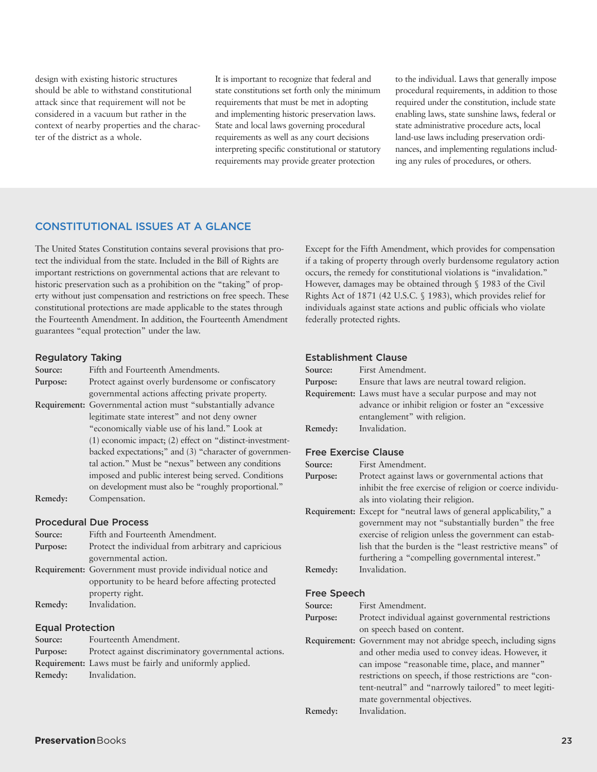design with existing historic structures should be able to withstand constitutional attack since that requirement will not be considered in a vacuum but rather in the context of nearby properties and the character of the district as a whole.

It is important to recognize that federal and state constitutions set forth only the minimum requirements that must be met in adopting and implementing historic preservation laws. State and local laws governing procedural requirements as well as any court decisions interpreting specific constitutional or statutory requirements may provide greater protection to the individual. Laws that generally impose procedural requirements, in addition to those required under the constitution, include state enabling laws, state sunshine laws, federal or state administrative procedure acts, local land-use laws including preservation ordinances, and implementing regulations including any rules of procedures, or others.

## CONSTITUTIONAL ISSUES AT A GLANCE

The United States Constitution contains several provisions that protect the individual from the state. Included in the Bill of Rights are important restrictions on governmental actions that are relevant to historic preservation such as a prohibition on the "taking" of property without just compensation and restrictions on free speech. These constitutional protections are made applicable to the states through the Fourteenth Amendment. In addition, the Fourteenth Amendment guarantees "equal protection" under the law.

Except for the Fifth Amendment, which provides for compensation if a taking of property through overly burdensome regulatory action occurs, the remedy for constitutional violations is "invalidation." However, damages may be obtained through § 1983 of the Civil Rights Act of 1871 (42 U.S.C. § 1983), which provides relief for individuals against state actions and public officials who violate federally protected rights.

### Regulatory Taking

**Source:** Fifth and Fourteenth Amendments.

**Purpose:** Protect against overly burdensome or confiscatory governmental actions affecting private property.

**Requirement:** Governmental action must "substantially advance legitimate state interest" and not deny owner "economically viable use of his land." Look at (1) economic impact; (2) effect on "distinct-investment-backed expectations;" and (3) "character of governmental action." Must be "nexus" between any conditions imposed and public interest being served. Conditions on development must also be "roughly proportional."

**Remedy:** Compensation.

### Procedural Due Process

**Source:** Fifth and Fourteenth Amendment.

**Purpose:** Protect the individual from arbitrary and capricious governmental action.

**Requirement:** Government must provide individual notice and opportunity to be heard before affecting protected property right.

**Remedy:** Invalidation.

### Equal Protection

**Source:** Fourteenth Amendment.

**Purpose:** Protect against discriminatory governmental actions.

**Requirement:** Laws must be fairly and uniformly applied.

**Remedy:** Invalidation.

### Establishment Clause

**Source:** First Amendment.

**Purpose:** Ensure that laws are neutral toward religion.

**Requirement:** Laws must have a secular purpose and may not advance or inhibit religion or foster an "excessive entanglement" with religion.

**Remedy:** Invalidation.

### Free Exercise Clause

**Source:** First Amendment.

**Purpose:** Protect against laws or governmental actions that inhibit the free exercise of religion or coerce individuals into violating their religion.

**Requirement:** Except for "neutral laws of general applicability," a government may not "substantially burden" the free exercise of religion unless the government can establish that the burden is the "least restrictive means" of furthering a "compelling governmental interest."

**Remedy:** Invalidation.

### Free Speech

**Source:** First Amendment.

**Purpose:** Protect individual against governmental restrictions on speech based on content.

**Requirement:** Government may not abridge speech, including signs and other media used to convey ideas. However, it can impose "reasonable time, place, and manner" restrictions on speech, if those restrictions are "content-neutral" and "narrowly tailored" to meet legitimate governmental objectives.

**Remedy:** Invalidation.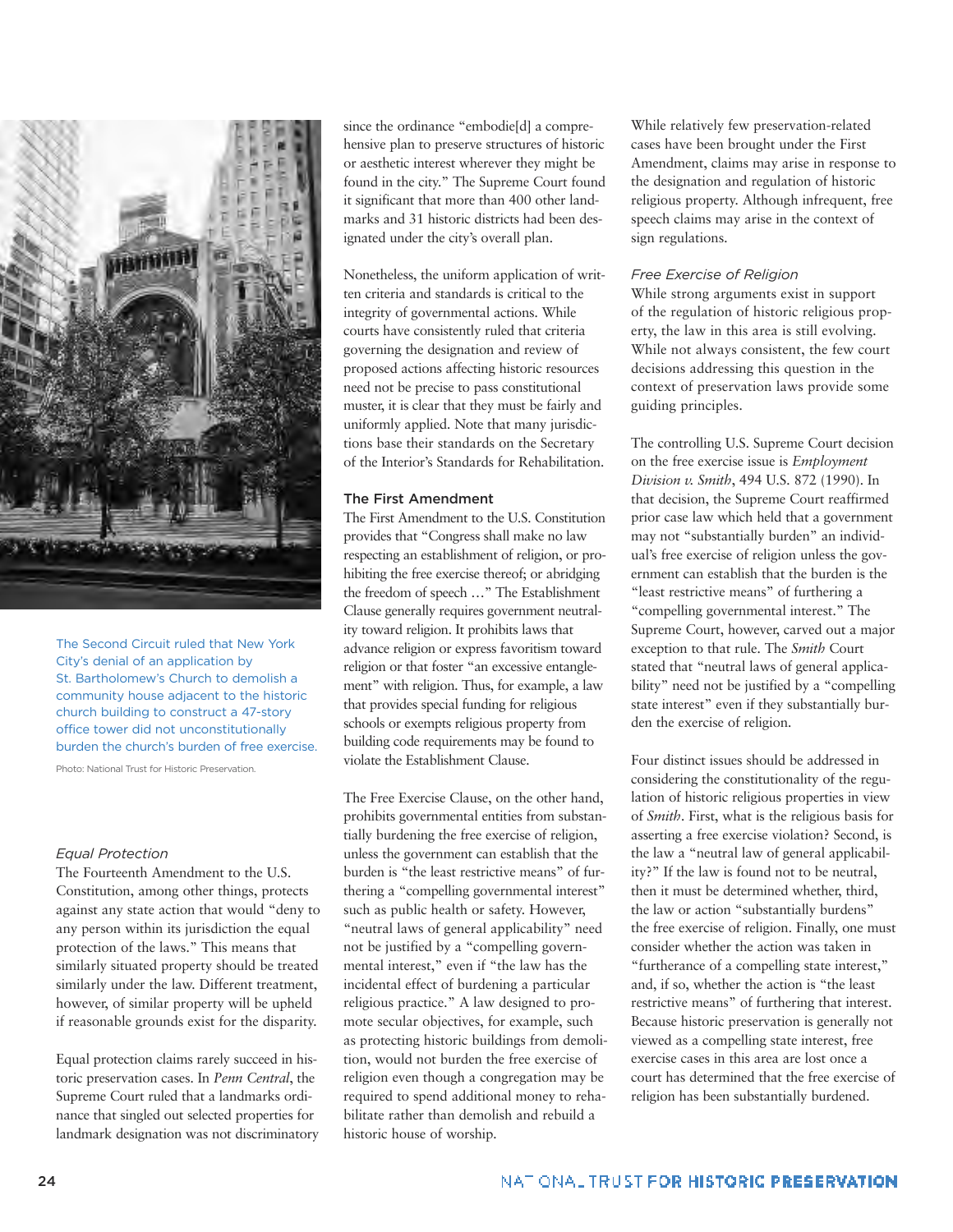The Second Circuit ruled that New York City's denial of an application by St. Bartholomew's Church to demolish a community house adjacent to the historic church building to construct a 47-story office tower did not unconstitutionally burden the church's burden of free exercise.

Photo: National Trust for Historic Preservation.

### *Equal Protection*

The Fourteenth Amendment to the U.S. Constitution, among other things, protects against any state action that would "deny to any person within its jurisdiction the equal protection of the laws." This means that similarly situated property should be treated similarly under the law. Different treatment, however, of similar property will be upheld if reasonable grounds exist for the disparity.

Equal protection claims rarely succeed in historic preservation cases. In *Penn Central*, the Supreme Court ruled that a landmarks ordinance that singled out selected properties for landmark designation was not discriminatory since the ordinance "embodie[d] a comprehensive plan to preserve structures of historic or aesthetic interest wherever they might be found in the city." The Supreme Court found it significant that more than 400 other landmarks and 31 historic districts had been designated under the city's overall plan.

Nonetheless, the uniform application of written criteria and standards is critical to the integrity of governmental actions. While courts have consistently ruled that criteria governing the designation and review of proposed actions affecting historic resources need not be precise to pass constitutional muster, it is clear that they must be fairly and uniformly applied. Note that many jurisdictions base their standards on the Secretary of the Interior's Standards for Rehabilitation.

## The First Amendment

The First Amendment to the U.S. Constitution provides that "Congress shall make no law respecting an establishment of religion, or prohibiting the free exercise thereof; or abridging the freedom of speech …" The Establishment Clause generally requires government neutrality toward religion. It prohibits laws that advance religion or express favoritism toward religion or that foster "an excessive entanglement" with religion. Thus, for example, a law that provides special funding for religious schools or exempts religious property from building code requirements may be found to violate the Establishment Clause.

The Free Exercise Clause, on the other hand, prohibits governmental entities from substantially burdening the free exercise of religion, unless the government can establish that the burden is "the least restrictive means" of furthering a "compelling governmental interest" such as public health or safety. However, "neutral laws of general applicability" need not be justified by a "compelling governmental interest," even if "the law has the incidental effect of burdening a particular religious practice." A law designed to promote secular objectives, for example, such as protecting historic buildings from demolition, would not burden the free exercise of religion even though a congregation may be required to spend additional money to rehabilitate rather than demolish and rebuild a historic house of worship.

While relatively few preservation-related cases have been brought under the First Amendment, claims may arise in response to the designation and regulation of historic religious property. Although infrequent, free speech claims may arise in the context of sign regulations.

### *Free Exercise of Religion*

While strong arguments exist in support of the regulation of historic religious property, the law in this area is still evolving. While not always consistent, the few court decisions addressing this question in the context of preservation laws provide some guiding principles.

The controlling U.S. Supreme Court decision on the free exercise issue is *Employment Division v. Smith*, 494 U.S. 872 (1990). In that decision, the Supreme Court reaffirmed prior case law which held that a government may not "substantially burden" an individual's free exercise of religion unless the government can establish that the burden is the "least restrictive means" of furthering a "compelling governmental interest." The Supreme Court, however, carved out a major exception to that rule. The *Smith* Court stated that "neutral laws of general applicability" need not be justified by a "compelling state interest" even if they substantially burden the exercise of religion.

Four distinct issues should be addressed in considering the constitutionality of the regulation of historic religious properties in view of *Smith*. First, what is the religious basis for asserting a free exercise violation? Second, is the law a "neutral law of general applicability?" If the law is found not to be neutral, then it must be determined whether, third, the law or action "substantially burdens" the free exercise of religion. Finally, one must consider whether the action was taken in "furtherance of a compelling state interest," and, if so, whether the action is "the least restrictive means" of furthering that interest. Because historic preservation is generally not viewed as a compelling state interest, free exercise cases in this area are lost once a court has determined that the free exercise of religion has been substantially burdened.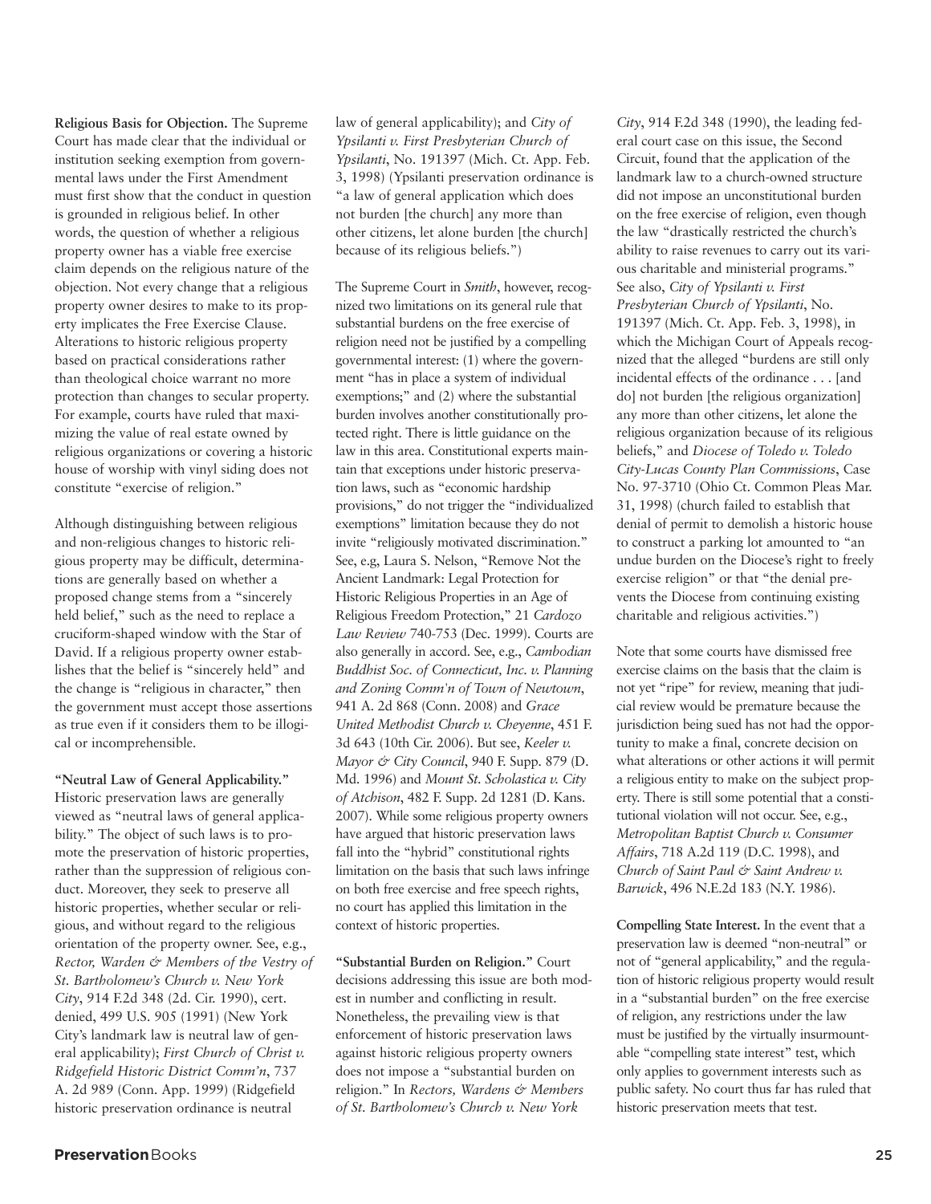**Religious Basis for Objection.** The Supreme Court has made clear that the individual or institution seeking exemption from governmental laws under the First Amendment must first show that the conduct in question is grounded in religious belief. In other words, the question of whether a religious property owner has a viable free exercise claim depends on the religious nature of the objection. Not every change that a religious property owner desires to make to its property implicates the Free Exercise Clause. Alterations to historic religious property based on practical considerations rather than theological choice warrant no more protection than changes to secular property. For example, courts have ruled that maximizing the value of real estate owned by religious organizations or covering a historic house of worship with vinyl siding does not constitute "exercise of religion."

Although distinguishing between religious and non-religious changes to historic religious property may be difficult, determinations are generally based on whether a proposed change stems from a "sincerely held belief," such as the need to replace a cruciform-shaped window with the Star of David. If a religious property owner establishes that the belief is "sincerely held" and the change is "religious in character," then the government must accept those assertions as true even if it considers them to be illogical or incomprehensible.

**"Neutral Law of General Applicability."** Historic preservation laws are generally viewed as "neutral laws of general applicability." The object of such laws is to promote the preservation of historic properties, rather than the suppression of religious conduct. Moreover, they seek to preserve all historic properties, whether secular or religious, and without regard to the religious orientation of the property owner. See, e.g., *Rector, Warden & Members of the Vestry of St. Bartholomew's Church v. New York City*, 914 F.2d 348 (2d. Cir. 1990), cert. denied, 499 U.S. 905 (1991) (New York City's landmark law is neutral law of general applicability); *First Church of Christ v. Ridgefield Historic District Comm'n*, 737 A. 2d 989 (Conn. App. 1999) (Ridgefield historic preservation ordinance is neutral law of general applicability); and *City of Ypsilanti v. First Presbyterian Church of Ypsilanti*, No. 191397 (Mich. Ct. App. Feb. 3, 1998) (Ypsilanti preservation ordinance is "a law of general application which does not burden [the church] any more than other citizens, let alone burden [the church] because of its religious beliefs.")

The Supreme Court in *Smith*, however, recognized two limitations on its general rule that substantial burdens on the free exercise of religion need not be justified by a compelling governmental interest: (1) where the government "has in place a system of individual exemptions;" and (2) where the substantial burden involves another constitutionally protected right. There is little guidance on the law in this area. Constitutional experts maintain that exceptions under historic preservation laws, such as "economic hardship provisions," do not trigger the "individualized exemptions" limitation because they do not invite "religiously motivated discrimination." See, e.g, Laura S. Nelson, "Remove Not the Ancient Landmark: Legal Protection for Historic Religious Properties in an Age of Religious Freedom Protection," 21 *Cardozo Law Review* 740-753 (Dec. 1999). Courts are also generally in accord. See, e.g., *Cambodian Buddhist Soc. of Connecticut, Inc. v. Planning and Zoning Comm'n of Town of Newtown*, 941 A. 2d 868 (Conn. 2008) and *Grace United Methodist Church v. Cheyenne*, 451 F. 3d 643 (10th Cir. 2006). But see, *Keeler v. Mayor & City Council*, 940 F. Supp. 879 (D. Md. 1996) and *Mount St. Scholastica v. City of Atchison*, 482 F. Supp. 2d 1281 (D. Kans. 2007). While some religious property owners have argued that historic preservation laws fall into the "hybrid" constitutional rights limitation on the basis that such laws infringe on both free exercise and free speech rights, no court has applied this limitation in the context of historic properties.

**"Substantial Burden on Religion."** Court decisions addressing this issue are both modest in number and conflicting in result. Nonetheless, the prevailing view is that enforcement of historic preservation laws against historic religious property owners does not impose a "substantial burden on religion." In *Rectors, Wardens & Members of St. Bartholomew's Church v. New York City*, 914 F.2d 348 (1990), the leading federal court case on this issue, the Second Circuit, found that the application of the landmark law to a church-owned structure did not impose an unconstitutional burden on the free exercise of religion, even though the law "drastically restricted the church's ability to raise revenues to carry out its various charitable and ministerial programs." See also, *City of Ypsilanti v. First Presbyterian Church of Ypsilanti*, No. 191397 (Mich. Ct. App. Feb. 3, 1998), in which the Michigan Court of Appeals recognized that the alleged "burdens are still only incidental effects of the ordinance . . . [and do] not burden [the religious organization] any more than other citizens, let alone the religious organization because of its religious beliefs," and *Diocese of Toledo v. Toledo City-Lucas County Plan Commissions*, Case No. 97-3710 (Ohio Ct. Common Pleas Mar. 31, 1998) (church failed to establish that denial of permit to demolish a historic house to construct a parking lot amounted to "an undue burden on the Diocese's right to freely exercise religion" or that "the denial prevents the Diocese from continuing existing charitable and religious activities.")

Note that some courts have dismissed free exercise claims on the basis that the claim is not yet "ripe" for review, meaning that judicial review would be premature because the jurisdiction being sued has not had the opportunity to make a final, concrete decision on what alterations or other actions it will permit a religious entity to make on the subject property. There is still some potential that a constitutional violation will not occur. See, e.g., *Metropolitan Baptist Church v. Consumer Affairs*, 718 A.2d 119 (D.C. 1998), and *Church of Saint Paul & Saint Andrew v. Barwick*, 496 N.E.2d 183 (N.Y. 1986).

**Compelling State Interest.** In the event that a preservation law is deemed "non-neutral" or not of "general applicability," and the regulation of historic religious property would result in a "substantial burden" on the free exercise of religion, any restrictions under the law must be justified by the virtually insurmountable "compelling state interest" test, which only applies to government interests such as public safety. No court thus far has ruled that historic preservation meets that test.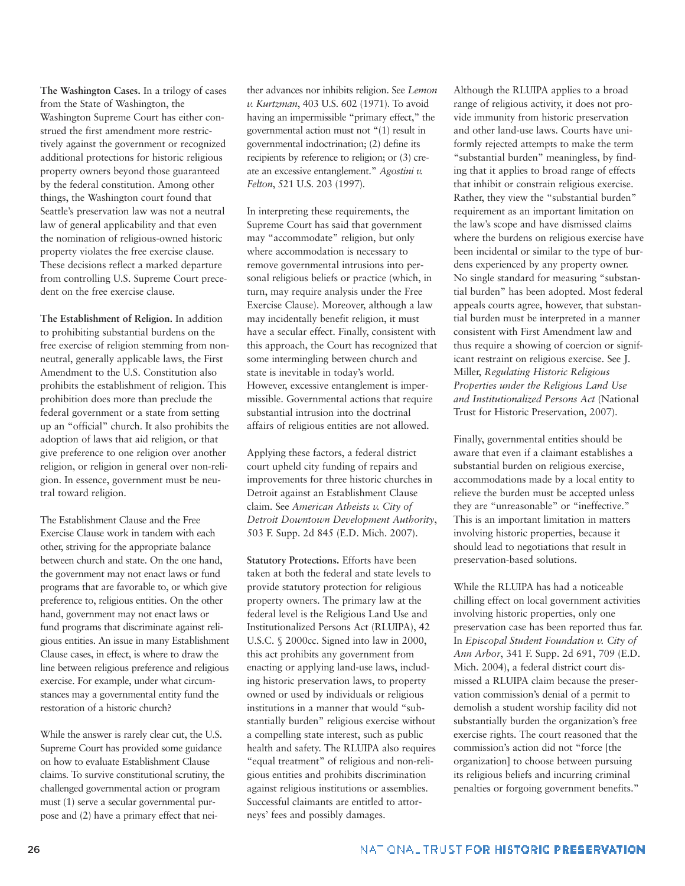**The Washington Cases.** In a trilogy of cases from the State of Washington, the Washington Supreme Court has either construed the first amendment more restrictively against the government or recognized additional protections for historic religious property owners beyond those guaranteed by the federal constitution. Among other things, the Washington court found that Seattle's preservation law was not a neutral law of general applicability and that even the nomination of religious-owned historic property violates the free exercise clause. These decisions reflect a marked departure from controlling U.S. Supreme Court precedent on the free exercise clause.

**The Establishment of Religion.** In addition to prohibiting substantial burdens on the free exercise of religion stemming from non-neutral, generally applicable laws, the First Amendment to the U.S. Constitution also prohibits the establishment of religion. This prohibition does more than preclude the federal government or a state from setting up an "official" church. It also prohibits the adoption of laws that aid religion, or that give preference to one religion over another religion, or religion in general over non-religion. In essence, government must be neutral toward religion.

The Establishment Clause and the Free Exercise Clause work in tandem with each other, striving for the appropriate balance between church and state. On the one hand, the government may not enact laws or fund programs that are favorable to, or which give preference to, religious entities. On the other hand, government may not enact laws or fund programs that discriminate against religious entities. An issue in many Establishment Clause cases, in effect, is where to draw the line between religious preference and religious exercise. For example, under what circumstances may a governmental entity fund the restoration of a historic church?

While the answer is rarely clear cut, the U.S. Supreme Court has provided some guidance on how to evaluate Establishment Clause claims. To survive constitutional scrutiny, the challenged governmental action or program must (1) serve a secular governmental purpose and (2) have a primary effect that neither advances nor inhibits religion. See *Lemon v. Kurtzman*, 403 U.S. 602 (1971). To avoid having an impermissible "primary effect," the governmental action must not "(1) result in governmental indoctrination; (2) define its recipients by reference to religion; or (3) create an excessive entanglement." *Agostini v. Felton*, 521 U.S. 203 (1997).

In interpreting these requirements, the Supreme Court has said that government may "accommodate" religion, but only where accommodation is necessary to remove governmental intrusions into personal religious beliefs or practice (which, in turn, may require analysis under the Free Exercise Clause). Moreover, although a law may incidentally benefit religion, it must have a secular effect. Finally, consistent with this approach, the Court has recognized that some intermingling between church and state is inevitable in today's world. However, excessive entanglement is impermissible. Governmental actions that require substantial intrusion into the doctrinal affairs of religious entities are not allowed.

Applying these factors, a federal district court upheld city funding of repairs and improvements for three historic churches in Detroit against an Establishment Clause claim. See *American Atheists v. City of Detroit Downtown Development Authority*, 503 F. Supp. 2d 845 (E.D. Mich. 2007).

**Statutory Protections.** Efforts have been taken at both the federal and state levels to provide statutory protection for religious property owners. The primary law at the federal level is the Religious Land Use and Institutionalized Persons Act (RLUIPA), 42 U.S.C. § 2000cc. Signed into law in 2000, this act prohibits any government from enacting or applying land-use laws, including historic preservation laws, to property owned or used by individuals or religious institutions in a manner that would "substantially burden" religious exercise without a compelling state interest, such as public health and safety. The RLUIPA also requires "equal treatment" of religious and non-religious entities and prohibits discrimination against religious institutions or assemblies. Successful claimants are entitled to attorneys' fees and possibly damages.

Although the RLUIPA applies to a broad range of religious activity, it does not provide immunity from historic preservation and other land-use laws. Courts have uniformly rejected attempts to make the term "substantial burden" meaningless, by finding that it applies to broad range of effects that inhibit or constrain religious exercise. Rather, they view the "substantial burden" requirement as an important limitation on the law's scope and have dismissed claims where the burdens on religious exercise have been incidental or similar to the type of burdens experienced by any property owner. No single standard for measuring "substantial burden" has been adopted. Most federal appeals courts agree, however, that substantial burden must be interpreted in a manner consistent with First Amendment law and thus require a showing of coercion or significant restraint on religious exercise. See J. Miller, *Regulating Historic Religious Properties under the Religious Land Use and Institutionalized Persons Act* (National Trust for Historic Preservation, 2007).

Finally, governmental entities should be aware that even if a claimant establishes a substantial burden on religious exercise, accommodations made by a local entity to relieve the burden must be accepted unless they are "unreasonable" or "ineffective." This is an important limitation in matters involving historic properties, because it should lead to negotiations that result in preservation-based solutions.

While the RLUIPA has had a noticeable chilling effect on local government activities involving historic properties, only one preservation case has been reported thus far. In *Episcopal Student Foundation v. City of Ann Arbor*, 341 F. Supp. 2d 691, 709 (E.D. Mich. 2004), a federal district court dismissed a RLUIPA claim because the preservation commission's denial of a permit to demolish a student worship facility did not substantially burden the organization's free exercise rights. The court reasoned that the commission's action did not "force [the organization] to choose between pursuing its religious beliefs and incurring criminal penalties or forgoing government benefits."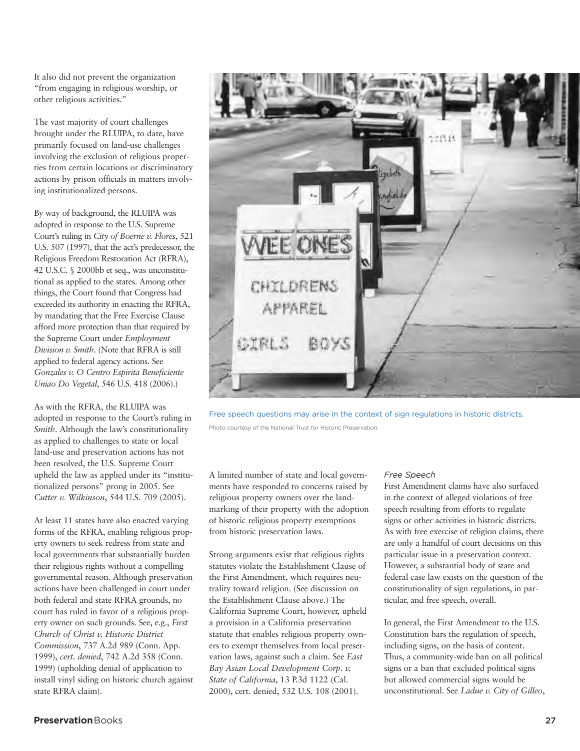It also did not prevent the organization "from engaging in religious worship, or other religious activities."

The vast majority of court challenges brought under the RLUIPA, to date, have primarily focused on land-use challenges involving the exclusion of religious properties from certain locations or discriminatory actions by prison officials in matters involving institutionalized persons.

By way of background, the RLUIPA was adopted in response to the U.S. Supreme Court's ruling in *City of Boerne v. Flores*, 521 U.S. 507 (1997), that the act's predecessor, the Religious Freedom Restoration Act (RFRA), 42 U.S.C. § 2000bb et seq., was unconstitutional as applied to the states. Among other things, the Court found that Congress had exceeded its authority in enacting the RFRA, by mandating that the Free Exercise Clause afford more protection than that required by the Supreme Court under *Employment Division v. Smith*. (Note that RFRA is still applied to federal agency actions. See *Gonzales v. O Centro Espirita Beneficiente Uniao Do Vegetal*, 546 U.S. 418 (2006).)

As with the RFRA, the RLUIPA was adopted in response to the Court's ruling in *Smith*. Although the law's constitutionality as applied to challenges to state or local land-use and preservation actions has not been resolved, the U.S. Supreme Court upheld the law as applied under its "institutionalized persons" prong in 2005. See *Cutter v. Wilkinson*, 544 U.S. 709 (2005).

At least 11 states have also enacted varying forms of the RFRA, enabling religious property owners to seek redress from state and local governments that substantially burden their religious rights without a compelling governmental reason. Although preservation actions have been challenged in court under both federal and state RFRA grounds, no court has ruled in favor of a religious property owner on such grounds. See, e.g., *First Church of Christ v. Historic District Commission*, 737 A.2d 989 (Conn. App. 1999), *cert. denied*, 742 A.2d 358 (Conn. 1999) (upholding denial of application to install vinyl siding on historic church against state RFRA claim).

Free speech questions may arise in the context of sign regulations in historic districts.

Photo courtesy of the National Trust for Historic Preservation.

A limited number of state and local governments have responded to concerns raised by religious property owners over the landmarking of their property with the adoption of historic religious property exemptions from historic preservation laws.

Strong arguments exist that religious rights statutes violate the Establishment Clause of the First Amendment, which requires neutrality toward religion. (See discussion on the Establishment Clause above.) The California Supreme Court, however, upheld a provision in a California preservation statute that enables religious property owners to exempt themselves from local preservation laws, against such a claim. See *East Bay Asian Local Development Corp. v. State of California*, 13 P.3d 1122 (Cal. 2000), cert. denied, 532 U.S. 108 (2001).

*Free Speech*

First Amendment claims have also surfaced in the context of alleged violations of free speech resulting from efforts to regulate signs or other activities in historic districts. As with free exercise of religion claims, there are only a handful of court decisions on this particular issue in a preservation context. However, a substantial body of state and federal case law exists on the question of the constitutionality of sign regulations, in particular, and free speech, overall.

In general, the First Amendment to the U.S. Constitution bars the regulation of speech, including signs, on the basis of content. Thus, a community-wide ban on all political signs or a ban that excluded political signs but allowed commercial signs would be unconstitutional. See *Ladue v. City of Gilleo*,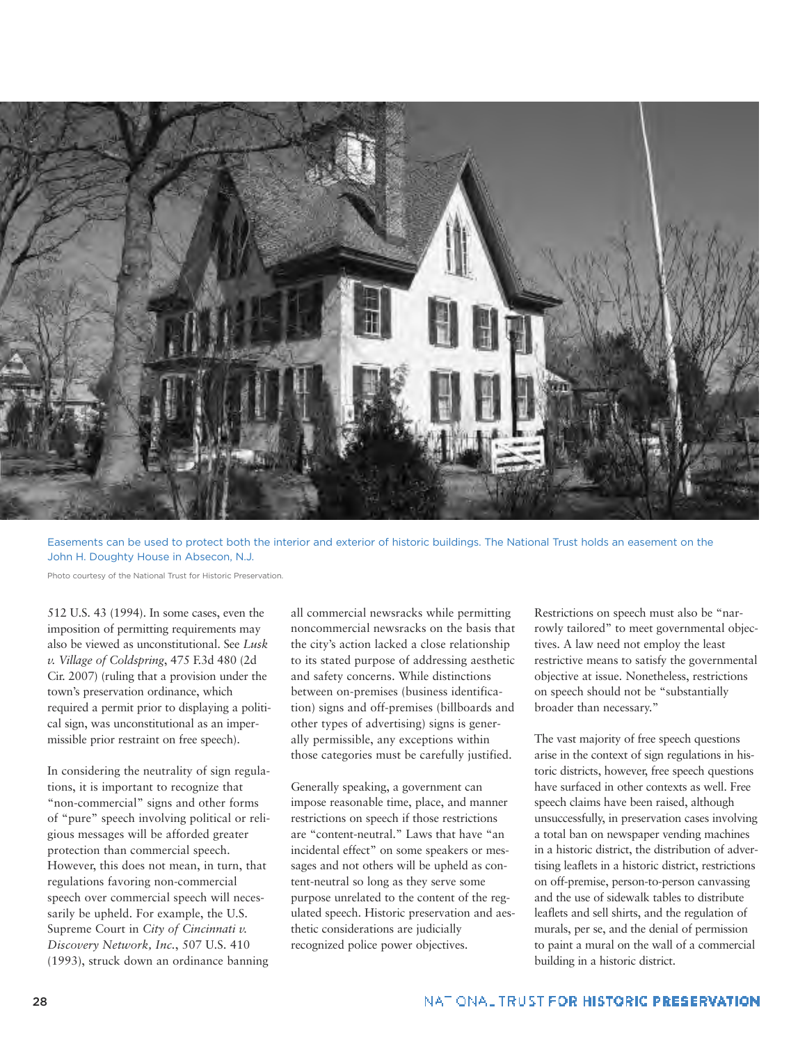Easements can be used to protect both the interior and exterior of historic buildings. The National Trust holds an easement on the John H. Doughty House in Absecon, N.J.

Photo courtesy of the National Trust for Historic Preservation.

512 U.S. 43 (1994). In some cases, even the imposition of permitting requirements may also be viewed as unconstitutional. See *Lusk v. Village of Coldspring*, 475 F.3d 480 (2d Cir. 2007) (ruling that a provision under the town's preservation ordinance, which required a permit prior to displaying a political sign, was unconstitutional as an impermissible prior restraint on free speech).

In considering the neutrality of sign regulations, it is important to recognize that "non-commercial" signs and other forms of "pure" speech involving political or religious messages will be afforded greater protection than commercial speech. However, this does not mean, in turn, that regulations favoring non-commercial speech over commercial speech will necessarily be upheld. For example, the U.S. Supreme Court in *City of Cincinnati v. Discovery Network, Inc.*, 507 U.S. 410 (1993), struck down an ordinance banning all commercial newsracks while permitting noncommercial newsracks on the basis that the city's action lacked a close relationship to its stated purpose of addressing aesthetic and safety concerns. While distinctions between on-premises (business identification) signs and off-premises (billboards and other types of advertising) signs is generally permissible, any exceptions within those categories must be carefully justified.

Generally speaking, a government can impose reasonable time, place, and manner restrictions on speech if those restrictions are "content-neutral." Laws that have "an incidental effect" on some speakers or messages and not others will be upheld as content-neutral so long as they serve some purpose unrelated to the content of the regulated speech. Historic preservation and aesthetic considerations are judicially recognized police power objectives.

Restrictions on speech must also be "narrowly tailored" to meet governmental objectives. A law need not employ the least restrictive means to satisfy the governmental objective at issue. Nonetheless, restrictions on speech should not be "substantially broader than necessary."

The vast majority of free speech questions arise in the context of sign regulations in historic districts, however, free speech questions have surfaced in other contexts as well. Free speech claims have been raised, although unsuccessfully, in preservation cases involving a total ban on newspaper vending machines in a historic district, the distribution of advertising leaflets in a historic district, restrictions on off-premise, person-to-person canvassing and the use of sidewalk tables to distribute leaflets and sell shirts, and the regulation of murals, per se, and the denial of permission to paint a mural on the wall of a commercial building in a historic district.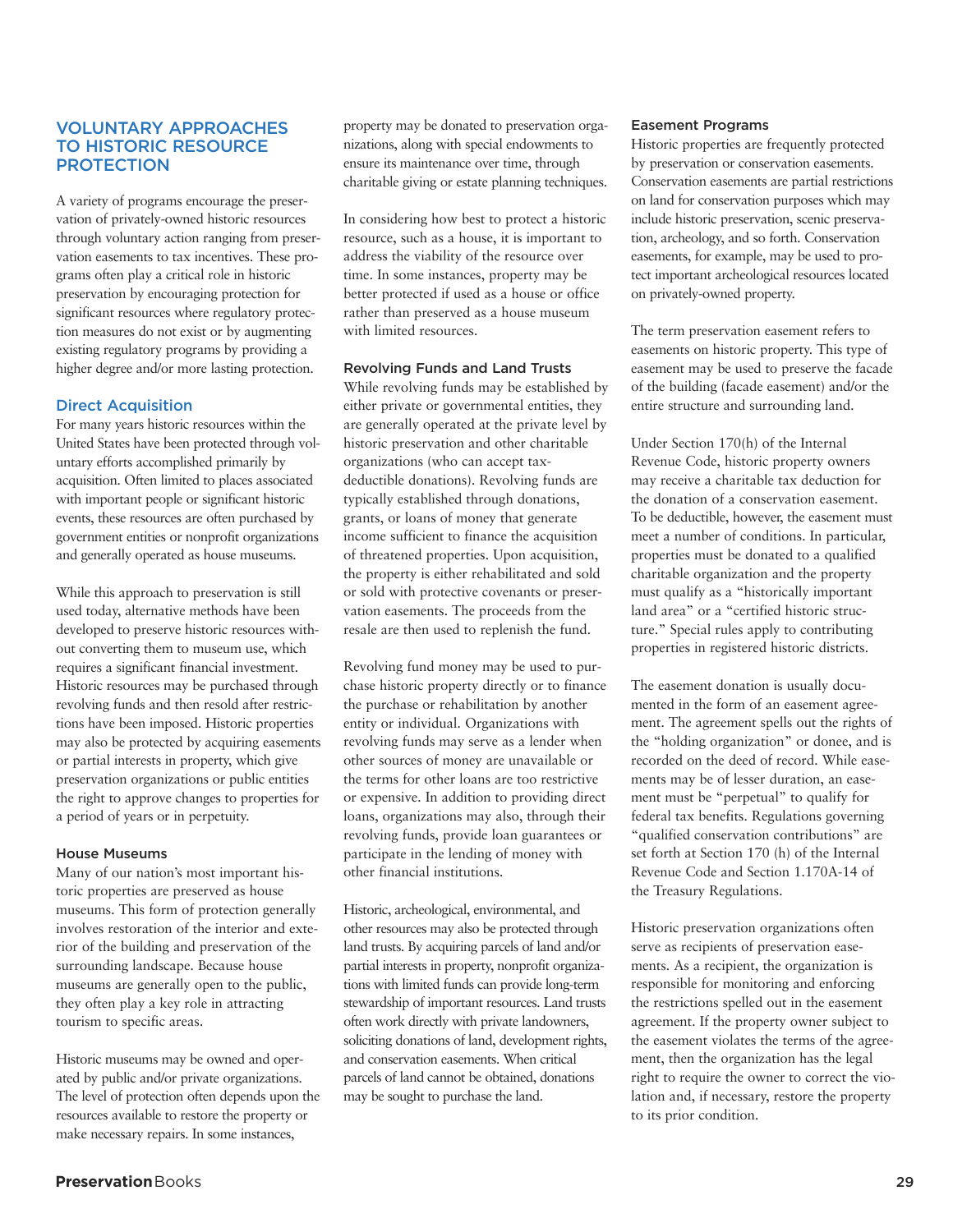## VOLUNTARY APPROACHES TO HISTORIC RESOURCE PROTECTION

A variety of programs encourage the preservation of privately-owned historic resources through voluntary action ranging from preservation easements to tax incentives. These programs often play a critical role in historic preservation by encouraging protection for significant resources where regulatory protection measures do not exist or by augmenting existing regulatory programs by providing a higher degree and/or more lasting protection.

### Direct Acquisition

For many years historic resources within the United States have been protected through voluntary efforts accomplished primarily by acquisition. Often limited to places associated with important people or significant historic events, these resources are often purchased by government entities or nonprofit organizations and generally operated as house museums.

While this approach to preservation is still used today, alternative methods have been developed to preserve historic resources without converting them to museum use, which requires a significant financial investment. Historic resources may be purchased through revolving funds and then resold after restrictions have been imposed. Historic properties may also be protected by acquiring easements or partial interests in property, which give preservation organizations or public entities the right to approve changes to properties for a period of years or in perpetuity.

#### House Museums

Many of our nation's most important historic properties are preserved as house museums. This form of protection generally involves restoration of the interior and exterior of the building and preservation of the surrounding landscape. Because house museums are generally open to the public, they often play a key role in attracting tourism to specific areas.

Historic museums may be owned and operated by public and/or private organizations. The level of protection often depends upon the resources available to restore the property or make necessary repairs. In some instances, property may be donated to preservation organizations, along with special endowments to ensure its maintenance over time, through charitable giving or estate planning techniques.

In considering how best to protect a historic resource, such as a house, it is important to address the viability of the resource over time. In some instances, property may be better protected if used as a house or office rather than preserved as a house museum with limited resources.

#### Revolving Funds and Land Trusts

While revolving funds may be established by either private or governmental entities, they are generally operated at the private level by historic preservation and other charitable organizations (who can accept tax-deductible donations). Revolving funds are typically established through donations, grants, or loans of money that generate income sufficient to finance the acquisition of threatened properties. Upon acquisition, the property is either rehabilitated and sold or sold with protective covenants or preservation easements. The proceeds from the resale are then used to replenish the fund.

Revolving fund money may be used to purchase historic property directly or to finance the purchase or rehabilitation by another entity or individual. Organizations with revolving funds may serve as a lender when other sources of money are unavailable or the terms for other loans are too restrictive or expensive. In addition to providing direct loans, organizations may also, through their revolving funds, provide loan guarantees or participate in the lending of money with other financial institutions.

Historic, archeological, environmental, and other resources may also be protected through land trusts. By acquiring parcels of land and/or partial interests in property, nonprofit organizations with limited funds can provide long-term stewardship of important resources. Land trusts often work directly with private landowners, soliciting donations of land, development rights, and conservation easements. When critical parcels of land cannot be obtained, donations may be sought to purchase the land.

#### Easement Programs

Historic properties are frequently protected by preservation or conservation easements. Conservation easements are partial restrictions on land for conservation purposes which may include historic preservation, scenic preservation, archeology, and so forth. Conservation easements, for example, may be used to protect important archeological resources located on privately-owned property.

The term preservation easement refers to easements on historic property. This type of easement may be used to preserve the facade of the building (facade easement) and/or the entire structure and surrounding land.

Under Section 170(h) of the Internal Revenue Code, historic property owners may receive a charitable tax deduction for the donation of a conservation easement. To be deductible, however, the easement must meet a number of conditions. In particular, properties must be donated to a qualified charitable organization and the property must qualify as a "historically important land area" or a "certified historic structure." Special rules apply to contributing properties in registered historic districts.

The easement donation is usually documented in the form of an easement agreement. The agreement spells out the rights of the "holding organization" or donee, and is recorded on the deed of record. While easements may be of lesser duration, an easement must be "perpetual" to qualify for federal tax benefits. Regulations governing "qualified conservation contributions" are set forth at Section 170 (h) of the Internal Revenue Code and Section 1.170A-14 of the Treasury Regulations.

Historic preservation organizations often serve as recipients of preservation easements. As a recipient, the organization is responsible for monitoring and enforcing the restrictions spelled out in the easement agreement. If the property owner subject to the easement violates the terms of the agreement, then the organization has the legal right to require the owner to correct the violation and, if necessary, restore the property to its prior condition.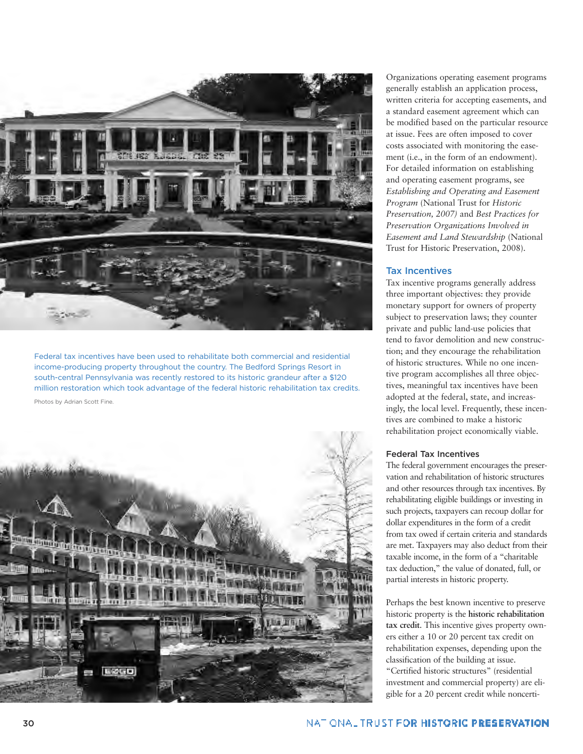Federal tax incentives have been used to rehabilitate both commercial and residential income-producing property throughout the country. The Bedford Springs Resort in south-central Pennsylvania was recently restored to its historic grandeur after a $120 million restoration which took advantage of the federal historic rehabilitation tax credits.

Photos by Adrian Scott Fine.

Organizations operating easement programs generally establish an application process, written criteria for accepting easements, and a standard easement agreement which can be modified based on the particular resource at issue. Fees are often imposed to cover costs associated with monitoring the easement (i.e., in the form of an endowment). For detailed information on establishing and operating easement programs, see *Establishing and Operating and Easement Program* (National Trust for *Historic Preservation, 2007)* and *Best Practices for Preservation Organizations Involved in Easement and Land Stewardship* (National Trust for Historic Preservation, 2008).

## Tax Incentives

Tax incentive programs generally address three important objectives: they provide monetary support for owners of property subject to preservation laws; they counter private and public land-use policies that tend to favor demolition and new construction; and they encourage the rehabilitation of historic structures. While no one incentive program accomplishes all three objectives, meaningful tax incentives have been adopted at the federal, state, and increasingly, the local level. Frequently, these incentives are combined to make a historic rehabilitation project economically viable.

### Federal Tax Incentives

The federal government encourages the preservation and rehabilitation of historic structures and other resources through tax incentives. By rehabilitating eligible buildings or investing in such projects, taxpayers can recoup dollar for dollar expenditures in the form of a credit from tax owed if certain criteria and standards are met. Taxpayers may also deduct from their taxable income, in the form of a "charitable tax deduction," the value of donated, full, or partial interests in historic property.

Perhaps the best known incentive to preserve historic property is the **historic rehabilitation tax credit**. This incentive gives property owners either a 10 or 20 percent tax credit on rehabilitation expenses, depending upon the classification of the building at issue. "Certified historic structures" (residential investment and commercial property) are eligible for a 20 percent credit while noncerti-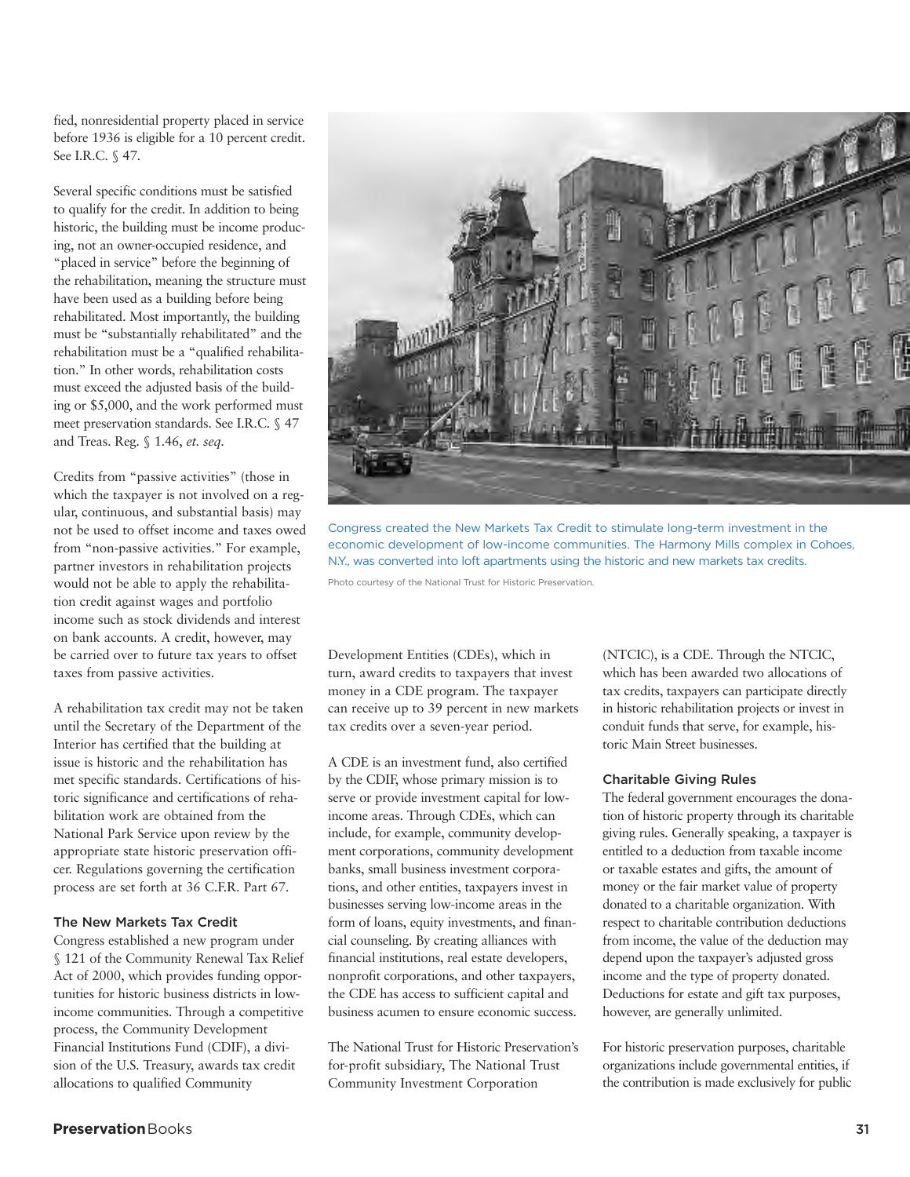fied, nonresidential property placed in service before 1936 is eligible for a 10 percent credit. See I.R.C. § 47.

Several specific conditions must be satisfied to qualify for the credit. In addition to being historic, the building must be income producing, not an owner-occupied residence, and "placed in service" before the beginning of the rehabilitation, meaning the structure must have been used as a building before being rehabilitated. Most importantly, the building must be "substantially rehabilitated" and the rehabilitation must be a "qualified rehabilitation." In other words, rehabilitation costs must exceed the adjusted basis of the building or $5,000, and the work performed must meet preservation standards. See I.R.C. § 47 and Treas. Reg. § 1.46, *et. seq.*

Credits from "passive activities" (those in which the taxpayer is not involved on a regular, continuous, and substantial basis) may not be used to offset income and taxes owed from "non-passive activities." For example, partner investors in rehabilitation projects would not be able to apply the rehabilitation credit against wages and portfolio income such as stock dividends and interest on bank accounts. A credit, however, may be carried over to future tax years to offset taxes from passive activities.

A rehabilitation tax credit may not be taken until the Secretary of the Department of the Interior has certified that the building at issue is historic and the rehabilitation has met specific standards. Certifications of historic significance and certifications of rehabilitation work are obtained from the National Park Service upon review by the appropriate state historic preservation officer. Regulations governing the certification process are set forth at 36 C.F.R. Part 67.

Congress created the New Markets Tax Credit to stimulate long-term investment in the economic development of low-income communities. The Harmony Mills complex in Cohoes, N.Y., was converted into loft apartments using the historic and new markets tax credits.

Photo courtesy of the National Trust for Historic Preservation.

### The New Markets Tax Credit

Congress established a new program under § 121 of the Community Renewal Tax Relief Act of 2000, which provides funding opportunities for historic business districts in low-income communities. Through a competitive process, the Community Development Financial Institutions Fund (CDIF), a division of the U.S. Treasury, awards tax credit allocations to qualified Community Development Entities (CDEs), which in turn, award credits to taxpayers that invest money in a CDE program. The taxpayer can receive up to 39 percent in new markets tax credits over a seven-year period.

A CDE is an investment fund, also certified by the CDIF, whose primary mission is to serve or provide investment capital for low-income areas. Through CDEs, which can include, for example, community development corporations, community development banks, small business investment corporations, and other entities, taxpayers invest in businesses serving low-income areas in the form of loans, equity investments, and financial counseling. By creating alliances with financial institutions, real estate developers, nonprofit corporations, and other taxpayers, the CDE has access to sufficient capital and business acumen to ensure economic success.

The National Trust for Historic Preservation's for-profit subsidiary, The National Trust Community Investment Corporation (NTCIC), is a CDE. Through the NTCIC, which has been awarded two allocations of tax credits, taxpayers can participate directly in historic rehabilitation projects or invest in conduit funds that serve, for example, historic Main Street businesses.

### Charitable Giving Rules

The federal government encourages the donation of historic property through its charitable giving rules. Generally speaking, a taxpayer is entitled to a deduction from taxable income or taxable estates and gifts, the amount of money or the fair market value of property donated to a charitable organization. With respect to charitable contribution deductions from income, the value of the deduction may depend upon the taxpayer's adjusted gross income and the type of property donated. Deductions for estate and gift tax purposes, however, are generally unlimited.

For historic preservation purposes, charitable organizations include governmental entities, if the contribution is made exclusively for public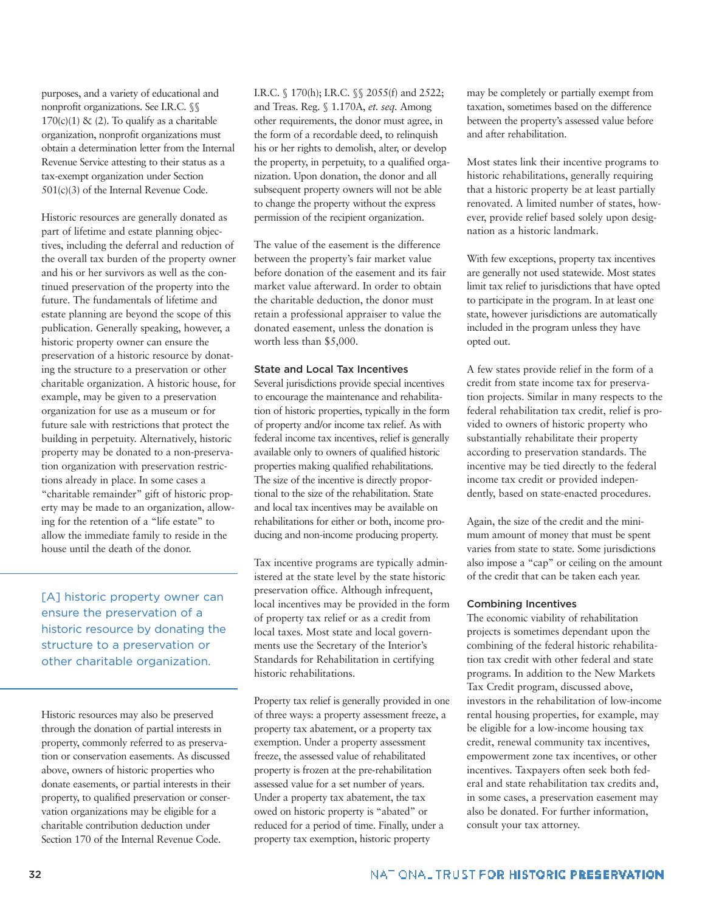purposes, and a variety of educational and nonprofit organizations. See I.R.C. §§ 170(c)(1) & (2). To qualify as a charitable organization, nonprofit organizations must obtain a determination letter from the Internal Revenue Service attesting to their status as a tax-exempt organization under Section 501(c)(3) of the Internal Revenue Code.

Historic resources are generally donated as part of lifetime and estate planning objectives, including the deferral and reduction of the overall tax burden of the property owner and his or her survivors as well as the continued preservation of the property into the future. The fundamentals of lifetime and estate planning are beyond the scope of this publication. Generally speaking, however, a historic property owner can ensure the preservation of a historic resource by donating the structure to a preservation or other charitable organization. A historic house, for example, may be given to a preservation organization for use as a museum or for future sale with restrictions that protect the building in perpetuity. Alternatively, historic property may be donated to a non-preservation organization with preservation restrictions already in place. In some cases a "charitable remainder" gift of historic property may be made to an organization, allowing for the retention of a "life estate" to allow the immediate family to reside in the house until the death of the donor.

> [A] historic property owner can ensure the preservation of a historic resource by donating the structure to a preservation or other charitable organization.

Historic resources may also be preserved through the donation of partial interests in property, commonly referred to as preservation or conservation easements. As discussed above, owners of historic properties who donate easements, or partial interests in their property, to qualified preservation or conservation organizations may be eligible for a charitable contribution deduction under Section 170 of the Internal Revenue Code. I.R.C. § 170(h); I.R.C. §§ 2055(f) and 2522; and Treas. Reg. § 1.170A, *et. seq.* Among other requirements, the donor must agree, in the form of a recordable deed, to relinquish his or her rights to demolish, alter, or develop the property, in perpetuity, to a qualified organization. Upon donation, the donor and all subsequent property owners will not be able to change the property without the express permission of the recipient organization.

The value of the easement is the difference between the property's fair market value before donation of the easement and its fair market value afterward. In order to obtain the charitable deduction, the donor must retain a professional appraiser to value the donated easement, unless the donation is worth less than $5,000.

### State and Local Tax Incentives

Several jurisdictions provide special incentives to encourage the maintenance and rehabilitation of historic properties, typically in the form of property and/or income tax relief. As with federal income tax incentives, relief is generally available only to owners of qualified historic properties making qualified rehabilitations. The size of the incentive is directly proportional to the size of the rehabilitation. State and local tax incentives may be available on rehabilitations for either or both, income producing and non-income producing property.

Tax incentive programs are typically administered at the state level by the state historic preservation office. Although infrequent, local incentives may be provided in the form of property tax relief or as a credit from local taxes. Most state and local governments use the Secretary of the Interior's Standards for Rehabilitation in certifying historic rehabilitations.

Property tax relief is generally provided in one of three ways: a property assessment freeze, a property tax abatement, or a property tax exemption. Under a property assessment freeze, the assessed value of rehabilitated property is frozen at the pre-rehabilitation assessed value for a set number of years. Under a property tax abatement, the tax owed on historic property is "abated" or reduced for a period of time. Finally, under a property tax exemption, historic property may be completely or partially exempt from taxation, sometimes based on the difference between the property's assessed value before and after rehabilitation.

Most states link their incentive programs to historic rehabilitations, generally requiring that a historic property be at least partially renovated. A limited number of states, however, provide relief based solely upon designation as a historic landmark.

With few exceptions, property tax incentives are generally not used statewide. Most states limit tax relief to jurisdictions that have opted to participate in the program. In at least one state, however jurisdictions are automatically included in the program unless they have opted out.

A few states provide relief in the form of a credit from state income tax for preservation projects. Similar in many respects to the federal rehabilitation tax credit, relief is provided to owners of historic property who substantially rehabilitate their property according to preservation standards. The incentive may be tied directly to the federal income tax credit or provided independently, based on state-enacted procedures.

Again, the size of the credit and the minimum amount of money that must be spent varies from state to state. Some jurisdictions also impose a "cap" or ceiling on the amount of the credit that can be taken each year.

### Combining Incentives

The economic viability of rehabilitation projects is sometimes dependant upon the combining of the federal historic rehabilitation tax credit with other federal and state programs. In addition to the New Markets Tax Credit program, discussed above, investors in the rehabilitation of low-income rental housing properties, for example, may be eligible for a low-income housing tax credit, renewal community tax incentives, empowerment zone tax incentives, or other incentives. Taxpayers often seek both federal and state rehabilitation tax credits and, in some cases, a preservation easement may also be donated. For further information, consult your tax attorney.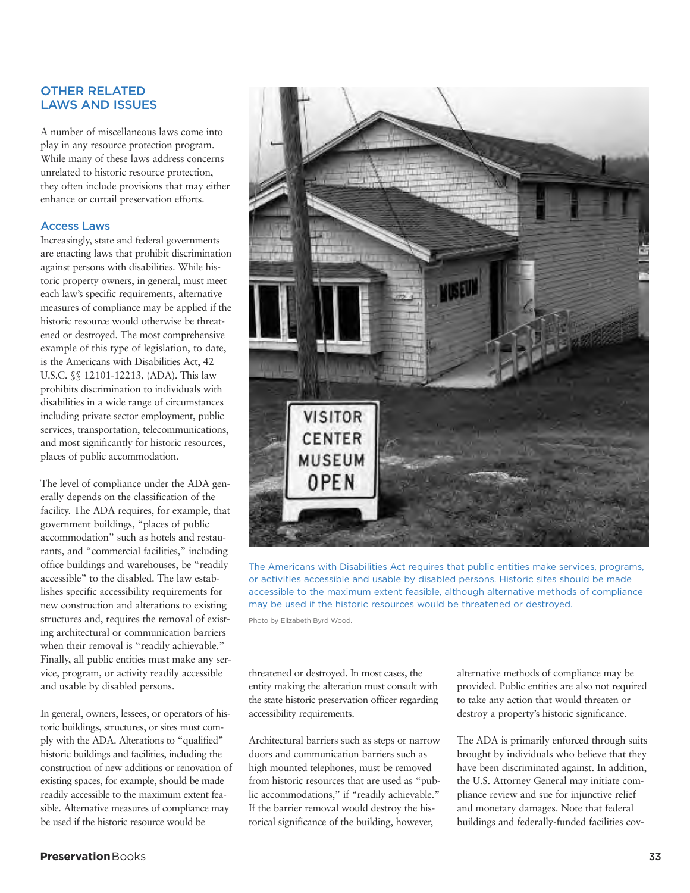## OTHER RELATED LAWS AND ISSUES

A number of miscellaneous laws come into play in any resource protection program. While many of these laws address concerns unrelated to historic resource protection, they often include provisions that may either enhance or curtail preservation efforts.

### Access Laws

Increasingly, state and federal governments are enacting laws that prohibit discrimination against persons with disabilities. While historic property owners, in general, must meet each law's specific requirements, alternative measures of compliance may be applied if the historic resource would otherwise be threatened or destroyed. The most comprehensive example of this type of legislation, to date, is the Americans with Disabilities Act, 42 U.S.C. §§ 12101-12213, (ADA). This law prohibits discrimination to individuals with disabilities in a wide range of circumstances including private sector employment, public services, transportation, telecommunications, and most significantly for historic resources, places of public accommodation.

The level of compliance under the ADA generally depends on the classification of the facility. The ADA requires, for example, that government buildings, "places of public accommodation" such as hotels and restaurants, and "commercial facilities," including office buildings and warehouses, be "readily accessible" to the disabled. The law establishes specific accessibility requirements for new construction and alterations to existing structures and, requires the removal of existing architectural or communication barriers when their removal is "readily achievable." Finally, all public entities must make any service, program, or activity readily accessible and usable by disabled persons.

In general, owners, lessees, or operators of historic buildings, structures, or sites must comply with the ADA. Alterations to "qualified" historic buildings and facilities, including the construction of new additions or renovation of existing spaces, for example, should be made readily accessible to the maximum extent feasible. Alternative measures of compliance may be used if the historic resource would be threatened or destroyed. In most cases, the entity making the alteration must consult with the state historic preservation officer regarding accessibility requirements.

The Americans with Disabilities Act requires that public entities make services, programs, or activities accessible and usable by disabled persons. Historic sites should be made accessible to the maximum extent feasible, although alternative methods of compliance may be used if the historic resources would be threatened or destroyed.

Photo by Elizabeth Byrd Wood.

Architectural barriers such as steps or narrow doors and communication barriers such as high mounted telephones, must be removed from historic resources that are used as "public accommodations," if "readily achievable." If the barrier removal would destroy the historical significance of the building, however, alternative methods of compliance may be provided. Public entities are also not required to take any action that would threaten or destroy a property's historic significance.

The ADA is primarily enforced through suits brought by individuals who believe that they have been discriminated against. In addition, the U.S. Attorney General may initiate compliance review and sue for injunctive relief and monetary damages. Note that federal buildings and federally-funded facilities cov-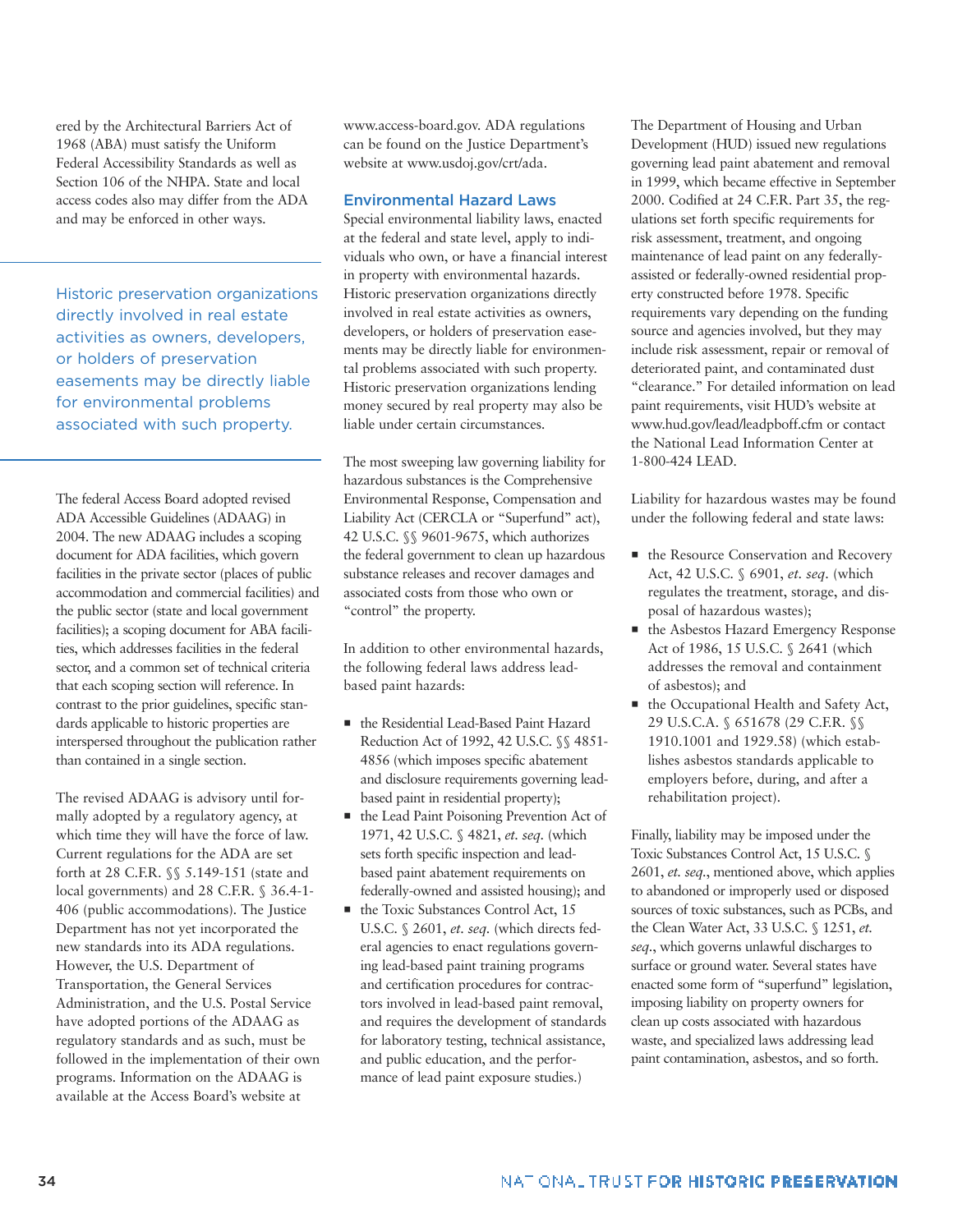ered by the Architectural Barriers Act of 1968 (ABA) must satisfy the Uniform Federal Accessibility Standards as well as Section 106 of the NHPA. State and local access codes also may differ from the ADA and may be enforced in other ways.

> Historic preservation organizations directly involved in real estate activities as owners, developers, or holders of preservation easements may be directly liable for environmental problems associated with such property.

The federal Access Board adopted revised ADA Accessible Guidelines (ADAAG) in 2004. The new ADAAG includes a scoping document for ADA facilities, which govern facilities in the private sector (places of public accommodation and commercial facilities) and the public sector (state and local government facilities); a scoping document for ABA facilities, which addresses facilities in the federal sector, and a common set of technical criteria that each scoping section will reference. In contrast to the prior guidelines, specific standards applicable to historic properties are interspersed throughout the publication rather than contained in a single section.

The revised ADAAG is advisory until formally adopted by a regulatory agency, at which time they will have the force of law. Current regulations for the ADA are set forth at 28 C.F.R. §§ 5.149-151 (state and local governments) and 28 C.F.R. § 36.4-1-406 (public accommodations). The Justice Department has not yet incorporated the new standards into its ADA regulations. However, the U.S. Department of Transportation, the General Services Administration, and the U.S. Postal Service have adopted portions of the ADAAG as regulatory standards and as such, must be followed in the implementation of their own programs. Information on the ADAAG is available at the Access Board's website at www.access-board.gov. ADA regulations can be found on the Justice Department's website at www.usdoj.gov/crt/ada.

## Environmental Hazard Laws

Special environmental liability laws, enacted at the federal and state level, apply to individuals who own, or have a financial interest in property with environmental hazards. Historic preservation organizations directly involved in real estate activities as owners, developers, or holders of preservation easements may be directly liable for environmental problems associated with such property. Historic preservation organizations lending money secured by real property may also be liable under certain circumstances.

The most sweeping law governing liability for hazardous substances is the Comprehensive Environmental Response, Compensation and Liability Act (CERCLA or "Superfund" act), 42 U.S.C. §§ 9601-9675, which authorizes the federal government to clean up hazardous substance releases and recover damages and associated costs from those who own or "control" the property.

In addition to other environmental hazards, the following federal laws address lead-based paint hazards:

- the Residential Lead-Based Paint Hazard Reduction Act of 1992, 42 U.S.C. §§ 4851-4856 (which imposes specific abatement and disclosure requirements governing lead-based paint in residential property);
- the Lead Paint Poisoning Prevention Act of 1971, 42 U.S.C. § 4821, *et. seq.* (which sets forth specific inspection and lead-based paint abatement requirements on federally-owned and assisted housing); and
- the Toxic Substances Control Act, 15 U.S.C. § 2601, *et. seq.* (which directs federal agencies to enact regulations governing lead-based paint training programs and certification procedures for contractors involved in lead-based paint removal, and requires the development of standards for laboratory testing, technical assistance, and public education, and the performance of lead paint exposure studies.)

The Department of Housing and Urban Development (HUD) issued new regulations governing lead paint abatement and removal in 1999, which became effective in September 2000. Codified at 24 C.F.R. Part 35, the regulations set forth specific requirements for risk assessment, treatment, and ongoing maintenance of lead paint on any federally-assisted or federally-owned residential property constructed before 1978. Specific requirements vary depending on the funding source and agencies involved, but they may include risk assessment, repair or removal of deteriorated paint, and contaminated dust "clearance." For detailed information on lead paint requirements, visit HUD's website at www.hud.gov/lead/leadpboff.cfm or contact the National Lead Information Center at 1-800-424 LEAD.

Liability for hazardous wastes may be found under the following federal and state laws:

- the Resource Conservation and Recovery Act, 42 U.S.C. § 6901, *et. seq.* (which regulates the treatment, storage, and disposal of hazardous wastes);
- the Asbestos Hazard Emergency Response Act of 1986, 15 U.S.C. § 2641 (which addresses the removal and containment of asbestos); and
- the Occupational Health and Safety Act, 29 U.S.C.A. § 651678 (29 C.F.R. §§ 1910.1001 and 1929.58) (which establishes asbestos standards applicable to employers before, during, and after a rehabilitation project).

Finally, liability may be imposed under the Toxic Substances Control Act, 15 U.S.C. § 2601, *et. seq.*, mentioned above, which applies to abandoned or improperly used or disposed sources of toxic substances, such as PCBs, and the Clean Water Act, 33 U.S.C. § 1251, *et. seq.*, which governs unlawful discharges to surface or ground water. Several states have enacted some form of "superfund" legislation, imposing liability on property owners for clean up costs associated with hazardous waste, and specialized laws addressing lead paint contamination, asbestos, and so forth.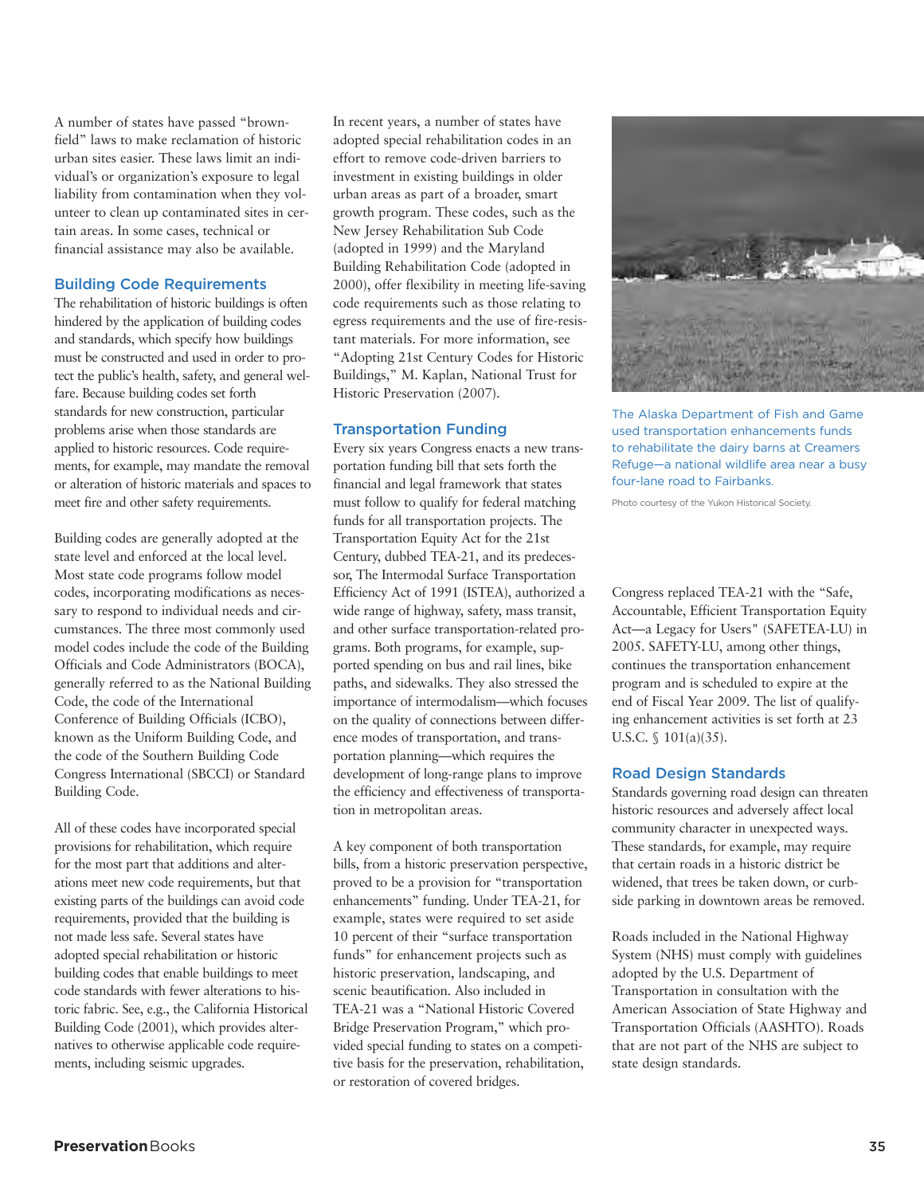A number of states have passed "brownfield" laws to make reclamation of historic urban sites easier. These laws limit an individual's or organization's exposure to legal liability from contamination when they volunteer to clean up contaminated sites in certain areas. In some cases, technical or financial assistance may also be available.

## Building Code Requirements

The rehabilitation of historic buildings is often hindered by the application of building codes and standards, which specify how buildings must be constructed and used in order to protect the public's health, safety, and general welfare. Because building codes set forth standards for new construction, particular problems arise when those standards are applied to historic resources. Code requirements, for example, may mandate the removal or alteration of historic materials and spaces to meet fire and other safety requirements.

Building codes are generally adopted at the state level and enforced at the local level. Most state code programs follow model codes, incorporating modifications as necessary to respond to individual needs and circumstances. The three most commonly used model codes include the code of the Building Officials and Code Administrators (BOCA), generally referred to as the National Building Code, the code of the International Conference of Building Officials (ICBO), known as the Uniform Building Code, and the code of the Southern Building Code Congress International (SBCCI) or Standard Building Code.

All of these codes have incorporated special provisions for rehabilitation, which require for the most part that additions and alterations meet new code requirements, but that existing parts of the buildings can avoid code requirements, provided that the building is not made less safe. Several states have adopted special rehabilitation or historic building codes that enable buildings to meet code standards with fewer alterations to historic fabric. See, e.g., the California Historical Building Code (2001), which provides alternatives to otherwise applicable code requirements, including seismic upgrades.

In recent years, a number of states have adopted special rehabilitation codes in an effort to remove code-driven barriers to investment in existing buildings in older urban areas as part of a broader, smart growth program. These codes, such as the New Jersey Rehabilitation Sub Code (adopted in 1999) and the Maryland Building Rehabilitation Code (adopted in 2000), offer flexibility in meeting life-saving code requirements such as those relating to egress requirements and the use of fire-resistant materials. For more information, see "Adopting 21st Century Codes for Historic Buildings," M. Kaplan, National Trust for Historic Preservation (2007).

## Transportation Funding

Every six years Congress enacts a new transportation funding bill that sets forth the financial and legal framework that states must follow to qualify for federal matching funds for all transportation projects. The Transportation Equity Act for the 21st Century, dubbed TEA-21, and its predecessor, The Intermodal Surface Transportation Efficiency Act of 1991 (ISTEA), authorized a wide range of highway, safety, mass transit, and other surface transportation-related programs. Both programs, for example, supported spending on bus and rail lines, bike paths, and sidewalks. They also stressed the importance of intermodalism—which focuses on the quality of connections between difference modes of transportation, and transportation planning—which requires the development of long-range plans to improve the efficiency and effectiveness of transportation in metropolitan areas.

A key component of both transportation bills, from a historic preservation perspective, proved to be a provision for "transportation enhancements" funding. Under TEA-21, for example, states were required to set aside 10 percent of their "surface transportation funds" for enhancement projects such as historic preservation, landscaping, and scenic beautification. Also included in TEA-21 was a "National Historic Covered Bridge Preservation Program," which provided special funding to states on a competitive basis for the preservation, rehabilitation, or restoration of covered bridges.

The Alaska Department of Fish and Game used transportation enhancements funds to rehabilitate the dairy barns at Creamers Refuge—a national wildlife area near a busy four-lane road to Fairbanks.

Photo courtesy of the Yukon Historical Society.

Congress replaced TEA-21 with the "Safe, Accountable, Efficient Transportation Equity Act—a Legacy for Users" (SAFETEA-LU) in 2005. SAFETY-LU, among other things, continues the transportation enhancement program and is scheduled to expire at the end of Fiscal Year 2009. The list of qualifying enhancement activities is set forth at 23 U.S.C. § 101(a)(35).

## Road Design Standards

Standards governing road design can threaten historic resources and adversely affect local community character in unexpected ways. These standards, for example, may require that certain roads in a historic district be widened, that trees be taken down, or curbside parking in downtown areas be removed.

Roads included in the National Highway System (NHS) must comply with guidelines adopted by the U.S. Department of Transportation in consultation with the American Association of State Highway and Transportation Officials (AASHTO). Roads that are not part of the NHS are subject to state design standards.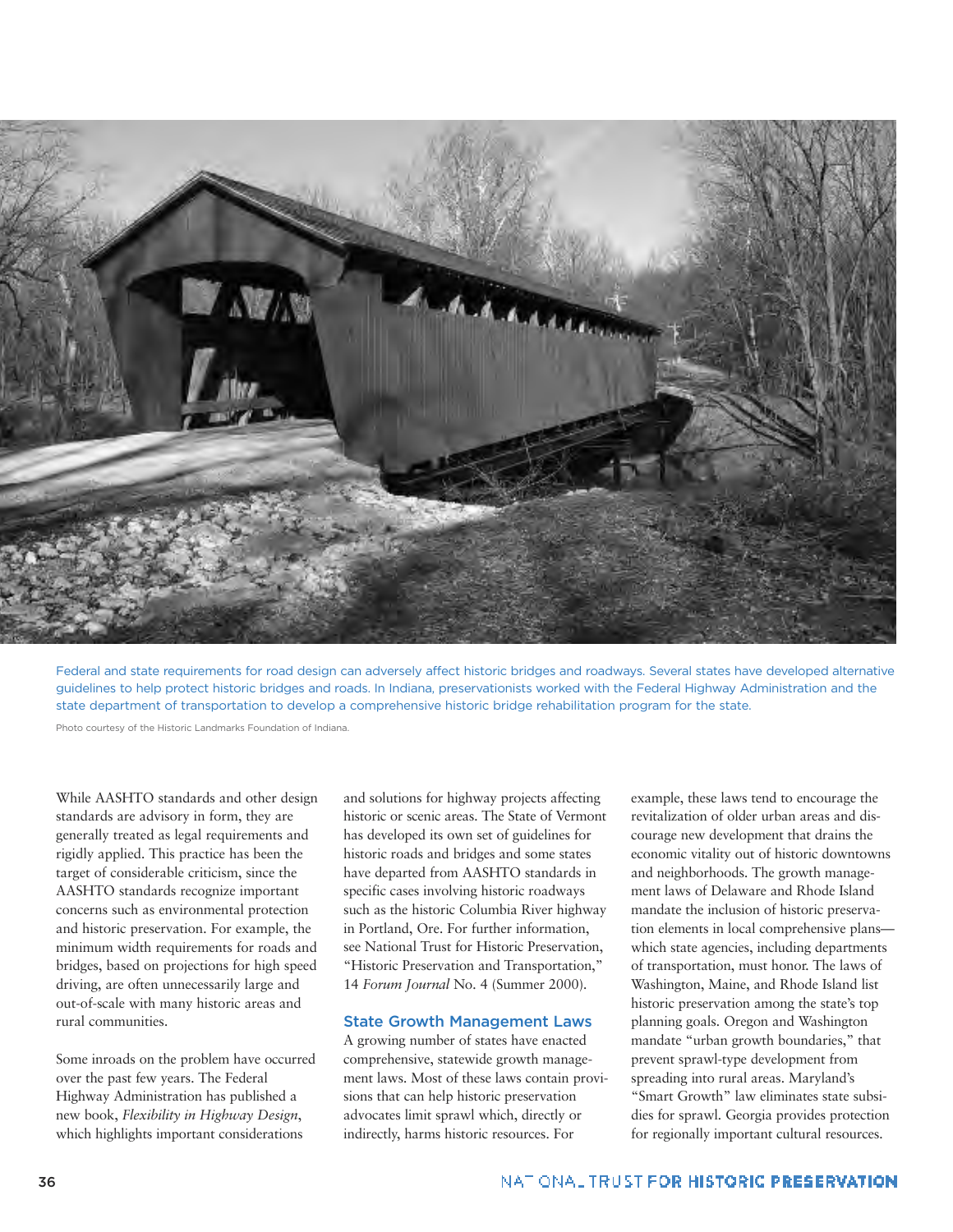Federal and state requirements for road design can adversely affect historic bridges and roadways. Several states have developed alternative guidelines to help protect historic bridges and roads. In Indiana, preservationists worked with the Federal Highway Administration and the state department of transportation to develop a comprehensive historic bridge rehabilitation program for the state.

Photo courtesy of the Historic Landmarks Foundation of Indiana.

While AASHTO standards and other design standards are advisory in form, they are generally treated as legal requirements and rigidly applied. This practice has been the target of considerable criticism, since the AASHTO standards recognize important concerns such as environmental protection and historic preservation. For example, the minimum width requirements for roads and bridges, based on projections for high speed driving, are often unnecessarily large and out-of-scale with many historic areas and rural communities.

Some inroads on the problem have occurred over the past few years. The Federal Highway Administration has published a new book, *Flexibility in Highway Design*, which highlights important considerations and solutions for highway projects affecting historic or scenic areas. The State of Vermont has developed its own set of guidelines for historic roads and bridges and some states have departed from AASHTO standards in specific cases involving historic roadways such as the historic Columbia River highway in Portland, Ore. For further information, see National Trust for Historic Preservation, "Historic Preservation and Transportation," 14 *Forum Journal* No. 4 (Summer 2000).

## State Growth Management Laws

A growing number of states have enacted comprehensive, statewide growth management laws. Most of these laws contain provisions that can help historic preservation advocates limit sprawl which, directly or indirectly, harms historic resources. For example, these laws tend to encourage the revitalization of older urban areas and discourage new development that drains the economic vitality out of historic downtowns and neighborhoods. The growth management laws of Delaware and Rhode Island mandate the inclusion of historic preservation elements in local comprehensive plans—which state agencies, including departments of transportation, must honor. The laws of Washington, Maine, and Rhode Island list historic preservation among the state's top planning goals. Oregon and Washington mandate "urban growth boundaries," that prevent sprawl-type development from spreading into rural areas. Maryland's "Smart Growth" law eliminates state subsidies for sprawl. Georgia provides protection for regionally important cultural resources.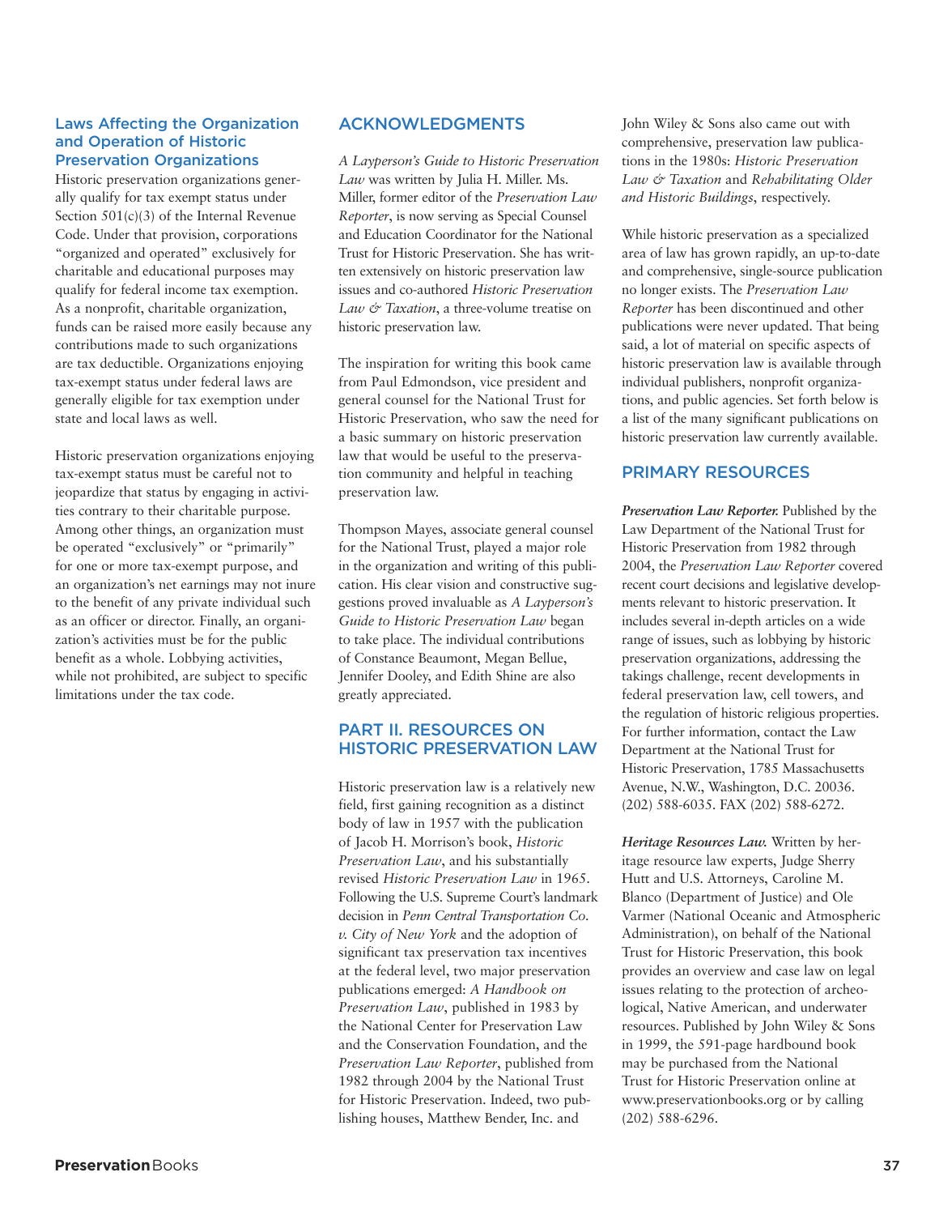### Laws Affecting the Organization and Operation of Historic Preservation Organizations

Historic preservation organizations generally qualify for tax exempt status under Section 501(c)(3) of the Internal Revenue Code. Under that provision, corporations "organized and operated" exclusively for charitable and educational purposes may qualify for federal income tax exemption. As a nonprofit, charitable organization, funds can be raised more easily because any contributions made to such organizations are tax deductible. Organizations enjoying tax-exempt status under federal laws are generally eligible for tax exemption under state and local laws as well.

Historic preservation organizations enjoying tax-exempt status must be careful not to jeopardize that status by engaging in activities contrary to their charitable purpose. Among other things, an organization must be operated "exclusively" or "primarily" for one or more tax-exempt purpose, and an organization's net earnings may not inure to the benefit of any private individual such as an officer or director. Finally, an organization's activities must be for the public benefit as a whole. Lobbying activities, while not prohibited, are subject to specific limitations under the tax code.

## ACKNOWLEDGMENTS

*A Layperson's Guide to Historic Preservation Law* was written by Julia H. Miller. Ms. Miller, former editor of the *Preservation Law Reporter*, is now serving as Special Counsel and Education Coordinator for the National Trust for Historic Preservation. She has written extensively on historic preservation law issues and co-authored *Historic Preservation Law & Taxation*, a three-volume treatise on historic preservation law.

The inspiration for writing this book came from Paul Edmondson, vice president and general counsel for the National Trust for Historic Preservation, who saw the need for a basic summary on historic preservation law that would be useful to the preservation community and helpful in teaching preservation law.

Thompson Mayes, associate general counsel for the National Trust, played a major role in the organization and writing of this publication. His clear vision and constructive suggestions proved invaluable as *A Layperson's Guide to Historic Preservation Law* began to take place. The individual contributions of Constance Beaumont, Megan Bellue, Jennifer Dooley, and Edith Shine are also greatly appreciated.

## PART II. RESOURCES ON HISTORIC PRESERVATION LAW

Historic preservation law is a relatively new field, first gaining recognition as a distinct body of law in 1957 with the publication of Jacob H. Morrison's book, *Historic Preservation Law*, and his substantially revised *Historic Preservation Law* in 1965. Following the U.S. Supreme Court's landmark decision in *Penn Central Transportation Co. v. City of New York* and the adoption of significant tax preservation tax incentives at the federal level, two major preservation publications emerged: *A Handbook on Preservation Law*, published in 1983 by the National Center for Preservation Law and the Conservation Foundation, and the *Preservation Law Reporter*, published from 1982 through 2004 by the National Trust for Historic Preservation. Indeed, two publishing houses, Matthew Bender, Inc. and John Wiley & Sons also came out with comprehensive, preservation law publications in the 1980s: *Historic Preservation Law & Taxation* and *Rehabilitating Older and Historic Buildings*, respectively.

While historic preservation as a specialized area of law has grown rapidly, an up-to-date and comprehensive, single-source publication no longer exists. The *Preservation Law Reporter* has been discontinued and other publications were never updated. That being said, a lot of material on specific aspects of historic preservation law is available through individual publishers, nonprofit organizations, and public agencies. Set forth below is a list of the many significant publications on historic preservation law currently available.

## PRIMARY RESOURCES

***Preservation Law Reporter.*** Published by the Law Department of the National Trust for Historic Preservation from 1982 through 2004, the *Preservation Law Reporter* covered recent court decisions and legislative developments relevant to historic preservation. It includes several in-depth articles on a wide range of issues, such as lobbying by historic preservation organizations, addressing the takings challenge, recent developments in federal preservation law, cell towers, and the regulation of historic religious properties. For further information, contact the Law Department at the National Trust for Historic Preservation, 1785 Massachusetts Avenue, N.W., Washington, D.C. 20036. (202) 588-6035. FAX (202) 588-6272.

***Heritage Resources Law.*** Written by heritage resource law experts, Judge Sherry Hutt and U.S. Attorneys, Caroline M. Blanco (Department of Justice) and Ole Varmer (National Oceanic and Atmospheric Administration), on behalf of the National Trust for Historic Preservation, this book provides an overview and case law on legal issues relating to the protection of archeological, Native American, and underwater resources. Published by John Wiley & Sons in 1999, the 591-page hardbound book may be purchased from the National Trust for Historic Preservation online at www.preservationbooks.org or by calling (202) 588-6296.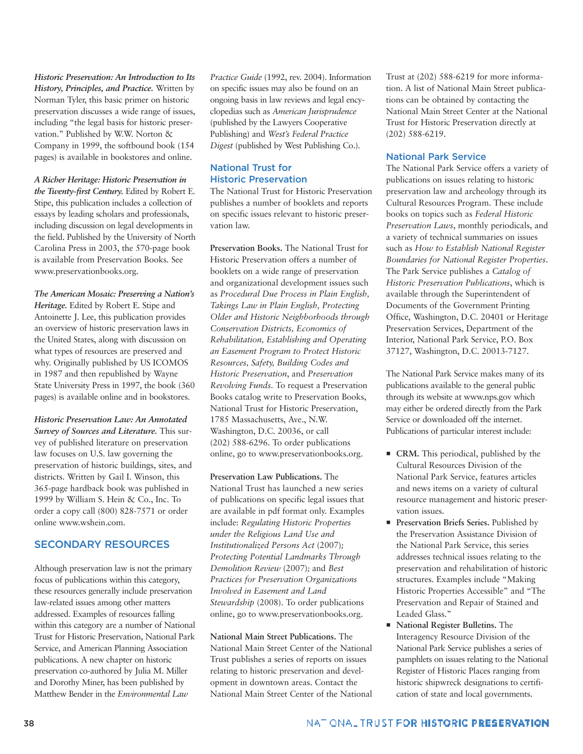***Historic Preservation: An Introduction to Its History, Principles, and Practice.*** Written by Norman Tyler, this basic primer on historic preservation discusses a wide range of issues, including "the legal basis for historic preservation." Published by W.W. Norton & Company in 1999, the softbound book (154 pages) is available in bookstores and online.

***A Richer Heritage: Historic Preservation in the Twenty-first Century.*** Edited by Robert E. Stipe, this publication includes a collection of essays by leading scholars and professionals, including discussion on legal developments in the field. Published by the University of North Carolina Press in 2003, the 570-page book is available from Preservation Books. See www.preservationbooks.org.

***The American Mosaic: Preserving a Nation's Heritage.*** Edited by Robert E. Stipe and Antoinette J. Lee, this publication provides an overview of historic preservation laws in the United States, along with discussion on what types of resources are preserved and why. Originally published by US ICOMOS in 1987 and then republished by Wayne State University Press in 1997, the book (360 pages) is available online and in bookstores.

***Historic Preservation Law: An Annotated Survey of Sources and Literature.*** This survey of published literature on preservation law focuses on U.S. law governing the preservation of historic buildings, sites, and districts. Written by Gail I. Winson, this 365-page hardback book was published in 1999 by William S. Hein & Co., Inc. To order a copy call (800) 828-7571 or order online www.wshein.com.

## SECONDARY RESOURCES

Although preservation law is not the primary focus of publications within this category, these resources generally include preservation law-related issues among other matters addressed. Examples of resources falling within this category are a number of National Trust for Historic Preservation, National Park Service, and American Planning Association publications. A new chapter on historic preservation co-authored by Julia M. Miller and Dorothy Miner, has been published by Matthew Bender in the *Environmental Law Practice Guide* (1992, rev. 2004). Information on specific issues may also be found on an ongoing basis in law reviews and legal encyclopedias such as *American Jurisprudence* (published by the Lawyers Cooperative Publishing) and *West's Federal Practice Digest* (published by West Publishing Co.).

### National Trust for Historic Preservation

The National Trust for Historic Preservation publishes a number of booklets and reports on specific issues relevant to historic preservation law.

**Preservation Books.** The National Trust for Historic Preservation offers a number of booklets on a wide range of preservation and organizational development issues such as *Procedural Due Process in Plain English, Takings Law in Plain English, Protecting Older and Historic Neighborhoods through Conservation Districts, Economics of Rehabilitation, Establishing and Operating an Easement Program to Protect Historic Resources, Safety, Building Codes and Historic Preservation*, and *Preservation Revolving Funds*. To request a Preservation Books catalog write to Preservation Books, National Trust for Historic Preservation, 1785 Massachusetts, Ave., N.W. Washington, D.C. 20036, or call (202) 588-6296. To order publications online, go to www.preservationbooks.org.

**Preservation Law Publications.** The National Trust has launched a new series of publications on specific legal issues that are available in pdf format only. Examples include: *Regulating Historic Properties under the Religious Land Use and Institutionalized Persons Act* (2007); *Protecting Potential Landmarks Through Demolition Review* (2007); and *Best Practices for Preservation Organizations Involved in Easement and Land Stewardship* (2008). To order publications online, go to www.preservationbooks.org.

**National Main Street Publications.** The National Main Street Center of the National Trust publishes a series of reports on issues relating to historic preservation and development in downtown areas. Contact the National Main Street Center of the National Trust at (202) 588-6219 for more information. A list of National Main Street publications can be obtained by contacting the National Main Street Center at the National Trust for Historic Preservation directly at (202) 588-6219.

### National Park Service

The National Park Service offers a variety of publications on issues relating to historic preservation law and archeology through its Cultural Resources Program. These include books on topics such as *Federal Historic Preservation Laws*, monthly periodicals, and a variety of technical summaries on issues such as *How to Establish National Register Boundaries for National Register Properties*. The Park Service publishes a *Catalog of Historic Preservation Publications*, which is available through the Superintendent of Documents of the Government Printing Office, Washington, D.C. 20401 or Heritage Preservation Services, Department of the Interior, National Park Service, P.O. Box 37127, Washington, D.C. 20013-7127.

The National Park Service makes many of its publications available to the general public through its website at www.nps.gov which may either be ordered directly from the Park Service or downloaded off the internet. Publications of particular interest include:

- **CRM.** This periodical, published by the Cultural Resources Division of the National Park Service, features articles and news items on a variety of cultural resource management and historic preservation issues.
- **Preservation Briefs Series.** Published by the Preservation Assistance Division of the National Park Service, this series addresses technical issues relating to the preservation and rehabilitation of historic structures. Examples include "Making Historic Properties Accessible" and "The Preservation and Repair of Stained and Leaded Glass."
- **National Register Bulletins.** The Interagency Resource Division of the National Park Service publishes a series of pamphlets on issues relating to the National Register of Historic Places ranging from historic shipwreck designations to certification of state and local governments.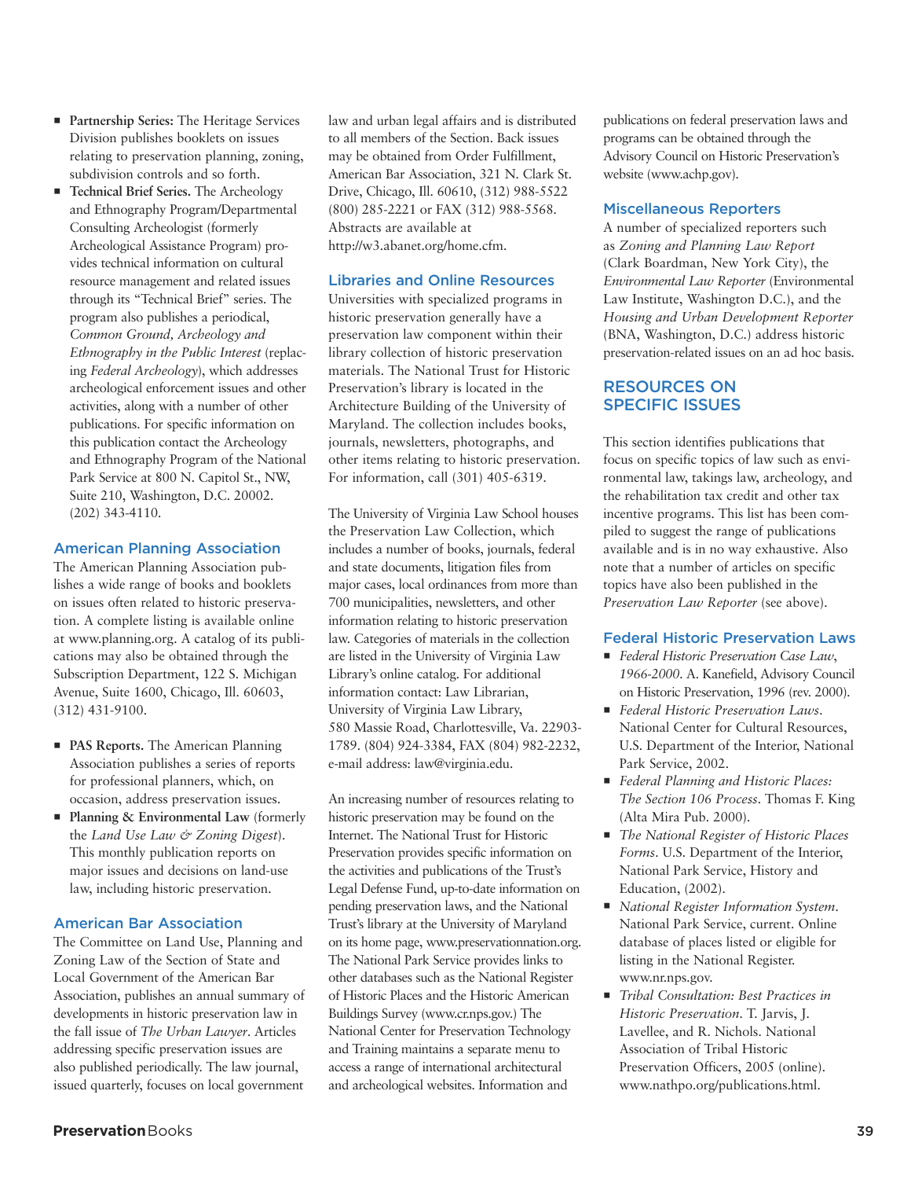- **Partnership Series:** The Heritage Services Division publishes booklets on issues relating to preservation planning, zoning, subdivision controls and so forth.
- **Technical Brief Series.** The Archeology and Ethnography Program/Departmental Consulting Archeologist (formerly Archeological Assistance Program) provides technical information on cultural resource management and related issues through its "Technical Brief" series. The program also publishes a periodical, *Common Ground, Archeology and Ethnography in the Public Interest* (replacing *Federal Archeology*), which addresses archeological enforcement issues and other activities, along with a number of other publications. For specific information on this publication contact the Archeology and Ethnography Program of the National Park Service at 800 N. Capitol St., NW, Suite 210, Washington, D.C. 20002. (202) 343-4110.

### American Planning Association

The American Planning Association publishes a wide range of books and booklets on issues often related to historic preservation. A complete listing is available online at www.planning.org. A catalog of its publications may also be obtained through the Subscription Department, 122 S. Michigan Avenue, Suite 1600, Chicago, Ill. 60603, (312) 431-9100.

- **PAS Reports.** The American Planning Association publishes a series of reports for professional planners, which, on occasion, address preservation issues.
- **Planning & Environmental Law** (formerly the *Land Use Law & Zoning Digest*). This monthly publication reports on major issues and decisions on land-use law, including historic preservation.

### American Bar Association

The Committee on Land Use, Planning and Zoning Law of the Section of State and Local Government of the American Bar Association, publishes an annual summary of developments in historic preservation law in the fall issue of *The Urban Lawyer*. Articles addressing specific preservation issues are also published periodically. The law journal, issued quarterly, focuses on local government law and urban legal affairs and is distributed to all members of the Section. Back issues may be obtained from Order Fulfillment, American Bar Association, 321 N. Clark St. Drive, Chicago, Ill. 60610, (312) 988-5522 (800) 285-2221 or FAX (312) 988-5568. Abstracts are available at http://w3.abanet.org/home.cfm.

### Libraries and Online Resources

Universities with specialized programs in historic preservation generally have a preservation law component within their library collection of historic preservation materials. The National Trust for Historic Preservation's library is located in the Architecture Building of the University of Maryland. The collection includes books, journals, newsletters, photographs, and other items relating to historic preservation. For information, call (301) 405-6319.

The University of Virginia Law School houses the Preservation Law Collection, which includes a number of books, journals, federal and state documents, litigation files from major cases, local ordinances from more than 700 municipalities, newsletters, and other information relating to historic preservation law. Categories of materials in the collection are listed in the University of Virginia Law Library's online catalog. For additional information contact: Law Librarian, University of Virginia Law Library, 580 Massie Road, Charlottesville, Va. 22903-1789. (804) 924-3384, FAX (804) 982-2232, e-mail address: law@virginia.edu.

An increasing number of resources relating to historic preservation may be found on the Internet. The National Trust for Historic Preservation provides specific information on the activities and publications of the Trust's Legal Defense Fund, up-to-date information on pending preservation laws, and the National Trust's library at the University of Maryland on its home page, www.preservationnation.org. The National Park Service provides links to other databases such as the National Register of Historic Places and the Historic American Buildings Survey (www.cr.nps.gov.) The National Center for Preservation Technology and Training maintains a separate menu to access a range of international architectural and archeological websites. Information and publications on federal preservation laws and programs can be obtained through the Advisory Council on Historic Preservation's website (www.achp.gov).

### Miscellaneous Reporters

A number of specialized reporters such as *Zoning and Planning Law Report* (Clark Boardman, New York City), the *Environmental Law Reporter* (Environmental Law Institute, Washington D.C.), and the *Housing and Urban Development Reporter* (BNA, Washington, D.C.) address historic preservation-related issues on an ad hoc basis.

## RESOURCES ON SPECIFIC ISSUES

This section identifies publications that focus on specific topics of law such as environmental law, takings law, archeology, and the rehabilitation tax credit and other tax incentive programs. This list has been compiled to suggest the range of publications available and is in no way exhaustive. Also note that a number of articles on specific topics have also been published in the *Preservation Law Reporter* (see above).

### Federal Historic Preservation Laws

- *Federal Historic Preservation Case Law, 1966-2000*. A. Kanefield, Advisory Council on Historic Preservation, 1996 (rev. 2000).
- *Federal Historic Preservation Laws*. National Center for Cultural Resources, U.S. Department of the Interior, National Park Service, 2002.
- *Federal Planning and Historic Places: The Section 106 Process*. Thomas F. King (Alta Mira Pub. 2000).
- *The National Register of Historic Places Forms*. U.S. Department of the Interior, National Park Service, History and Education, (2002).
- *National Register Information System*. National Park Service, current. Online database of places listed or eligible for listing in the National Register. www.nr.nps.gov.
- *Tribal Consultation: Best Practices in Historic Preservation*. T. Jarvis, J. Lavellee, and R. Nichols. National Association of Tribal Historic Preservation Officers, 2005 (online). www.nathpo.org/publications.html.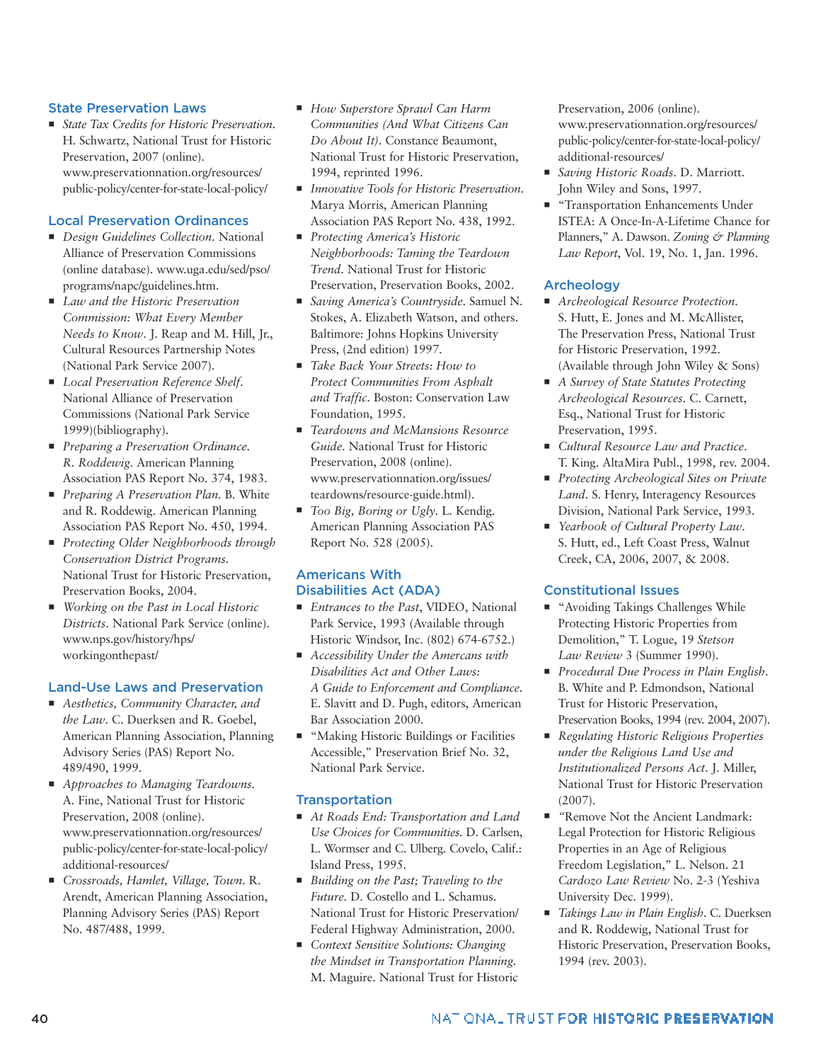## State Preservation Laws

- *State Tax Credits for Historic Preservation*. H. Schwartz, National Trust for Historic Preservation, 2007 (online). www.preservationnation.org/resources/public-policy/center-for-state-local-policy/

## Local Preservation Ordinances

- *Design Guidelines Collection*. National Alliance of Preservation Commissions (online database). www.uga.edu/sed/pso/programs/napc/guidelines.htm.
- *Law and the Historic Preservation Commission: What Every Member Needs to Know*. J. Reap and M. Hill, Jr., Cultural Resources Partnership Notes (National Park Service 2007).
- *Local Preservation Reference Shelf*. National Alliance of Preservation Commissions (National Park Service 1999)(bibliography).
- *Preparing a Preservation Ordinance. R. Roddewig*. American Planning Association PAS Report No. 374, 1983.
- *Preparing A Preservation Plan*. B. White and R. Roddewig. American Planning Association PAS Report No. 450, 1994.
- *Protecting Older Neighborhoods through Conservation District Programs*. National Trust for Historic Preservation, Preservation Books, 2004.
- *Working on the Past in Local Historic Districts*. National Park Service (online). www.nps.gov/history/hps/workingonthepast/

## Land-Use Laws and Preservation

- *Aesthetics, Community Character, and the Law*. C. Duerksen and R. Goebel, American Planning Association, Planning Advisory Series (PAS) Report No. 489/490, 1999.
- *Approaches to Managing Teardowns*. A. Fine, National Trust for Historic Preservation, 2008 (online). www.preservationnation.org/resources/public-policy/center-for-state-local-policy/additional-resources/
- *Crossroads, Hamlet, Village, Town*. R. Arendt, American Planning Association, Planning Advisory Series (PAS) Report No. 487/488, 1999.
- *How Superstore Sprawl Can Harm Communities (And What Citizens Can Do About It)*. Constance Beaumont, National Trust for Historic Preservation, 1994, reprinted 1996.
- *Innovative Tools for Historic Preservation*. Marya Morris, American Planning Association PAS Report No. 438, 1992.
- *Protecting America's Historic Neighborhoods: Taming the Teardown Trend*. National Trust for Historic Preservation, Preservation Books, 2002.
- *Saving America's Countryside*. Samuel N. Stokes, A. Elizabeth Watson, and others. Baltimore: Johns Hopkins University Press, (2nd edition) 1997.
- *Take Back Your Streets: How to Protect Communities From Asphalt and Traffic*. Boston: Conservation Law Foundation, 1995.
- *Teardowns and McMansions Resource Guide*. National Trust for Historic Preservation, 2008 (online). www.preservationnation.org/issues/teardowns/resource-guide.html).
- *Too Big, Boring or Ugly*. L. Kendig. American Planning Association PAS Report No. 528 (2005).

## Americans With Disabilities Act (ADA)

- *Entrances to the Past*, VIDEO, National Park Service, 1993 (Available through Historic Windsor, Inc. (802) 674-6752.)
- *Accessibility Under the Amercans with Disabilities Act and Other Laws: A Guide to Enforcement and Compliance*. E. Slavitt and D. Pugh, editors, American Bar Association 2000.
- "Making Historic Buildings or Facilities Accessible," Preservation Brief No. 32, National Park Service.

## Transportation

- *At Roads End: Transportation and Land Use Choices for Communities*. D. Carlsen, L. Wormser and C. Ulberg. Covelo, Calif.: Island Press, 1995.
- *Building on the Past; Traveling to the Future*. D. Costello and L. Schamus. National Trust for Historic Preservation/Federal Highway Administration, 2000.
- *Context Sensitive Solutions: Changing the Mindset in Transportation Planning*. M. Maguire. National Trust for Historic Preservation, 2006 (online). www.preservationnation.org/resources/public-policy/center-for-state-local-policy/additional-resources/
- *Saving Historic Roads*. D. Marriott. John Wiley and Sons, 1997.
- "Transportation Enhancements Under ISTEA: A Once-In-A-Lifetime Chance for Planners," A. Dawson. *Zoning & Planning Law Report*, Vol. 19, No. 1, Jan. 1996.

## Archeology

- *Archeological Resource Protection*. S. Hutt, E. Jones and M. McAllister, The Preservation Press, National Trust for Historic Preservation, 1992. (Available through John Wiley & Sons)
- *A Survey of State Statutes Protecting Archeological Resources*. C. Carnett, Esq., National Trust for Historic Preservation, 1995.
- *Cultural Resource Law and Practice*. T. King. AltaMira Publ., 1998, rev. 2004.
- *Protecting Archeological Sites on Private Land*. S. Henry, Interagency Resources Division, National Park Service, 1993.
- *Yearbook of Cultural Property Law*. S. Hutt, ed., Left Coast Press, Walnut Creek, CA, 2006, 2007, & 2008.

## Constitutional Issues

- "Avoiding Takings Challenges While Protecting Historic Properties from Demolition," T. Logue, 19 *Stetson Law Review* 3 (Summer 1990).
- *Procedural Due Process in Plain English*. B. White and P. Edmondson, National Trust for Historic Preservation, Preservation Books, 1994 (rev. 2004, 2007).
- *Regulating Historic Religious Properties under the Religious Land Use and Institutionalized Persons Act*. J. Miller, National Trust for Historic Preservation (2007).
- "Remove Not the Ancient Landmark: Legal Protection for Historic Religious Properties in an Age of Religious Freedom Legislation," L. Nelson. 21 *Cardozo Law Review* No. 2-3 (Yeshiva University Dec. 1999).
- *Takings Law in Plain English*. C. Duerksen and R. Roddewig, National Trust for Historic Preservation, Preservation Books, 1994 (rev. 2003).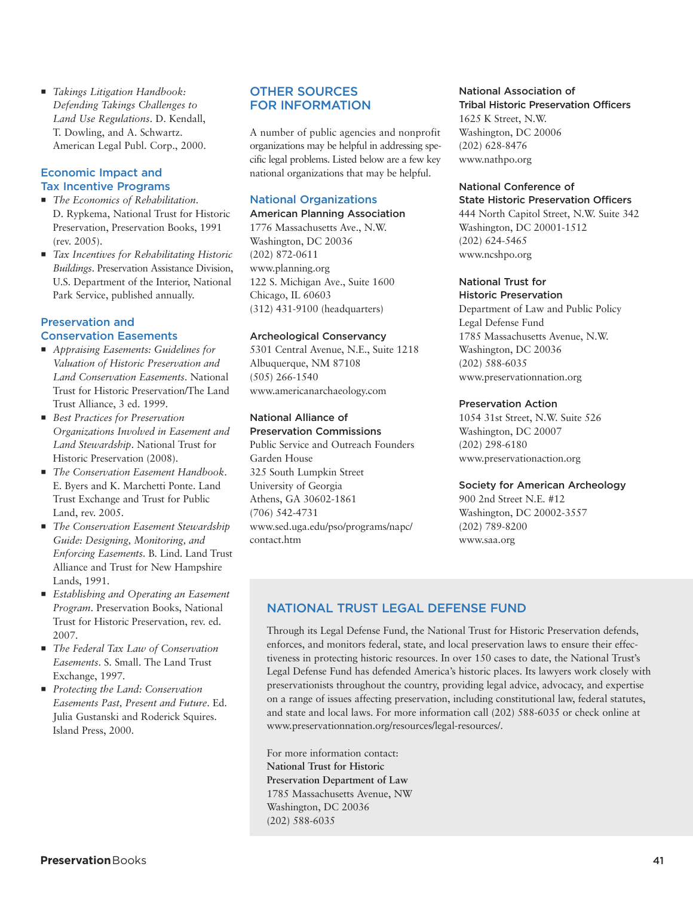- *Takings Litigation Handbook: Defending Takings Challenges to Land Use Regulations*. D. Kendall, T. Dowling, and A. Schwartz. American Legal Publ. Corp., 2000.

### Economic Impact and Tax Incentive Programs

- *The Economics of Rehabilitation*. D. Rypkema, National Trust for Historic Preservation, Preservation Books, 1991 (rev. 2005).
- *Tax Incentives for Rehabilitating Historic Buildings*. Preservation Assistance Division, U.S. Department of the Interior, National Park Service, published annually.

### Preservation and Conservation Easements

- *Appraising Easements: Guidelines for Valuation of Historic Preservation and Land Conservation Easements*. National Trust for Historic Preservation/The Land Trust Alliance, 3 ed. 1999.
- *Best Practices for Preservation Organizations Involved in Easement and Land Stewardship*. National Trust for Historic Preservation (2008).
- *The Conservation Easement Handbook*. E. Byers and K. Marchetti Ponte. Land Trust Exchange and Trust for Public Land, rev. 2005.
- *The Conservation Easement Stewardship Guide: Designing, Monitoring, and Enforcing Easements*. B. Lind. Land Trust Alliance and Trust for New Hampshire Lands, 1991.
- *Establishing and Operating an Easement Program*. Preservation Books, National Trust for Historic Preservation, rev. ed. 2007.
- *The Federal Tax Law of Conservation Easements*. S. Small. The Land Trust Exchange, 1997.
- *Protecting the Land: Conservation Easements Past, Present and Future*. Ed. Julia Gustanski and Roderick Squires. Island Press, 2000.

## OTHER SOURCES FOR INFORMATION

A number of public agencies and nonprofit organizations may be helpful in addressing specific legal problems. Listed below are a few key national organizations that may be helpful.

### National Organizations

**American Planning Association**
1776 Massachusetts Ave., N.W.
Washington, DC 20036
(202) 872-0611
www.planning.org
122 S. Michigan Ave., Suite 1600
Chicago, IL 60603
(312) 431-9100 (headquarters)

**Archeological Conservancy**
5301 Central Avenue, N.E., Suite 1218
Albuquerque, NM 87108
(505) 266-1540
www.americanarchaeology.com

**National Alliance of Preservation Commissions**
Public Service and Outreach Founders Garden House
325 South Lumpkin Street
University of Georgia
Athens, GA 30602-1861
(706) 542-4731
www.sed.uga.edu/pso/programs/napc/contact.htm

**National Association of Tribal Historic Preservation Officers**
1625 K Street, N.W.
Washington, DC 20006
(202) 628-8476
www.nathpo.org

**National Conference of State Historic Preservation Officers**
444 North Capitol Street, N.W. Suite 342
Washington, DC 20001-1512
(202) 624-5465
www.ncshpo.org

**National Trust for Historic Preservation**
Department of Law and Public Policy
Legal Defense Fund
1785 Massachusetts Avenue, N.W.
Washington, DC 20036
(202) 588-6035
www.preservationnation.org

**Preservation Action**
1054 31st Street, N.W. Suite 526
Washington, DC 20007
(202) 298-6180
www.preservationaction.org

**Society for American Archeology**
900 2nd Street N.E. #12
Washington, DC 20002-3557
(202) 789-8200
www.saa.org

## NATIONAL TRUST LEGAL DEFENSE FUND

Through its Legal Defense Fund, the National Trust for Historic Preservation defends, enforces, and monitors federal, state, and local preservation laws to ensure their effectiveness in protecting historic resources. In over 150 cases to date, the National Trust's Legal Defense Fund has defended America's historic places. Its lawyers work closely with preservationists throughout the country, providing legal advice, advocacy, and expertise on a range of issues affecting preservation, including constitutional law, federal statutes, and state and local laws. For more information call (202) 588-6035 or check online at www.preservationnation.org/resources/legal-resources/.

For more information contact:
**National Trust for Historic Preservation Department of Law**
1785 Massachusetts Avenue, NW
Washington, DC 20036
(202) 588-6035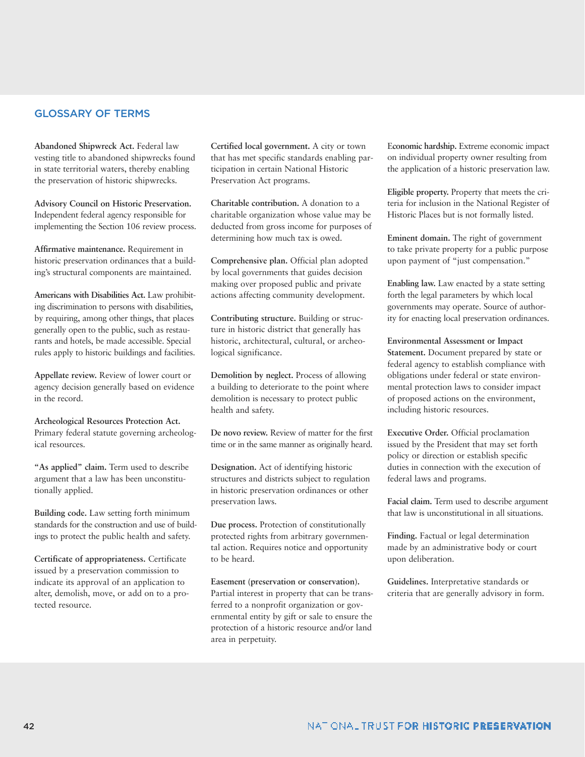## GLOSSARY OF TERMS

**Abandoned Shipwreck Act.** Federal law vesting title to abandoned shipwrecks found in state territorial waters, thereby enabling the preservation of historic shipwrecks.

**Advisory Council on Historic Preservation.** Independent federal agency responsible for implementing the Section 106 review process.

**Affirmative maintenance.** Requirement in historic preservation ordinances that a building's structural components are maintained.

**Americans with Disabilities Act.** Law prohibiting discrimination to persons with disabilities, by requiring, among other things, that places generally open to the public, such as restaurants and hotels, be made accessible. Special rules apply to historic buildings and facilities.

**Appellate review.** Review of lower court or agency decision generally based on evidence in the record.

**Archeological Resources Protection Act.** Primary federal statute governing archeological resources.

**"As applied" claim.** Term used to describe argument that a law has been unconstitutionally applied.

**Building code.** Law setting forth minimum standards for the construction and use of buildings to protect the public health and safety.

**Certificate of appropriateness.** Certificate issued by a preservation commission to indicate its approval of an application to alter, demolish, move, or add on to a protected resource.

**Certified local government.** A city or town that has met specific standards enabling participation in certain National Historic Preservation Act programs.

**Charitable contribution.** A donation to a charitable organization whose value may be deducted from gross income for purposes of determining how much tax is owed.

**Comprehensive plan.** Official plan adopted by local governments that guides decision making over proposed public and private actions affecting community development.

**Contributing structure.** Building or structure in historic district that generally has historic, architectural, cultural, or archeological significance.

**Demolition by neglect.** Process of allowing a building to deteriorate to the point where demolition is necessary to protect public health and safety.

**De novo review.** Review of matter for the first time or in the same manner as originally heard.

**Designation.** Act of identifying historic structures and districts subject to regulation in historic preservation ordinances or other preservation laws.

**Due process.** Protection of constitutionally protected rights from arbitrary governmental action. Requires notice and opportunity to be heard.

**Easement (preservation or conservation).** Partial interest in property that can be transferred to a nonprofit organization or governmental entity by gift or sale to ensure the protection of a historic resource and/or land area in perpetuity.

**Economic hardship.** Extreme economic impact on individual property owner resulting from the application of a historic preservation law.

**Eligible property.** Property that meets the criteria for inclusion in the National Register of Historic Places but is not formally listed.

**Eminent domain.** The right of government to take private property for a public purpose upon payment of "just compensation."

**Enabling law.** Law enacted by a state setting forth the legal parameters by which local governments may operate. Source of authority for enacting local preservation ordinances.

**Environmental Assessment or Impact Statement.** Document prepared by state or federal agency to establish compliance with obligations under federal or state environmental protection laws to consider impact of proposed actions on the environment, including historic resources.

**Executive Order.** Official proclamation issued by the President that may set forth policy or direction or establish specific duties in connection with the execution of federal laws and programs.

**Facial claim.** Term used to describe argument that law is unconstitutional in all situations.

**Finding.** Factual or legal determination made by an administrative body or court upon deliberation.

**Guidelines.** Interpretative standards or criteria that are generally advisory in form.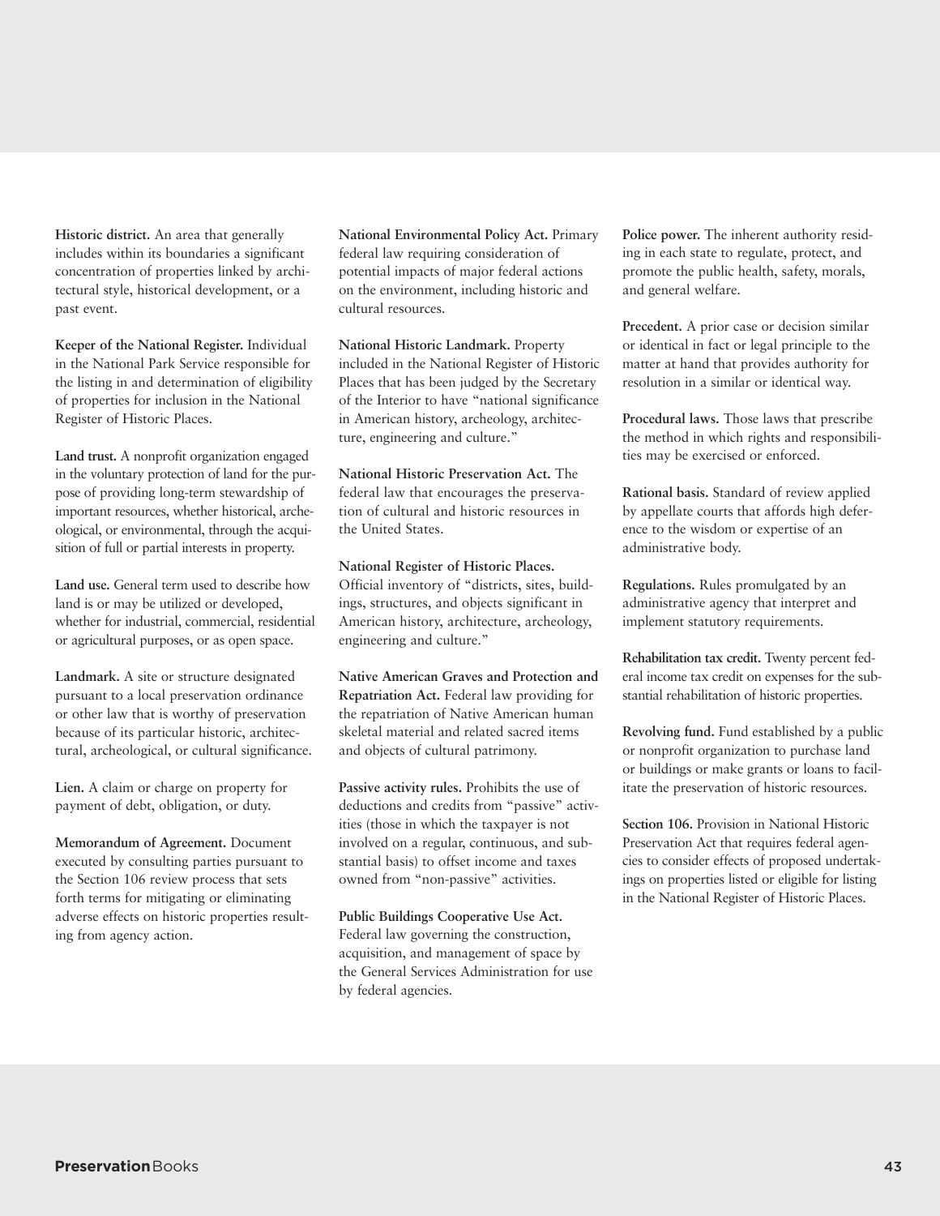**Historic district.** An area that generally includes within its boundaries a significant concentration of properties linked by architectural style, historical development, or a past event.

**Keeper of the National Register.** Individual in the National Park Service responsible for the listing in and determination of eligibility of properties for inclusion in the National Register of Historic Places.

**Land trust.** A nonprofit organization engaged in the voluntary protection of land for the purpose of providing long-term stewardship of important resources, whether historical, archeological, or environmental, through the acquisition of full or partial interests in property.

**Land use.** General term used to describe how land is or may be utilized or developed, whether for industrial, commercial, residential or agricultural purposes, or as open space.

**Landmark.** A site or structure designated pursuant to a local preservation ordinance or other law that is worthy of preservation because of its particular historic, architectural, archeological, or cultural significance.

**Lien.** A claim or charge on property for payment of debt, obligation, or duty.

**Memorandum of Agreement.** Document executed by consulting parties pursuant to the Section 106 review process that sets forth terms for mitigating or eliminating adverse effects on historic properties resulting from agency action.

**National Environmental Policy Act.** Primary federal law requiring consideration of potential impacts of major federal actions on the environment, including historic and cultural resources.

**National Historic Landmark.** Property included in the National Register of Historic Places that has been judged by the Secretary of the Interior to have "national significance in American history, archeology, architecture, engineering and culture."

**National Historic Preservation Act.** The federal law that encourages the preservation of cultural and historic resources in the United States.

**National Register of Historic Places.** Official inventory of "districts, sites, buildings, structures, and objects significant in American history, architecture, archeology, engineering and culture."

**Native American Graves and Protection and Repatriation Act.** Federal law providing for the repatriation of Native American human skeletal material and related sacred items and objects of cultural patrimony.

**Passive activity rules.** Prohibits the use of deductions and credits from "passive" activities (those in which the taxpayer is not involved on a regular, continuous, and substantial basis) to offset income and taxes owned from "non-passive" activities.

**Public Buildings Cooperative Use Act.** Federal law governing the construction, acquisition, and management of space by the General Services Administration for use by federal agencies.

**Police power.** The inherent authority residing in each state to regulate, protect, and promote the public health, safety, morals, and general welfare.

**Precedent.** A prior case or decision similar or identical in fact or legal principle to the matter at hand that provides authority for resolution in a similar or identical way.

**Procedural laws.** Those laws that prescribe the method in which rights and responsibilities may be exercised or enforced.

**Rational basis.** Standard of review applied by appellate courts that affords high deference to the wisdom or expertise of an administrative body.

**Regulations.** Rules promulgated by an administrative agency that interpret and implement statutory requirements.

**Rehabilitation tax credit.** Twenty percent federal income tax credit on expenses for the substantial rehabilitation of historic properties.

**Revolving fund.** Fund established by a public or nonprofit organization to purchase land or buildings or make grants or loans to facilitate the preservation of historic resources.

**Section 106.** Provision in National Historic Preservation Act that requires federal agencies to consider effects of proposed undertakings on properties listed or eligible for listing in the National Register of Historic Places.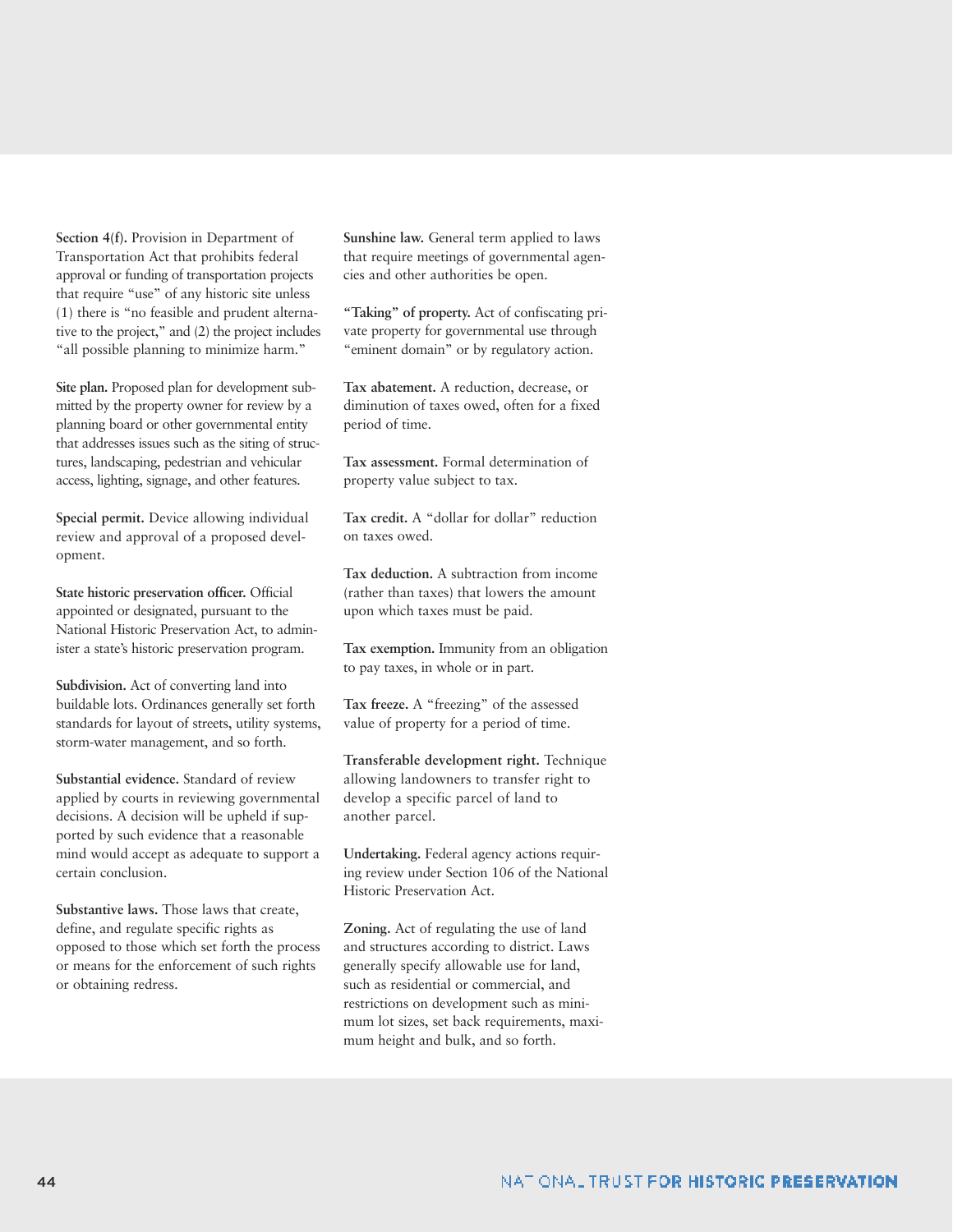**Section 4(f).** Provision in Department of Transportation Act that prohibits federal approval or funding of transportation projects that require "use" of any historic site unless (1) there is "no feasible and prudent alternative to the project," and (2) the project includes "all possible planning to minimize harm."

**Site plan.** Proposed plan for development submitted by the property owner for review by a planning board or other governmental entity that addresses issues such as the siting of structures, landscaping, pedestrian and vehicular access, lighting, signage, and other features.

**Special permit.** Device allowing individual review and approval of a proposed development.

**State historic preservation officer.** Official appointed or designated, pursuant to the National Historic Preservation Act, to administer a state's historic preservation program.

**Subdivision.** Act of converting land into buildable lots. Ordinances generally set forth standards for layout of streets, utility systems, storm-water management, and so forth.

**Substantial evidence.** Standard of review applied by courts in reviewing governmental decisions. A decision will be upheld if supported by such evidence that a reasonable mind would accept as adequate to support a certain conclusion.

**Substantive laws.** Those laws that create, define, and regulate specific rights as opposed to those which set forth the process or means for the enforcement of such rights or obtaining redress.

**Sunshine law.** General term applied to laws that require meetings of governmental agencies and other authorities be open.

**"Taking" of property.** Act of confiscating private property for governmental use through "eminent domain" or by regulatory action.

**Tax abatement.** A reduction, decrease, or diminution of taxes owed, often for a fixed period of time.

**Tax assessment.** Formal determination of property value subject to tax.

**Tax credit.** A "dollar for dollar" reduction on taxes owed.

**Tax deduction.** A subtraction from income (rather than taxes) that lowers the amount upon which taxes must be paid.

**Tax exemption.** Immunity from an obligation to pay taxes, in whole or in part.

**Tax freeze.** A "freezing" of the assessed value of property for a period of time.

**Transferable development right.** Technique allowing landowners to transfer right to develop a specific parcel of land to another parcel.

**Undertaking.** Federal agency actions requiring review under Section 106 of the National Historic Preservation Act.

**Zoning.** Act of regulating the use of land and structures according to district. Laws generally specify allowable use for land, such as residential or commercial, and restrictions on development such as minimum lot sizes, set back requirements, maximum height and bulk, and so forth.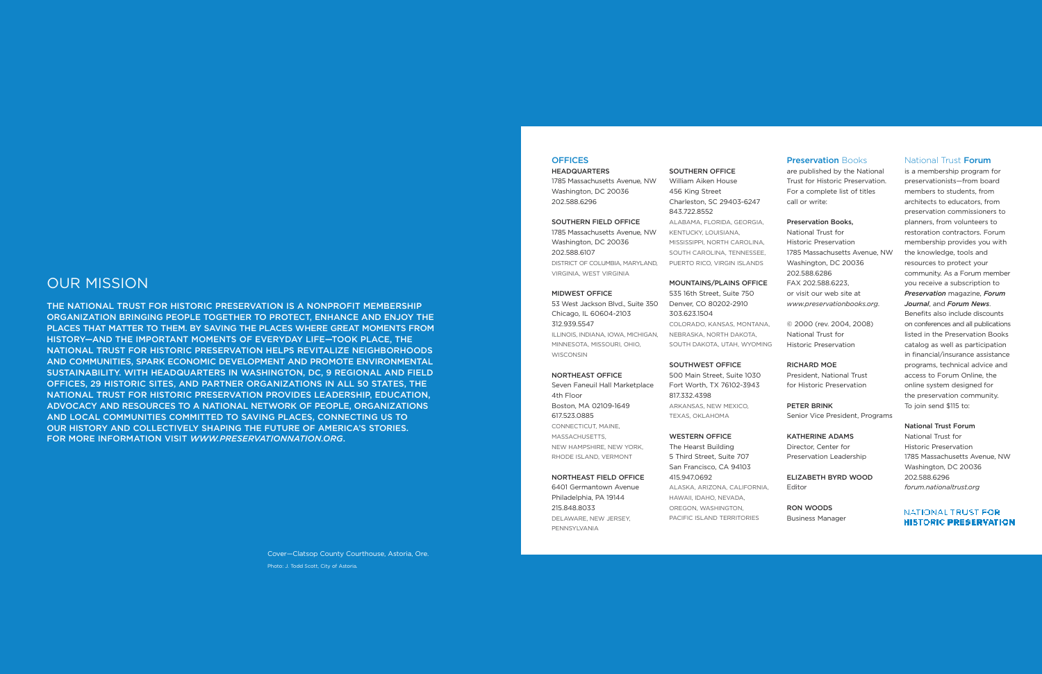## OUR MISSION

THE NATIONAL TRUST FOR HISTORIC PRESERVATION IS A NONPROFIT MEMBERSHIP ORGANIZATION BRINGING PEOPLE TOGETHER TO PROTECT, ENHANCE AND ENJOY THE PLACES THAT MATTER TO THEM. BY SAVING THE PLACES WHERE GREAT MOMENTS FROM HISTORY—AND THE IMPORTANT MOMENTS OF EVERYDAY LIFE—TOOK PLACE, THE NATIONAL TRUST FOR HISTORIC PRESERVATION HELPS REVITALIZE NEIGHBORHOODS AND COMMUNITIES, SPARK ECONOMIC DEVELOPMENT AND PROMOTE ENVIRONMENTAL SUSTAINABILITY. WITH HEADQUARTERS IN WASHINGTON, DC, 9 REGIONAL AND FIELD OFFICES, 29 HISTORIC SITES, AND PARTNER ORGANIZATIONS IN ALL 50 STATES, THE NATIONAL TRUST FOR HISTORIC PRESERVATION PROVIDES LEADERSHIP, EDUCATION, ADVOCACY AND RESOURCES TO A NATIONAL NETWORK OF PEOPLE, ORGANIZATIONS AND LOCAL COMMUNITIES COMMITTED TO SAVING PLACES, CONNECTING US TO OUR HISTORY AND COLLECTIVELY SHAPING THE FUTURE OF AMERICA'S STORIES. FOR MORE INFORMATION VISIT *WWW.PRESERVATIONNATION.ORG*.

Cover—Clatsop County Courthouse, Astoria, Ore.

Photo: J. Todd Scott, City of Astoria.

## OFFICES

**HEADQUARTERS**
1785 Massachusetts Avenue, NW
Washington, DC 20036
202.588.6296

**SOUTHERN FIELD OFFICE**
1785 Massachusetts Avenue, NW
Washington, DC 20036
202.588.6107
DISTRICT OF COLUMBIA, MARYLAND, VIRGINIA, WEST VIRGINIA

**MIDWEST OFFICE**
53 West Jackson Blvd., Suite 350
Chicago, IL 60604-2103
312.939.5547
ILLINOIS, INDIANA, IOWA, MICHIGAN, MINNESOTA, MISSOURI, OHIO, WISCONSIN

**NORTHEAST OFFICE**
Seven Faneuil Hall Marketplace
4th Floor
Boston, MA 02109-1649
617.523.0885
CONNECTICUT, MAINE, MASSACHUSETTS, NEW HAMPSHIRE, NEW YORK, RHODE ISLAND, VERMONT

**NORTHEAST FIELD OFFICE**
6401 Germantown Avenue
Philadelphia, PA 19144
215.848.8033
DELAWARE, NEW JERSEY, PENNSYLVANIA

**SOUTHERN OFFICE**
William Aiken House
456 King Street
Charleston, SC 29403-6247
843.722.8552
ALABAMA, FLORIDA, GEORGIA, KENTUCKY, LOUISIANA, MISSISSIPPI, NORTH CAROLINA, SOUTH CAROLINA, TENNESSEE, PUERTO RICO, VIRGIN ISLANDS

**MOUNTAINS/PLAINS OFFICE**
535 16th Street, Suite 750
Denver, CO 80202-2910
303.623.1504
COLORADO, KANSAS, MONTANA, NEBRASKA, NORTH DAKOTA, SOUTH DAKOTA, UTAH, WYOMING

**SOUTHWEST OFFICE**
500 Main Street, Suite 1030
Fort Worth, TX 76102-3943
817.332.4398
ARKANSAS, NEW MEXICO, TEXAS, OKLAHOMA

**WESTERN OFFICE**
The Hearst Building
5 Third Street, Suite 707
San Francisco, CA 94103
415.947.0692
ALASKA, ARIZONA, CALIFORNIA, HAWAII, IDAHO, NEVADA, OREGON, WASHINGTON, PACIFIC ISLAND TERRITORIES

## Preservation Books

are published by the National Trust for Historic Preservation. For a complete list of titles call or write:

**Preservation Books,**
National Trust for
Historic Preservation
1785 Massachusetts Avenue, NW
Washington, DC 20036
202.588.6286
FAX 202.588.6223,
or visit our web site at
*www.preservationbooks.org*.

© 2000 (rev. 2004, 2008)
National Trust for
Historic Preservation

**RICHARD MOE**
President, National Trust for Historic Preservation

**PETER BRINK**
Senior Vice President, Programs

**KATHERINE ADAMS**
Director, Center for Preservation Leadership

**ELIZABETH BYRD WOOD**
Editor

**RON WOODS**
Business Manager

## National Trust Forum

is a membership program for preservationists—from board members to students, from architects to educators, from preservation commissioners to planners, from volunteers to restoration contractors. Forum membership provides you with the knowledge, tools and resources to protect your community. As a Forum member you receive a subscription to ***Preservation*** magazine, ***Forum Journal***, and ***Forum News***. Benefits also include discounts on conferences and all publications listed in the Preservation Books catalog as well as participation in financial/insurance assistance programs, technical advice and access to Forum Online, the online system designed for the preservation community. To join send $115 to:

**National Trust Forum**
National Trust for
Historic Preservation
1785 Massachusetts Avenue, NW
Washington, DC 20036
202.588.6296
*forum.nationaltrust.org*

NATIONAL TRUST FOR
**HISTORIC PRESERVATION**